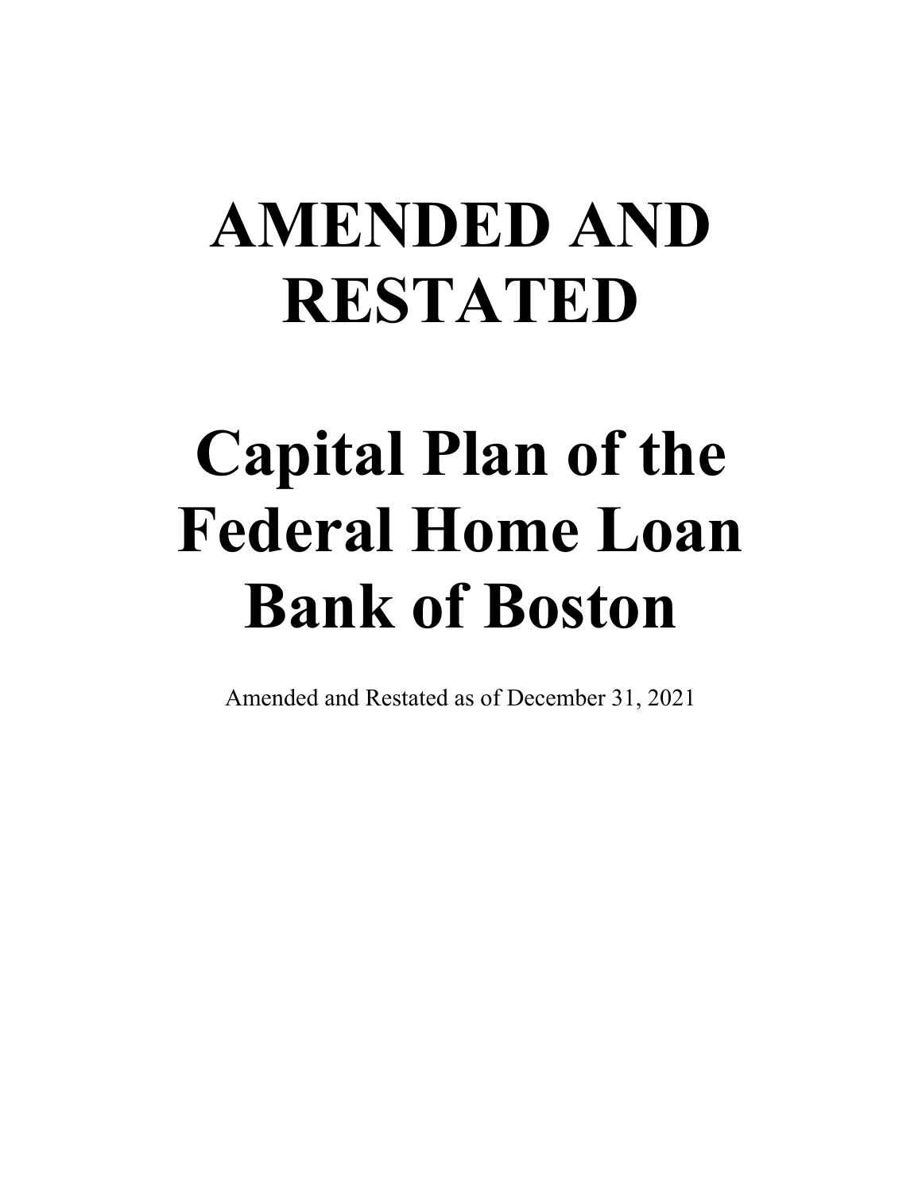# AMENDED AND RESTATED

# Capital Plan of the Federal Home Loan Bank of Boston

Amended and Restated as of December 31, 2021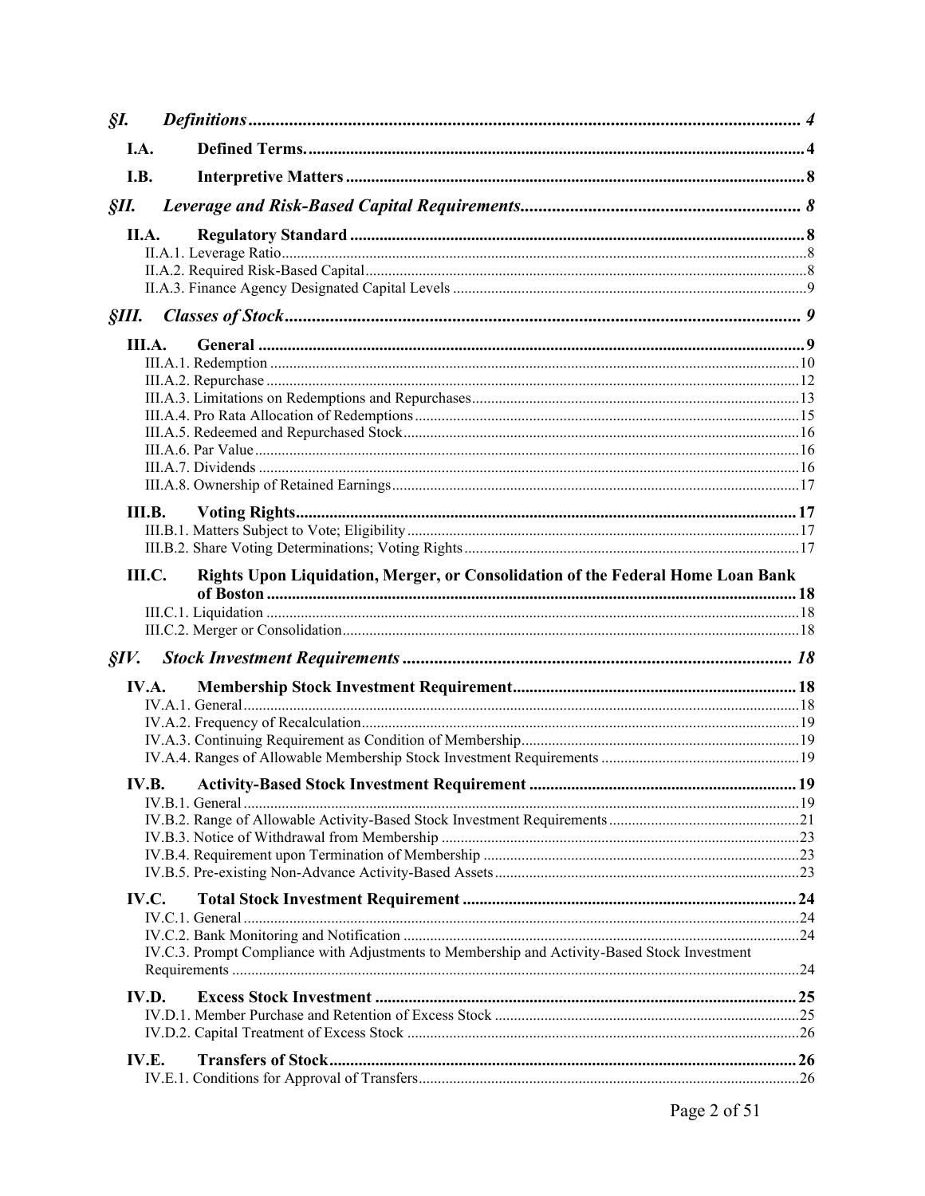*§I. Definitions* ........ 4

**I.A. Defined Terms.** ........ 4

**I.B. Interpretive Matters** ........ 8

*§II. Leverage and Risk-Based Capital Requirements* ........ 8

**II.A. Regulatory Standard** ........ 8

II.A.1. Leverage Ratio ........ 8
II.A.2. Required Risk-Based Capital ........ 8
II.A.3. Finance Agency Designated Capital Levels ........ 9

*§III. Classes of Stock* ........ 9

**III.A. General** ........ 9

III.A.1. Redemption ........ 10
III.A.2. Repurchase ........ 12
III.A.3. Limitations on Redemptions and Repurchases ........ 13
III.A.4. Pro Rata Allocation of Redemptions ........ 15
III.A.5. Redeemed and Repurchased Stock ........ 16
III.A.6. Par Value ........ 16
III.A.7. Dividends ........ 16
III.A.8. Ownership of Retained Earnings ........ 17

**III.B. Voting Rights** ........ 17

III.B.1. Matters Subject to Vote; Eligibility ........ 17
III.B.2. Share Voting Determinations; Voting Rights ........ 17

**III.C. Rights Upon Liquidation, Merger, or Consolidation of the Federal Home Loan Bank of Boston** ........ 18

III.C.1. Liquidation ........ 18
III.C.2. Merger or Consolidation ........ 18

*§IV. Stock Investment Requirements* ........ 18

**IV.A. Membership Stock Investment Requirement** ........ 18

IV.A.1. General ........ 18
IV.A.2. Frequency of Recalculation ........ 19
IV.A.3. Continuing Requirement as Condition of Membership ........ 19
IV.A.4. Ranges of Allowable Membership Stock Investment Requirements ........ 19

**IV.B. Activity-Based Stock Investment Requirement** ........ 19

IV.B.1. General ........ 19
IV.B.2. Range of Allowable Activity-Based Stock Investment Requirements ........ 21
IV.B.3. Notice of Withdrawal from Membership ........ 23
IV.B.4. Requirement upon Termination of Membership ........ 23
IV.B.5. Pre-existing Non-Advance Activity-Based Assets ........ 23

**IV.C. Total Stock Investment Requirement** ........ 24

IV.C.1. General ........ 24
IV.C.2. Bank Monitoring and Notification ........ 24
IV.C.3. Prompt Compliance with Adjustments to Membership and Activity-Based Stock Investment Requirements ........ 24

**IV.D. Excess Stock Investment** ........ 25

IV.D.1. Member Purchase and Retention of Excess Stock ........ 25
IV.D.2. Capital Treatment of Excess Stock ........ 26

**IV.E. Transfers of Stock** ........ 26

IV.E.1. Conditions for Approval of Transfers ........ 26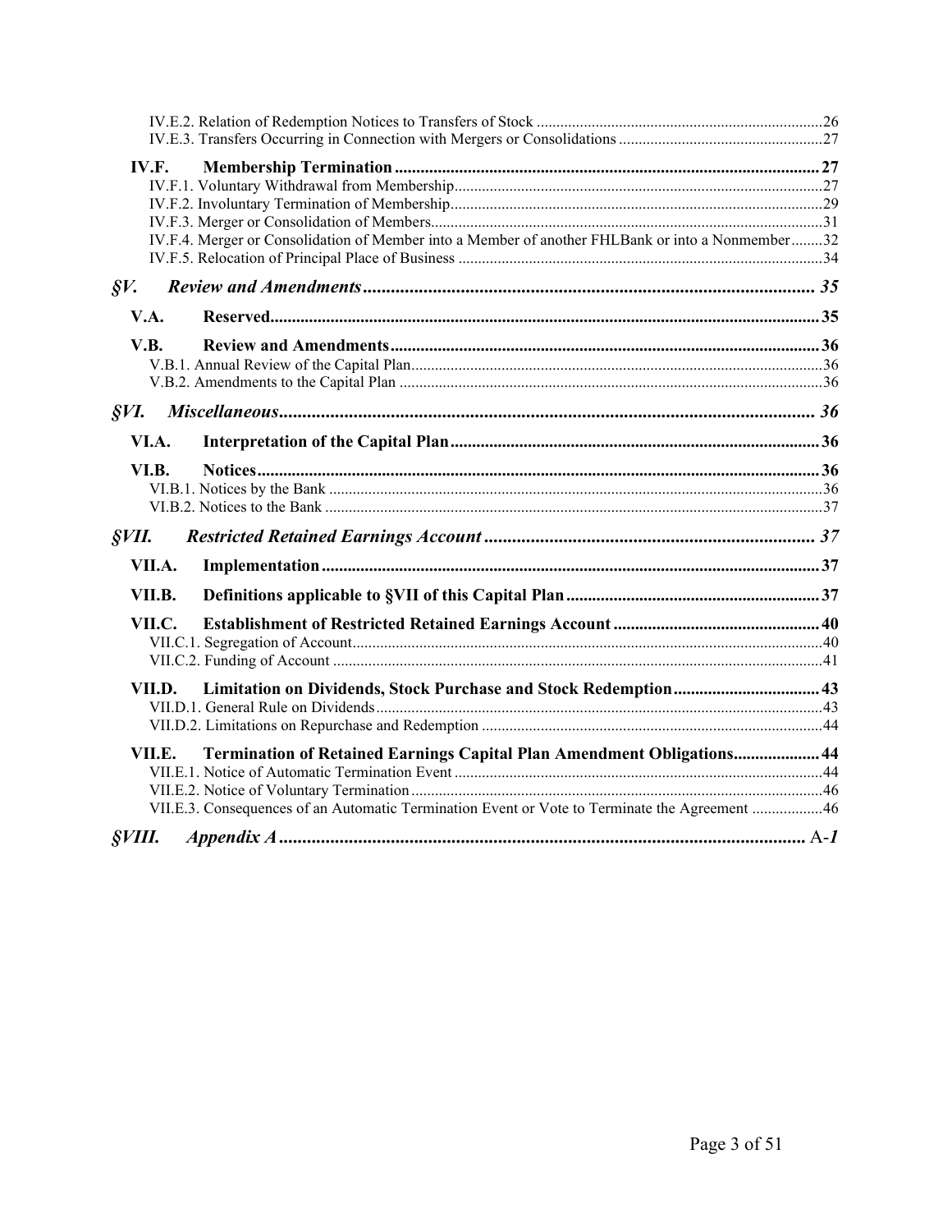IV.E.2. Relation of Redemption Notices to Transfers of Stock ........................................................................26
IV.E.3. Transfers Occurring in Connection with Mergers or Consolidations ...................................................27

**IV.F. Membership Termination** ..................................................................................................27
IV.F.1. Voluntary Withdrawal from Membership.............................................................................................27
IV.F.2. Involuntary Termination of Membership..............................................................................................29
IV.F.3. Merger or Consolidation of Members...................................................................................................31
IV.F.4. Merger or Consolidation of Member into a Member of another FHLBank or into a Nonmember........32
IV.F.5. Relocation of Principal Place of Business ............................................................................................34

***§V. Review and Amendments*** ................................................................................................ 35

**V.A. Reserved**................................................................................................................................35

**V.B. Review and Amendments**..................................................................................................36
V.B.1. Annual Review of the Capital Plan........................................................................................................36
V.B.2. Amendments to the Capital Plan ...........................................................................................................36

***§VI. Miscellaneous*** .................................................................................................................. 36

**VI.A. Interpretation of the Capital Plan**.....................................................................................36

**VI.B. Notices**..................................................................................................................................36
VI.B.1. Notices by the Bank .............................................................................................................................36
VI.B.2. Notices to the Bank .............................................................................................................................37

***§VII. Restricted Retained Earnings Account*** ....................................................................... 37

**VII.A. Implementation**..................................................................................................................37

**VII.B. Definitions applicable to §VII of this Capital Plan**...........................................................37

**VII.C. Establishment of Restricted Retained Earnings Account**................................................40
VII.C.1. Segregation of Account.......................................................................................................................40
VII.C.2. Funding of Account ............................................................................................................................41

**VII.D. Limitation on Dividends, Stock Purchase and Stock Redemption**..................................43
VII.D.1. General Rule on Dividends.................................................................................................................43
VII.D.2. Limitations on Repurchase and Redemption ......................................................................................44

**VII.E. Termination of Retained Earnings Capital Plan Amendment Obligations**....................44
VII.E.1. Notice of Automatic Termination Event .............................................................................................44
VII.E.2. Notice of Voluntary Termination........................................................................................................46
VII.E.3. Consequences of an Automatic Termination Event or Vote to Terminate the Agreement ..................46

***§VIII. Appendix A*** ................................................................................................................ A-*1*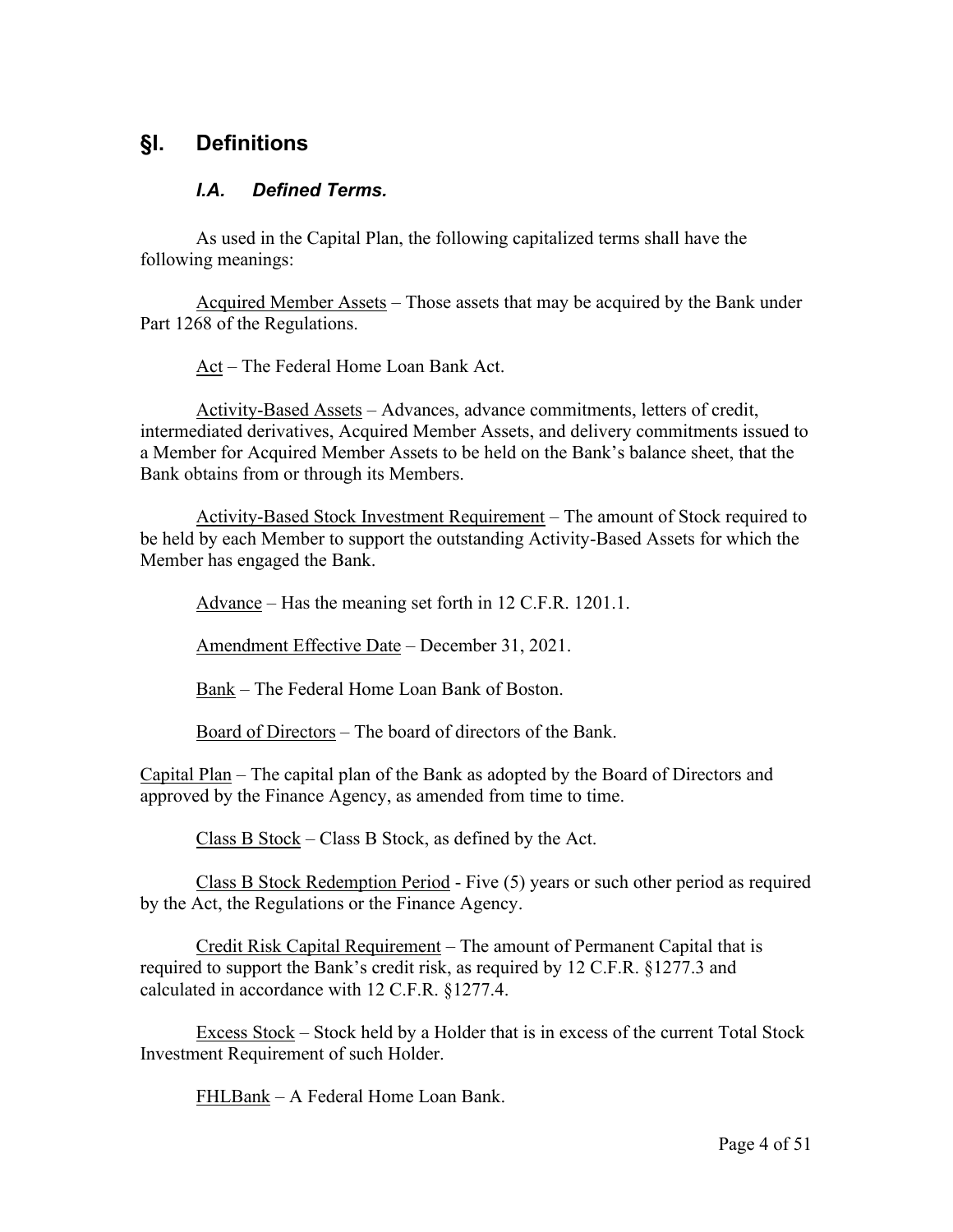# §I. Definitions

## *I.A. Defined Terms.*

As used in the Capital Plan, the following capitalized terms shall have the following meanings:

Acquired Member Assets – Those assets that may be acquired by the Bank under Part 1268 of the Regulations.

Act – The Federal Home Loan Bank Act.

Activity-Based Assets – Advances, advance commitments, letters of credit, intermediated derivatives, Acquired Member Assets, and delivery commitments issued to a Member for Acquired Member Assets to be held on the Bank's balance sheet, that the Bank obtains from or through its Members.

Activity-Based Stock Investment Requirement – The amount of Stock required to be held by each Member to support the outstanding Activity-Based Assets for which the Member has engaged the Bank.

Advance – Has the meaning set forth in 12 C.F.R. 1201.1.

Amendment Effective Date – December 31, 2021.

Bank – The Federal Home Loan Bank of Boston.

Board of Directors – The board of directors of the Bank.

Capital Plan – The capital plan of the Bank as adopted by the Board of Directors and approved by the Finance Agency, as amended from time to time.

Class B Stock – Class B Stock, as defined by the Act.

Class B Stock Redemption Period - Five (5) years or such other period as required by the Act, the Regulations or the Finance Agency.

Credit Risk Capital Requirement – The amount of Permanent Capital that is required to support the Bank's credit risk, as required by 12 C.F.R. §1277.3 and calculated in accordance with 12 C.F.R. §1277.4.

Excess Stock – Stock held by a Holder that is in excess of the current Total Stock Investment Requirement of such Holder.

FHLBank – A Federal Home Loan Bank.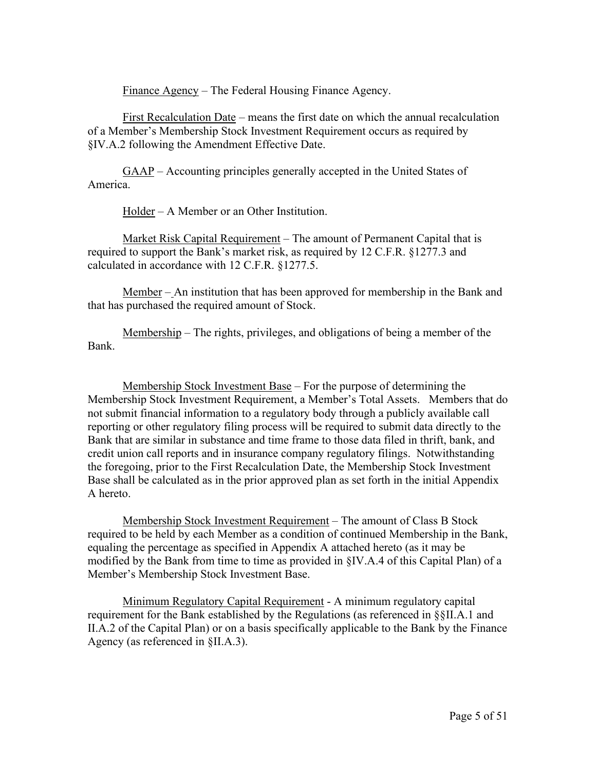Finance Agency – The Federal Housing Finance Agency.

First Recalculation Date – means the first date on which the annual recalculation of a Member's Membership Stock Investment Requirement occurs as required by §IV.A.2 following the Amendment Effective Date.

GAAP – Accounting principles generally accepted in the United States of America.

Holder – A Member or an Other Institution.

Market Risk Capital Requirement – The amount of Permanent Capital that is required to support the Bank's market risk, as required by 12 C.F.R. §1277.3 and calculated in accordance with 12 C.F.R. §1277.5.

Member – An institution that has been approved for membership in the Bank and that has purchased the required amount of Stock.

Membership – The rights, privileges, and obligations of being a member of the Bank.

Membership Stock Investment Base – For the purpose of determining the Membership Stock Investment Requirement, a Member's Total Assets. Members that do not submit financial information to a regulatory body through a publicly available call reporting or other regulatory filing process will be required to submit data directly to the Bank that are similar in substance and time frame to those data filed in thrift, bank, and credit union call reports and in insurance company regulatory filings. Notwithstanding the foregoing, prior to the First Recalculation Date, the Membership Stock Investment Base shall be calculated as in the prior approved plan as set forth in the initial Appendix A hereto.

Membership Stock Investment Requirement – The amount of Class B Stock required to be held by each Member as a condition of continued Membership in the Bank, equaling the percentage as specified in Appendix A attached hereto (as it may be modified by the Bank from time to time as provided in §IV.A.4 of this Capital Plan) of a Member's Membership Stock Investment Base.

Minimum Regulatory Capital Requirement - A minimum regulatory capital requirement for the Bank established by the Regulations (as referenced in §§II.A.1 and II.A.2 of the Capital Plan) or on a basis specifically applicable to the Bank by the Finance Agency (as referenced in §II.A.3).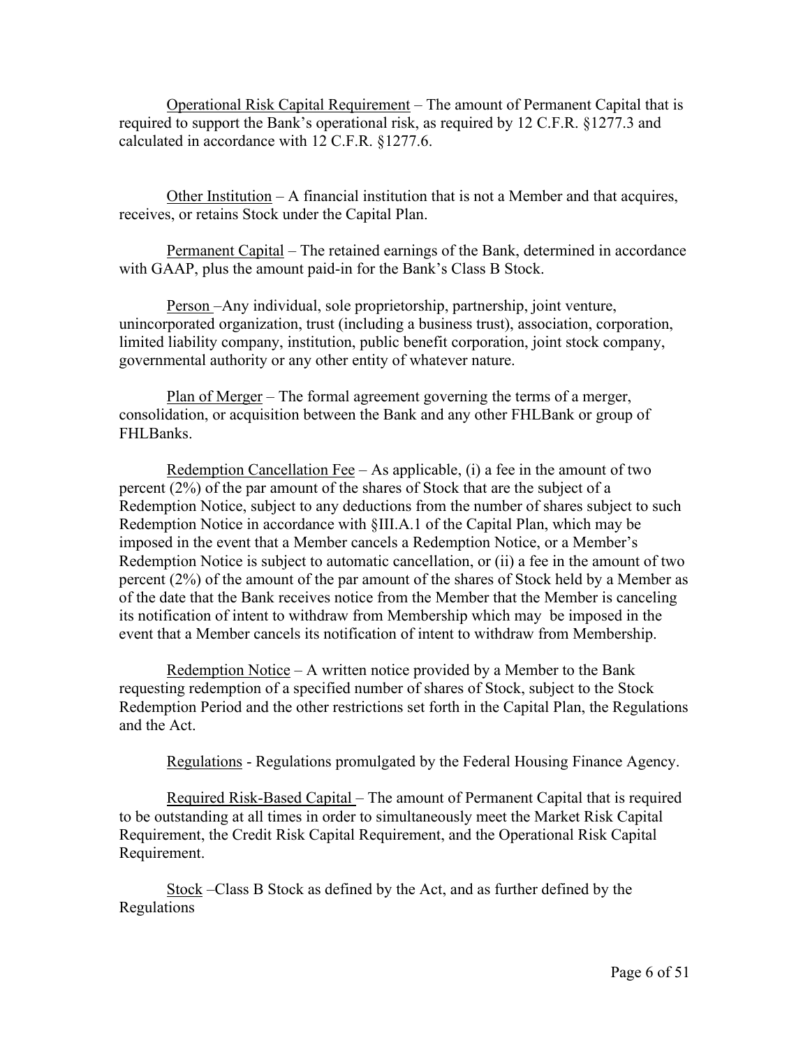<u>Operational Risk Capital Requirement</u> – The amount of Permanent Capital that is required to support the Bank's operational risk, as required by 12 C.F.R. §1277.3 and calculated in accordance with 12 C.F.R. §1277.6.

<u>Other Institution</u> – A financial institution that is not a Member and that acquires, receives, or retains Stock under the Capital Plan.

<u>Permanent Capital</u> – The retained earnings of the Bank, determined in accordance with GAAP, plus the amount paid-in for the Bank's Class B Stock.

<u>Person</u> –Any individual, sole proprietorship, partnership, joint venture, unincorporated organization, trust (including a business trust), association, corporation, limited liability company, institution, public benefit corporation, joint stock company, governmental authority or any other entity of whatever nature.

<u>Plan of Merger</u> – The formal agreement governing the terms of a merger, consolidation, or acquisition between the Bank and any other FHLBank or group of FHLBanks.

<u>Redemption Cancellation Fee</u> – As applicable, (i) a fee in the amount of two percent (2%) of the par amount of the shares of Stock that are the subject of a Redemption Notice, subject to any deductions from the number of shares subject to such Redemption Notice in accordance with §III.A.1 of the Capital Plan, which may be imposed in the event that a Member cancels a Redemption Notice, or a Member's Redemption Notice is subject to automatic cancellation, or (ii) a fee in the amount of two percent (2%) of the amount of the par amount of the shares of Stock held by a Member as of the date that the Bank receives notice from the Member that the Member is canceling its notification of intent to withdraw from Membership which may be imposed in the event that a Member cancels its notification of intent to withdraw from Membership.

<u>Redemption Notice</u> – A written notice provided by a Member to the Bank requesting redemption of a specified number of shares of Stock, subject to the Stock Redemption Period and the other restrictions set forth in the Capital Plan, the Regulations and the Act.

<u>Regulations</u> - Regulations promulgated by the Federal Housing Finance Agency.

<u>Required Risk-Based Capital</u> – The amount of Permanent Capital that is required to be outstanding at all times in order to simultaneously meet the Market Risk Capital Requirement, the Credit Risk Capital Requirement, and the Operational Risk Capital Requirement.

<u>Stock</u> –Class B Stock as defined by the Act, and as further defined by the Regulations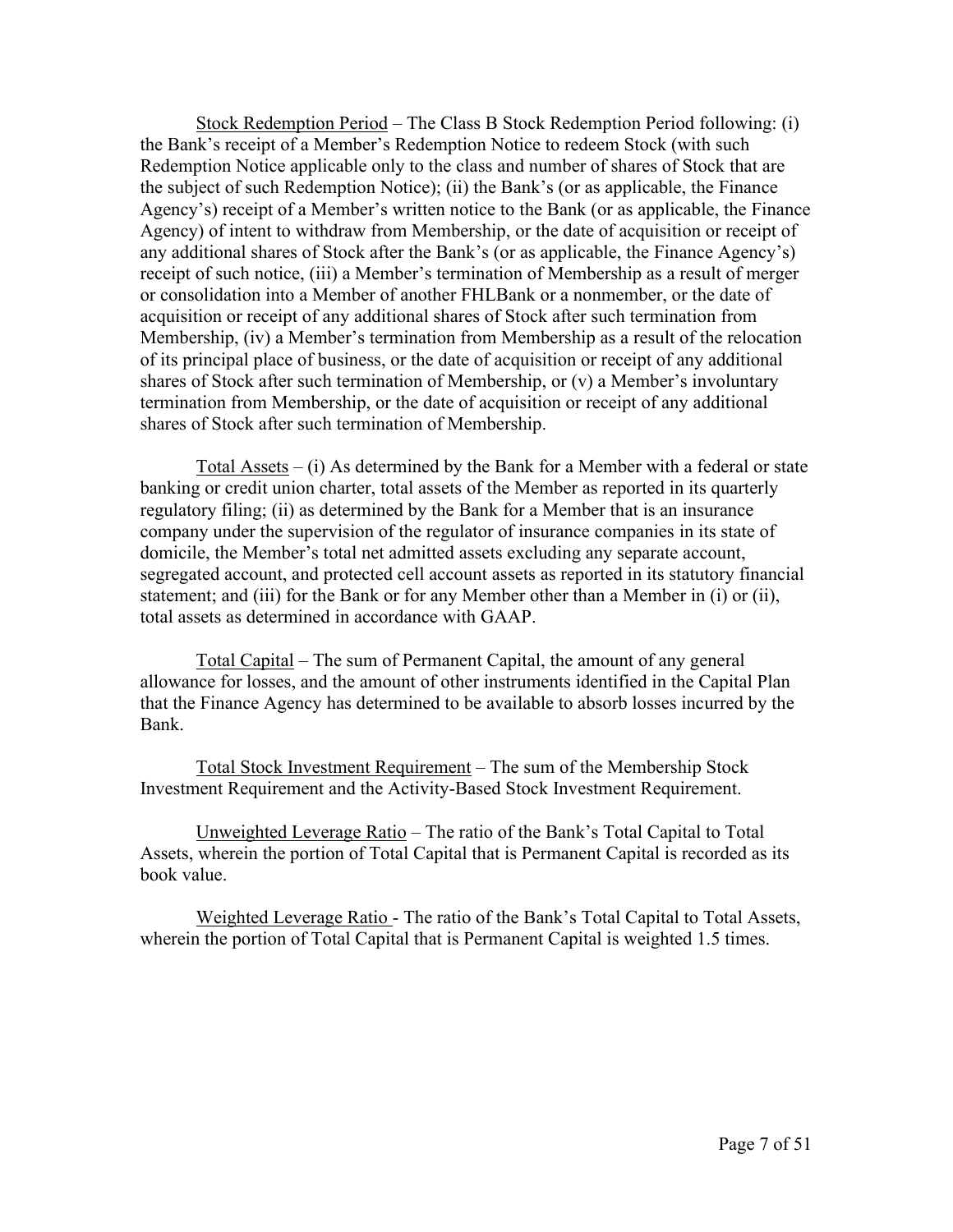<u>Stock Redemption Period</u> – The Class B Stock Redemption Period following: (i) the Bank's receipt of a Member's Redemption Notice to redeem Stock (with such Redemption Notice applicable only to the class and number of shares of Stock that are the subject of such Redemption Notice); (ii) the Bank's (or as applicable, the Finance Agency's) receipt of a Member's written notice to the Bank (or as applicable, the Finance Agency) of intent to withdraw from Membership, or the date of acquisition or receipt of any additional shares of Stock after the Bank's (or as applicable, the Finance Agency's) receipt of such notice, (iii) a Member's termination of Membership as a result of merger or consolidation into a Member of another FHLBank or a nonmember, or the date of acquisition or receipt of any additional shares of Stock after such termination from Membership, (iv) a Member's termination from Membership as a result of the relocation of its principal place of business, or the date of acquisition or receipt of any additional shares of Stock after such termination of Membership, or (v) a Member's involuntary termination from Membership, or the date of acquisition or receipt of any additional shares of Stock after such termination of Membership.

<u>Total Assets</u> – (i) As determined by the Bank for a Member with a federal or state banking or credit union charter, total assets of the Member as reported in its quarterly regulatory filing; (ii) as determined by the Bank for a Member that is an insurance company under the supervision of the regulator of insurance companies in its state of domicile, the Member's total net admitted assets excluding any separate account, segregated account, and protected cell account assets as reported in its statutory financial statement; and (iii) for the Bank or for any Member other than a Member in (i) or (ii), total assets as determined in accordance with GAAP.

<u>Total Capital</u> – The sum of Permanent Capital, the amount of any general allowance for losses, and the amount of other instruments identified in the Capital Plan that the Finance Agency has determined to be available to absorb losses incurred by the Bank.

<u>Total Stock Investment Requirement</u> – The sum of the Membership Stock Investment Requirement and the Activity-Based Stock Investment Requirement.

<u>Unweighted Leverage Ratio</u> – The ratio of the Bank's Total Capital to Total Assets, wherein the portion of Total Capital that is Permanent Capital is recorded as its book value.

<u>Weighted Leverage Ratio</u> - The ratio of the Bank's Total Capital to Total Assets, wherein the portion of Total Capital that is Permanent Capital is weighted 1.5 times.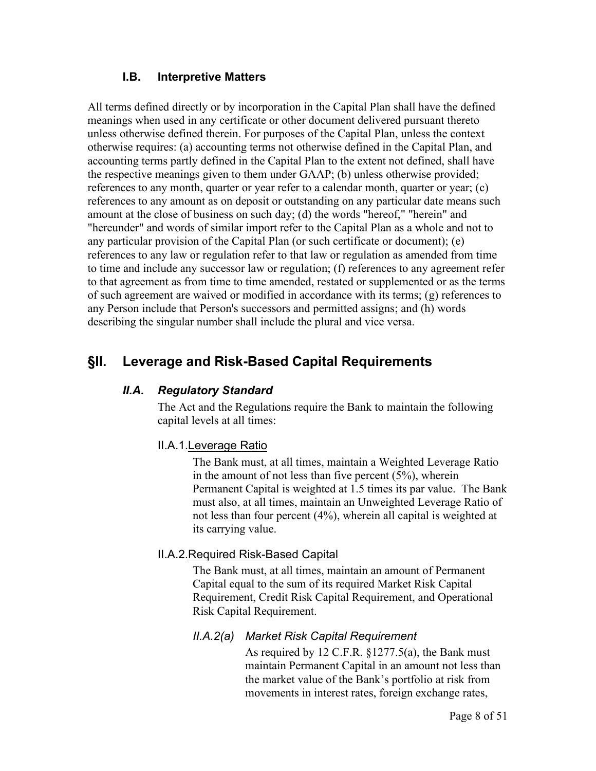### I.B. Interpretive Matters

All terms defined directly or by incorporation in the Capital Plan shall have the defined meanings when used in any certificate or other document delivered pursuant thereto unless otherwise defined therein. For purposes of the Capital Plan, unless the context otherwise requires: (a) accounting terms not otherwise defined in the Capital Plan, and accounting terms partly defined in the Capital Plan to the extent not defined, shall have the respective meanings given to them under GAAP; (b) unless otherwise provided; references to any month, quarter or year refer to a calendar month, quarter or year; (c) references to any amount as on deposit or outstanding on any particular date means such amount at the close of business on such day; (d) the words "hereof," "herein" and "hereunder" and words of similar import refer to the Capital Plan as a whole and not to any particular provision of the Capital Plan (or such certificate or document); (e) references to any law or regulation refer to that law or regulation as amended from time to time and include any successor law or regulation; (f) references to any agreement refer to that agreement as from time to time amended, restated or supplemented or as the terms of such agreement are waived or modified in accordance with its terms; (g) references to any Person include that Person's successors and permitted assigns; and (h) words describing the singular number shall include the plural and vice versa.

## §II. Leverage and Risk-Based Capital Requirements

### *II.A. Regulatory Standard*

The Act and the Regulations require the Bank to maintain the following capital levels at all times:

#### II.A.1. Leverage Ratio

The Bank must, at all times, maintain a Weighted Leverage Ratio in the amount of not less than five percent (5%), wherein Permanent Capital is weighted at 1.5 times its par value. The Bank must also, at all times, maintain an Unweighted Leverage Ratio of not less than four percent (4%), wherein all capital is weighted at its carrying value.

#### II.A.2. Required Risk-Based Capital

The Bank must, at all times, maintain an amount of Permanent Capital equal to the sum of its required Market Risk Capital Requirement, Credit Risk Capital Requirement, and Operational Risk Capital Requirement.

##### *II.A.2(a) Market Risk Capital Requirement*

As required by 12 C.F.R. §1277.5(a), the Bank must maintain Permanent Capital in an amount not less than the market value of the Bank's portfolio at risk from movements in interest rates, foreign exchange rates,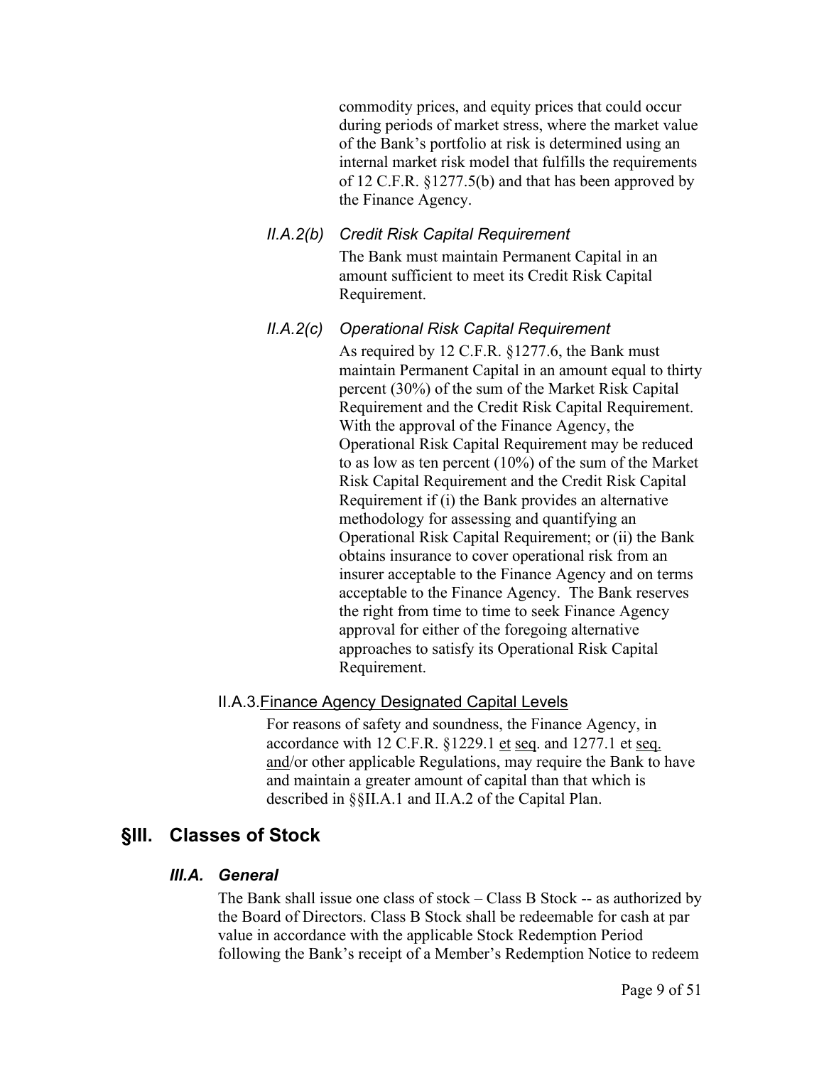commodity prices, and equity prices that could occur during periods of market stress, where the market value of the Bank's portfolio at risk is determined using an internal market risk model that fulfills the requirements of 12 C.F.R. §1277.5(b) and that has been approved by the Finance Agency.

*II.A.2(b) Credit Risk Capital Requirement*

The Bank must maintain Permanent Capital in an amount sufficient to meet its Credit Risk Capital Requirement.

*II.A.2(c) Operational Risk Capital Requirement*

As required by 12 C.F.R. §1277.6, the Bank must maintain Permanent Capital in an amount equal to thirty percent (30%) of the sum of the Market Risk Capital Requirement and the Credit Risk Capital Requirement. With the approval of the Finance Agency, the Operational Risk Capital Requirement may be reduced to as low as ten percent (10%) of the sum of the Market Risk Capital Requirement and the Credit Risk Capital Requirement if (i) the Bank provides an alternative methodology for assessing and quantifying an Operational Risk Capital Requirement; or (ii) the Bank obtains insurance to cover operational risk from an insurer acceptable to the Finance Agency and on terms acceptable to the Finance Agency. The Bank reserves the right from time to time to seek Finance Agency approval for either of the foregoing alternative approaches to satisfy its Operational Risk Capital Requirement.

II.A.3. Finance Agency Designated Capital Levels

For reasons of safety and soundness, the Finance Agency, in accordance with 12 C.F.R. §1229.1 et seq. and 1277.1 et seq. and/or other applicable Regulations, may require the Bank to have and maintain a greater amount of capital than that which is described in §§II.A.1 and II.A.2 of the Capital Plan.

## §III. Classes of Stock

### *III.A. General*

The Bank shall issue one class of stock – Class B Stock -- as authorized by the Board of Directors. Class B Stock shall be redeemable for cash at par value in accordance with the applicable Stock Redemption Period following the Bank's receipt of a Member's Redemption Notice to redeem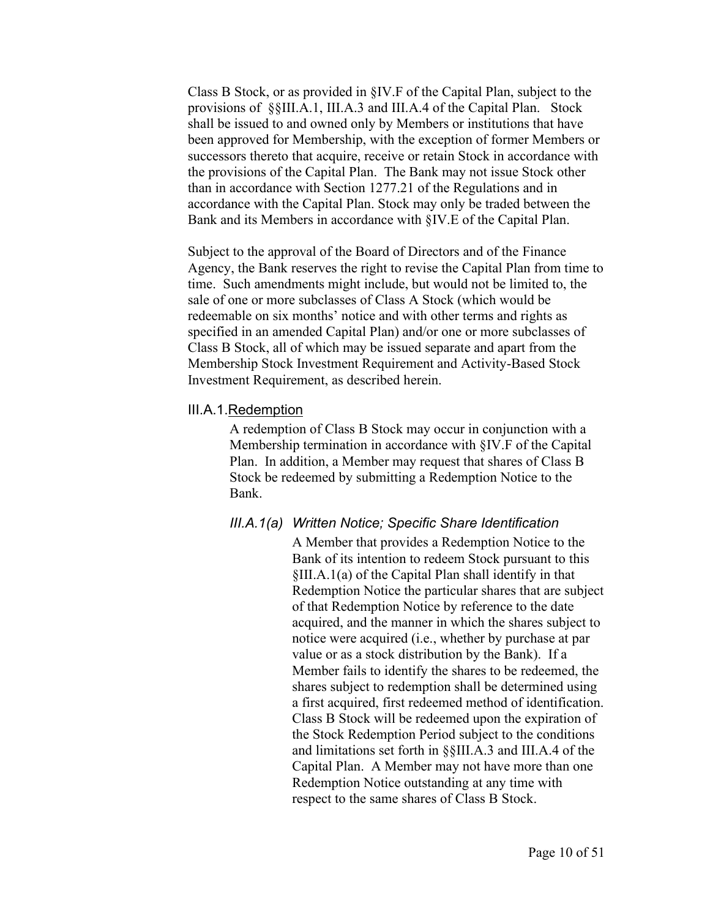Class B Stock, or as provided in §IV.F of the Capital Plan, subject to the provisions of §§III.A.1, III.A.3 and III.A.4 of the Capital Plan. Stock shall be issued to and owned only by Members or institutions that have been approved for Membership, with the exception of former Members or successors thereto that acquire, receive or retain Stock in accordance with the provisions of the Capital Plan. The Bank may not issue Stock other than in accordance with Section 1277.21 of the Regulations and in accordance with the Capital Plan. Stock may only be traded between the Bank and its Members in accordance with §IV.E of the Capital Plan.

Subject to the approval of the Board of Directors and of the Finance Agency, the Bank reserves the right to revise the Capital Plan from time to time. Such amendments might include, but would not be limited to, the sale of one or more subclasses of Class A Stock (which would be redeemable on six months' notice and with other terms and rights as specified in an amended Capital Plan) and/or one or more subclasses of Class B Stock, all of which may be issued separate and apart from the Membership Stock Investment Requirement and Activity-Based Stock Investment Requirement, as described herein.

### III.A.1. Redemption

A redemption of Class B Stock may occur in conjunction with a Membership termination in accordance with §IV.F of the Capital Plan. In addition, a Member may request that shares of Class B Stock be redeemed by submitting a Redemption Notice to the Bank.

#### *III.A.1(a) Written Notice; Specific Share Identification*

A Member that provides a Redemption Notice to the Bank of its intention to redeem Stock pursuant to this §III.A.1(a) of the Capital Plan shall identify in that Redemption Notice the particular shares that are subject of that Redemption Notice by reference to the date acquired, and the manner in which the shares subject to notice were acquired (i.e., whether by purchase at par value or as a stock distribution by the Bank). If a Member fails to identify the shares to be redeemed, the shares subject to redemption shall be determined using a first acquired, first redeemed method of identification. Class B Stock will be redeemed upon the expiration of the Stock Redemption Period subject to the conditions and limitations set forth in §§III.A.3 and III.A.4 of the Capital Plan. A Member may not have more than one Redemption Notice outstanding at any time with respect to the same shares of Class B Stock.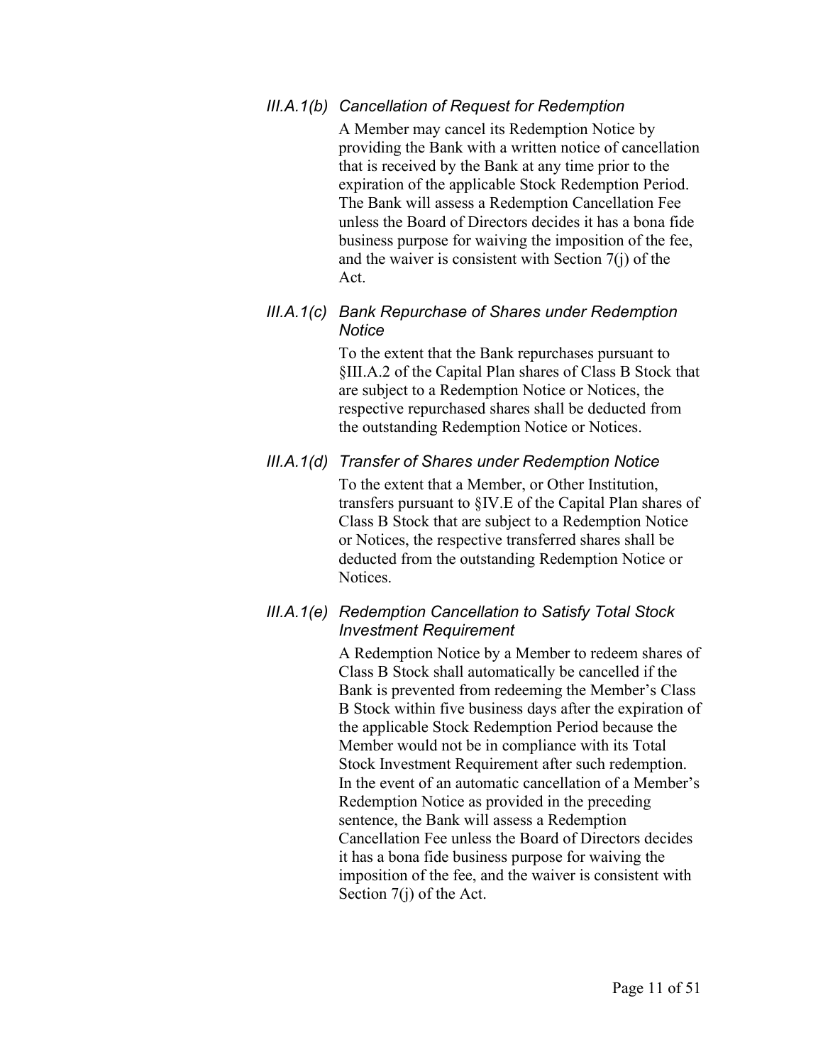### *III.A.1(b) Cancellation of Request for Redemption*

A Member may cancel its Redemption Notice by providing the Bank with a written notice of cancellation that is received by the Bank at any time prior to the expiration of the applicable Stock Redemption Period. The Bank will assess a Redemption Cancellation Fee unless the Board of Directors decides it has a bona fide business purpose for waiving the imposition of the fee, and the waiver is consistent with Section 7(j) of the Act.

### *III.A.1(c) Bank Repurchase of Shares under Redemption Notice*

To the extent that the Bank repurchases pursuant to §III.A.2 of the Capital Plan shares of Class B Stock that are subject to a Redemption Notice or Notices, the respective repurchased shares shall be deducted from the outstanding Redemption Notice or Notices.

### *III.A.1(d) Transfer of Shares under Redemption Notice*

To the extent that a Member, or Other Institution, transfers pursuant to §IV.E of the Capital Plan shares of Class B Stock that are subject to a Redemption Notice or Notices, the respective transferred shares shall be deducted from the outstanding Redemption Notice or Notices.

### *III.A.1(e) Redemption Cancellation to Satisfy Total Stock Investment Requirement*

A Redemption Notice by a Member to redeem shares of Class B Stock shall automatically be cancelled if the Bank is prevented from redeeming the Member's Class B Stock within five business days after the expiration of the applicable Stock Redemption Period because the Member would not be in compliance with its Total Stock Investment Requirement after such redemption. In the event of an automatic cancellation of a Member's Redemption Notice as provided in the preceding sentence, the Bank will assess a Redemption Cancellation Fee unless the Board of Directors decides it has a bona fide business purpose for waiving the imposition of the fee, and the waiver is consistent with Section 7(j) of the Act.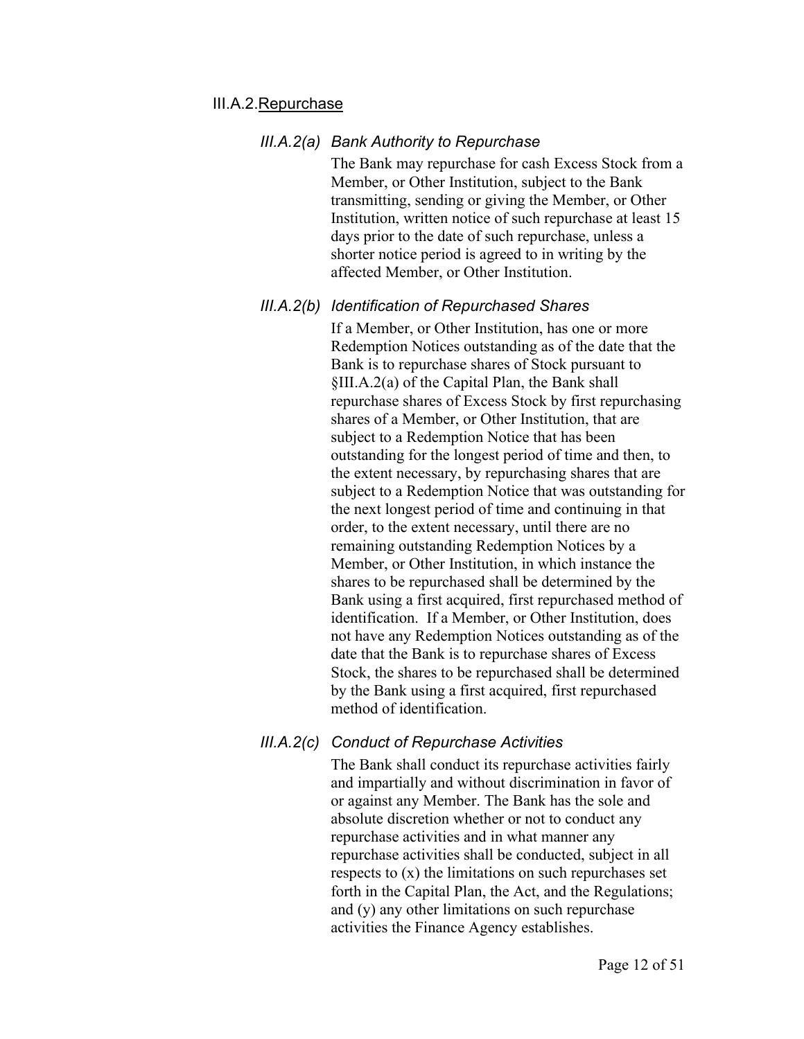### III.A.2. Repurchase

#### *III.A.2(a) Bank Authority to Repurchase*

The Bank may repurchase for cash Excess Stock from a Member, or Other Institution, subject to the Bank transmitting, sending or giving the Member, or Other Institution, written notice of such repurchase at least 15 days prior to the date of such repurchase, unless a shorter notice period is agreed to in writing by the affected Member, or Other Institution.

#### *III.A.2(b) Identification of Repurchased Shares*

If a Member, or Other Institution, has one or more Redemption Notices outstanding as of the date that the Bank is to repurchase shares of Stock pursuant to §III.A.2(a) of the Capital Plan, the Bank shall repurchase shares of Excess Stock by first repurchasing shares of a Member, or Other Institution, that are subject to a Redemption Notice that has been outstanding for the longest period of time and then, to the extent necessary, by repurchasing shares that are subject to a Redemption Notice that was outstanding for the next longest period of time and continuing in that order, to the extent necessary, until there are no remaining outstanding Redemption Notices by a Member, or Other Institution, in which instance the shares to be repurchased shall be determined by the Bank using a first acquired, first repurchased method of identification. If a Member, or Other Institution, does not have any Redemption Notices outstanding as of the date that the Bank is to repurchase shares of Excess Stock, the shares to be repurchased shall be determined by the Bank using a first acquired, first repurchased method of identification.

#### *III.A.2(c) Conduct of Repurchase Activities*

The Bank shall conduct its repurchase activities fairly and impartially and without discrimination in favor of or against any Member. The Bank has the sole and absolute discretion whether or not to conduct any repurchase activities and in what manner any repurchase activities shall be conducted, subject in all respects to (x) the limitations on such repurchases set forth in the Capital Plan, the Act, and the Regulations; and (y) any other limitations on such repurchase activities the Finance Agency establishes.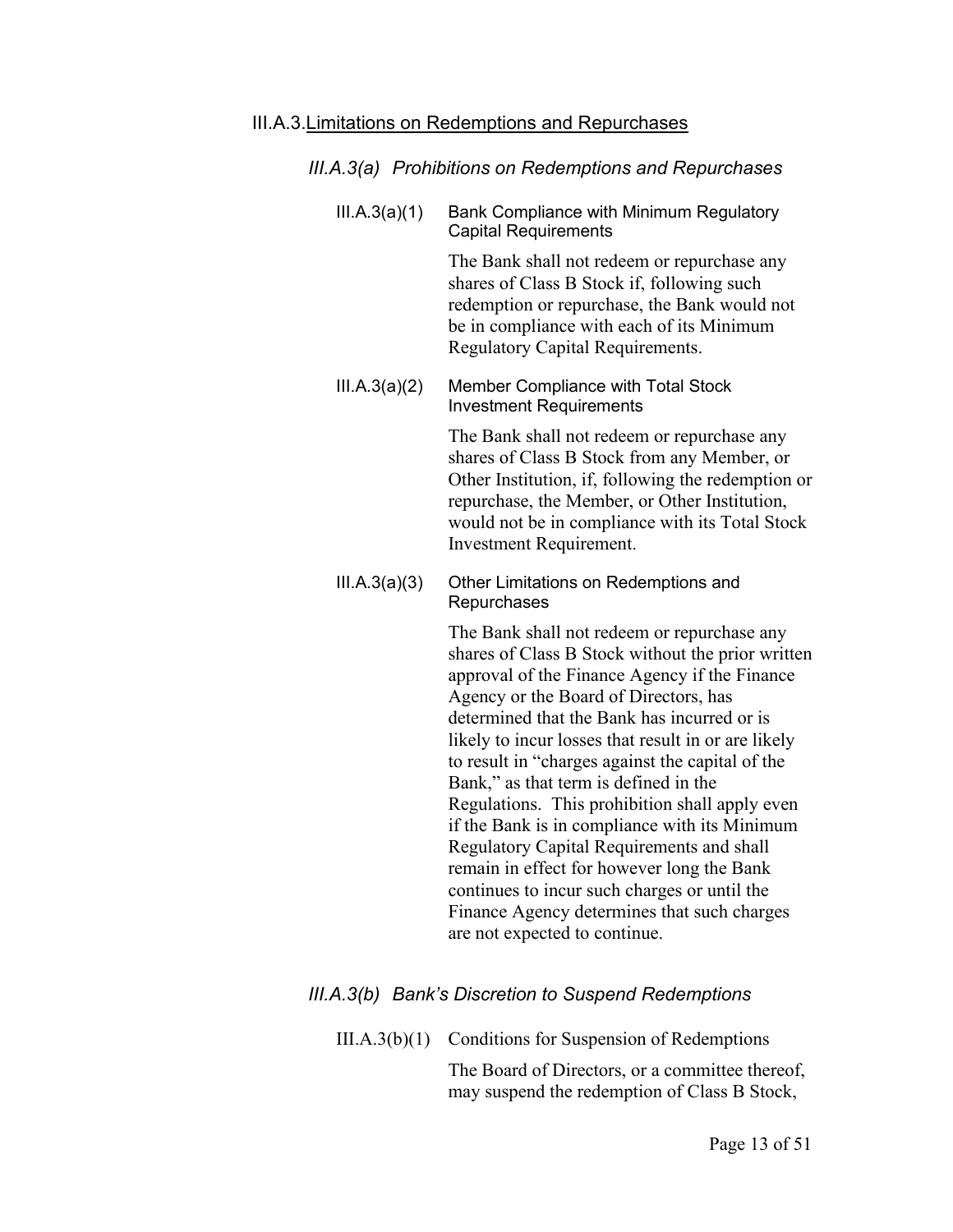## III.A.3. Limitations on Redemptions and Repurchases

### *III.A.3(a) Prohibitions on Redemptions and Repurchases*

#### III.A.3(a)(1) Bank Compliance with Minimum Regulatory Capital Requirements

The Bank shall not redeem or repurchase any shares of Class B Stock if, following such redemption or repurchase, the Bank would not be in compliance with each of its Minimum Regulatory Capital Requirements.

#### III.A.3(a)(2) Member Compliance with Total Stock Investment Requirements

The Bank shall not redeem or repurchase any shares of Class B Stock from any Member, or Other Institution, if, following the redemption or repurchase, the Member, or Other Institution, would not be in compliance with its Total Stock Investment Requirement.

#### III.A.3(a)(3) Other Limitations on Redemptions and Repurchases

The Bank shall not redeem or repurchase any shares of Class B Stock without the prior written approval of the Finance Agency if the Finance Agency or the Board of Directors, has determined that the Bank has incurred or is likely to incur losses that result in or are likely to result in "charges against the capital of the Bank," as that term is defined in the Regulations. This prohibition shall apply even if the Bank is in compliance with its Minimum Regulatory Capital Requirements and shall remain in effect for however long the Bank continues to incur such charges or until the Finance Agency determines that such charges are not expected to continue.

### *III.A.3(b) Bank's Discretion to Suspend Redemptions*

#### III.A.3(b)(1) Conditions for Suspension of Redemptions

The Board of Directors, or a committee thereof, may suspend the redemption of Class B Stock,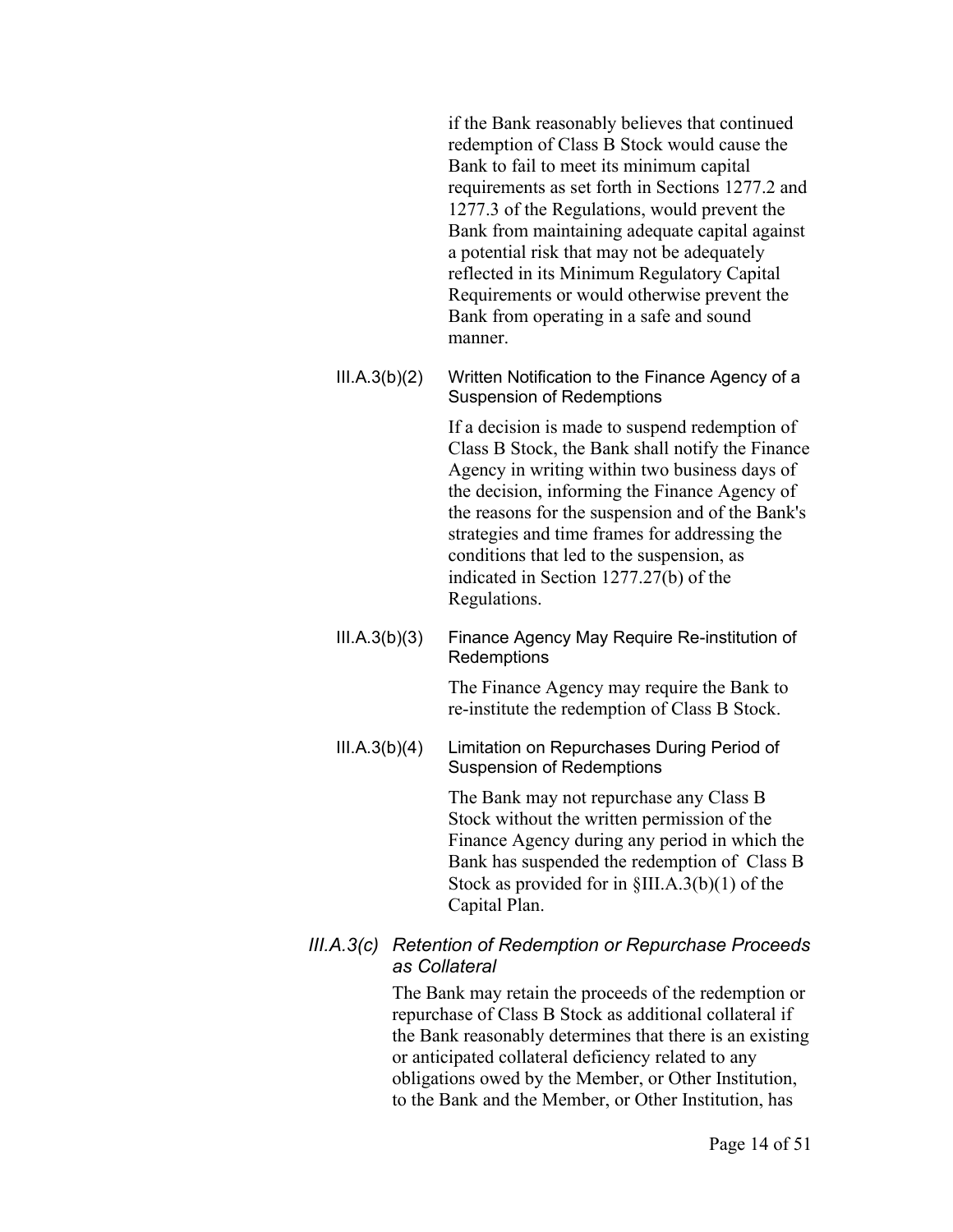if the Bank reasonably believes that continued redemption of Class B Stock would cause the Bank to fail to meet its minimum capital requirements as set forth in Sections 1277.2 and 1277.3 of the Regulations, would prevent the Bank from maintaining adequate capital against a potential risk that may not be adequately reflected in its Minimum Regulatory Capital Requirements or would otherwise prevent the Bank from operating in a safe and sound manner.

#### III.A.3(b)(2) Written Notification to the Finance Agency of a Suspension of Redemptions

If a decision is made to suspend redemption of Class B Stock, the Bank shall notify the Finance Agency in writing within two business days of the decision, informing the Finance Agency of the reasons for the suspension and of the Bank's strategies and time frames for addressing the conditions that led to the suspension, as indicated in Section 1277.27(b) of the Regulations.

#### III.A.3(b)(3) Finance Agency May Require Re-institution of Redemptions

The Finance Agency may require the Bank to re-institute the redemption of Class B Stock.

#### III.A.3(b)(4) Limitation on Repurchases During Period of Suspension of Redemptions

The Bank may not repurchase any Class B Stock without the written permission of the Finance Agency during any period in which the Bank has suspended the redemption of Class B Stock as provided for in §III.A.3(b)(1) of the Capital Plan.

### *III.A.3(c) Retention of Redemption or Repurchase Proceeds as Collateral*

The Bank may retain the proceeds of the redemption or repurchase of Class B Stock as additional collateral if the Bank reasonably determines that there is an existing or anticipated collateral deficiency related to any obligations owed by the Member, or Other Institution, to the Bank and the Member, or Other Institution, has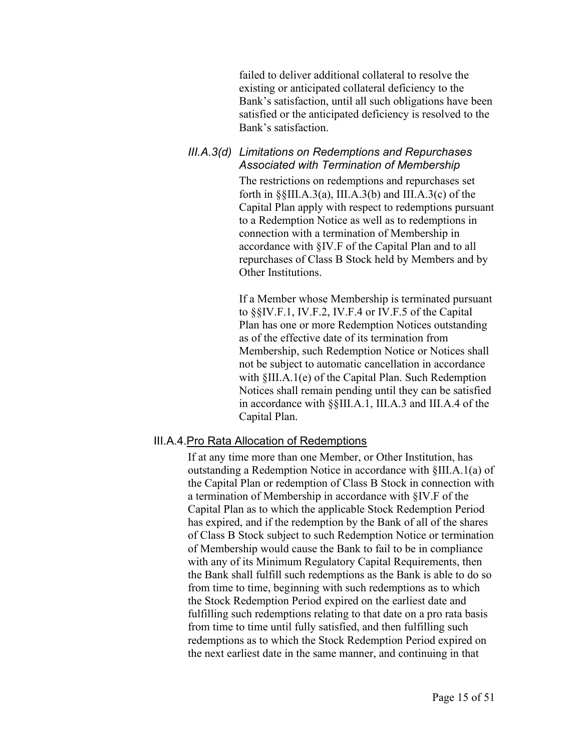failed to deliver additional collateral to resolve the existing or anticipated collateral deficiency to the Bank's satisfaction, until all such obligations have been satisfied or the anticipated deficiency is resolved to the Bank's satisfaction.

#### *III.A.3(d) Limitations on Redemptions and Repurchases Associated with Termination of Membership*

The restrictions on redemptions and repurchases set forth in §§III.A.3(a), III.A.3(b) and III.A.3(c) of the Capital Plan apply with respect to redemptions pursuant to a Redemption Notice as well as to redemptions in connection with a termination of Membership in accordance with §IV.F of the Capital Plan and to all repurchases of Class B Stock held by Members and by Other Institutions.

If a Member whose Membership is terminated pursuant to §§IV.F.1, IV.F.2, IV.F.4 or IV.F.5 of the Capital Plan has one or more Redemption Notices outstanding as of the effective date of its termination from Membership, such Redemption Notice or Notices shall not be subject to automatic cancellation in accordance with §III.A.1(e) of the Capital Plan. Such Redemption Notices shall remain pending until they can be satisfied in accordance with §§III.A.1, III.A.3 and III.A.4 of the Capital Plan.

### III.A.4. Pro Rata Allocation of Redemptions

If at any time more than one Member, or Other Institution, has outstanding a Redemption Notice in accordance with §III.A.1(a) of the Capital Plan or redemption of Class B Stock in connection with a termination of Membership in accordance with §IV.F of the Capital Plan as to which the applicable Stock Redemption Period has expired, and if the redemption by the Bank of all of the shares of Class B Stock subject to such Redemption Notice or termination of Membership would cause the Bank to fail to be in compliance with any of its Minimum Regulatory Capital Requirements, then the Bank shall fulfill such redemptions as the Bank is able to do so from time to time, beginning with such redemptions as to which the Stock Redemption Period expired on the earliest date and fulfilling such redemptions relating to that date on a pro rata basis from time to time until fully satisfied, and then fulfilling such redemptions as to which the Stock Redemption Period expired on the next earliest date in the same manner, and continuing in that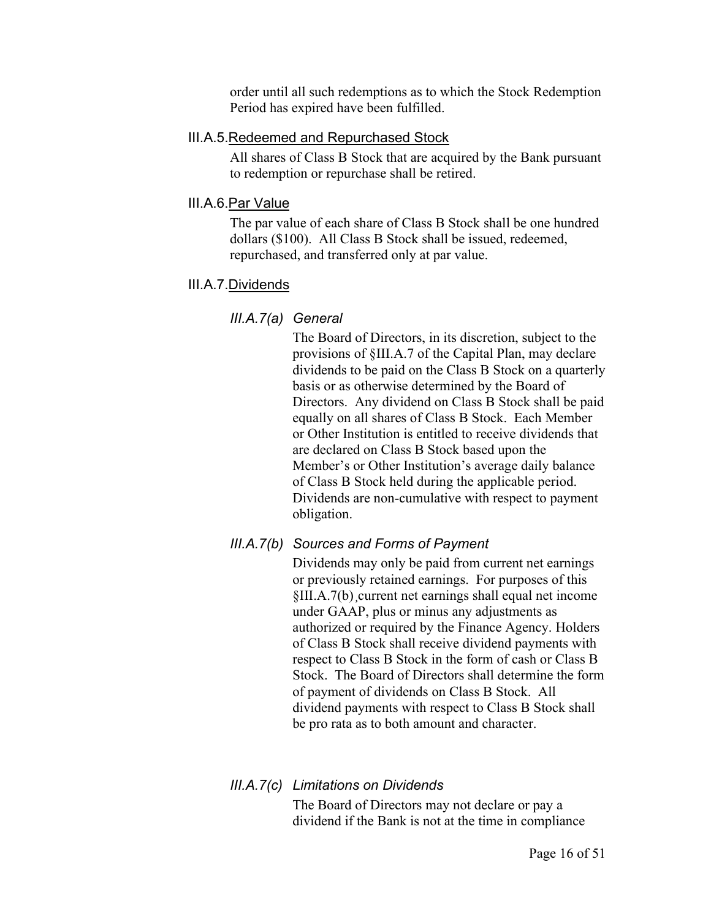order until all such redemptions as to which the Stock Redemption Period has expired have been fulfilled.

### III.A.5. Redeemed and Repurchased Stock

All shares of Class B Stock that are acquired by the Bank pursuant to redemption or repurchase shall be retired.

### III.A.6. Par Value

The par value of each share of Class B Stock shall be one hundred dollars ($100). All Class B Stock shall be issued, redeemed, repurchased, and transferred only at par value.

### III.A.7. Dividends

#### *III.A.7(a) General*

The Board of Directors, in its discretion, subject to the provisions of §III.A.7 of the Capital Plan, may declare dividends to be paid on the Class B Stock on a quarterly basis or as otherwise determined by the Board of Directors. Any dividend on Class B Stock shall be paid equally on all shares of Class B Stock. Each Member or Other Institution is entitled to receive dividends that are declared on Class B Stock based upon the Member's or Other Institution's average daily balance of Class B Stock held during the applicable period. Dividends are non-cumulative with respect to payment obligation.

#### *III.A.7(b) Sources and Forms of Payment*

Dividends may only be paid from current net earnings or previously retained earnings. For purposes of this §III.A.7(b)¸current net earnings shall equal net income under GAAP, plus or minus any adjustments as authorized or required by the Finance Agency. Holders of Class B Stock shall receive dividend payments with respect to Class B Stock in the form of cash or Class B Stock. The Board of Directors shall determine the form of payment of dividends on Class B Stock. All dividend payments with respect to Class B Stock shall be pro rata as to both amount and character.

#### *III.A.7(c) Limitations on Dividends*

The Board of Directors may not declare or pay a dividend if the Bank is not at the time in compliance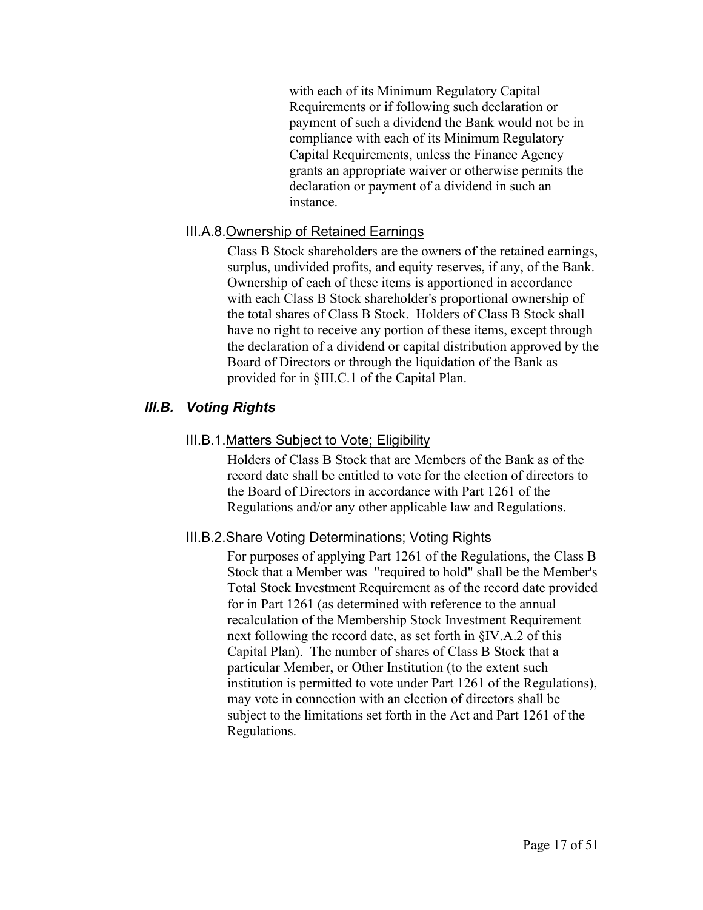with each of its Minimum Regulatory Capital Requirements or if following such declaration or payment of such a dividend the Bank would not be in compliance with each of its Minimum Regulatory Capital Requirements, unless the Finance Agency grants an appropriate waiver or otherwise permits the declaration or payment of a dividend in such an instance.

#### III.A.8. Ownership of Retained Earnings

Class B Stock shareholders are the owners of the retained earnings, surplus, undivided profits, and equity reserves, if any, of the Bank. Ownership of each of these items is apportioned in accordance with each Class B Stock shareholder's proportional ownership of the total shares of Class B Stock. Holders of Class B Stock shall have no right to receive any portion of these items, except through the declaration of a dividend or capital distribution approved by the Board of Directors or through the liquidation of the Bank as provided for in §III.C.1 of the Capital Plan.

### *III.B. Voting Rights*

#### III.B.1. Matters Subject to Vote; Eligibility

Holders of Class B Stock that are Members of the Bank as of the record date shall be entitled to vote for the election of directors to the Board of Directors in accordance with Part 1261 of the Regulations and/or any other applicable law and Regulations.

#### III.B.2. Share Voting Determinations; Voting Rights

For purposes of applying Part 1261 of the Regulations, the Class B Stock that a Member was "required to hold" shall be the Member's Total Stock Investment Requirement as of the record date provided for in Part 1261 (as determined with reference to the annual recalculation of the Membership Stock Investment Requirement next following the record date, as set forth in §IV.A.2 of this Capital Plan). The number of shares of Class B Stock that a particular Member, or Other Institution (to the extent such institution is permitted to vote under Part 1261 of the Regulations), may vote in connection with an election of directors shall be subject to the limitations set forth in the Act and Part 1261 of the Regulations.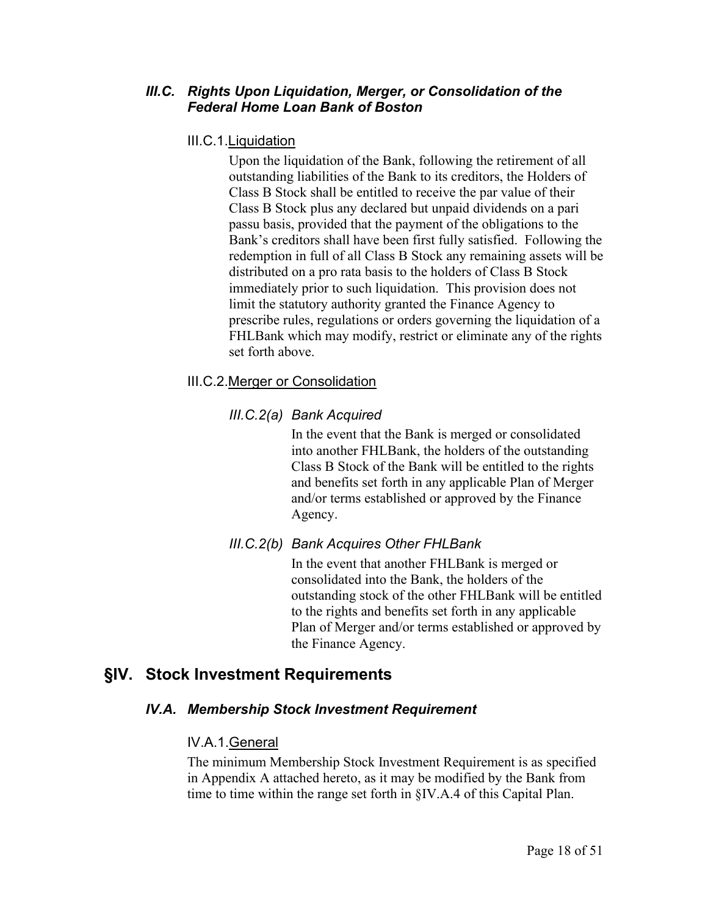### *III.C. Rights Upon Liquidation, Merger, or Consolidation of the Federal Home Loan Bank of Boston*

#### III.C.1. Liquidation

Upon the liquidation of the Bank, following the retirement of all outstanding liabilities of the Bank to its creditors, the Holders of Class B Stock shall be entitled to receive the par value of their Class B Stock plus any declared but unpaid dividends on a pari passu basis, provided that the payment of the obligations to the Bank's creditors shall have been first fully satisfied. Following the redemption in full of all Class B Stock any remaining assets will be distributed on a pro rata basis to the holders of Class B Stock immediately prior to such liquidation. This provision does not limit the statutory authority granted the Finance Agency to prescribe rules, regulations or orders governing the liquidation of a FHLBank which may modify, restrict or eliminate any of the rights set forth above.

#### III.C.2. Merger or Consolidation

##### *III.C.2(a) Bank Acquired*

In the event that the Bank is merged or consolidated into another FHLBank, the holders of the outstanding Class B Stock of the Bank will be entitled to the rights and benefits set forth in any applicable Plan of Merger and/or terms established or approved by the Finance Agency.

##### *III.C.2(b) Bank Acquires Other FHLBank*

In the event that another FHLBank is merged or consolidated into the Bank, the holders of the outstanding stock of the other FHLBank will be entitled to the rights and benefits set forth in any applicable Plan of Merger and/or terms established or approved by the Finance Agency.

## §IV. Stock Investment Requirements

### *IV.A. Membership Stock Investment Requirement*

#### IV.A.1. General

The minimum Membership Stock Investment Requirement is as specified in Appendix A attached hereto, as it may be modified by the Bank from time to time within the range set forth in §IV.A.4 of this Capital Plan.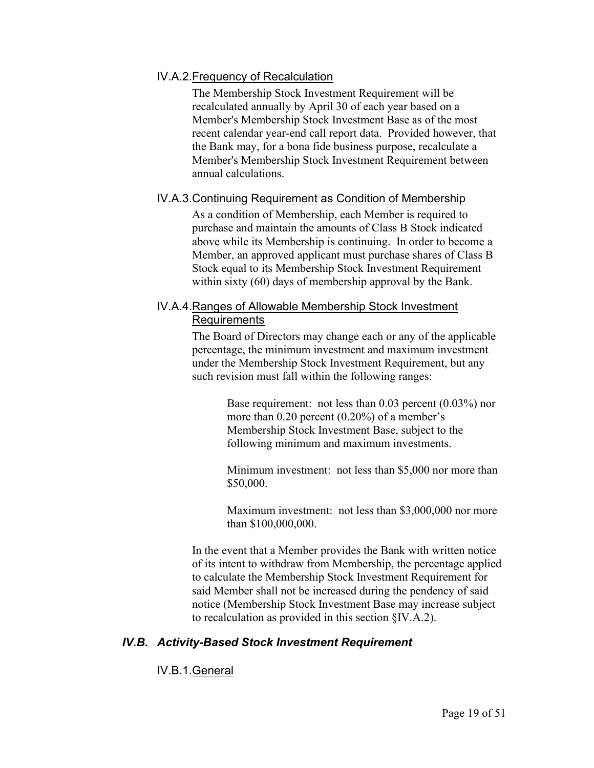#### IV.A.2. Frequency of Recalculation

The Membership Stock Investment Requirement will be recalculated annually by April 30 of each year based on a Member's Membership Stock Investment Base as of the most recent calendar year-end call report data. Provided however, that the Bank may, for a bona fide business purpose, recalculate a Member's Membership Stock Investment Requirement between annual calculations.

#### IV.A.3. Continuing Requirement as Condition of Membership

As a condition of Membership, each Member is required to purchase and maintain the amounts of Class B Stock indicated above while its Membership is continuing. In order to become a Member, an approved applicant must purchase shares of Class B Stock equal to its Membership Stock Investment Requirement within sixty (60) days of membership approval by the Bank.

#### IV.A.4. Ranges of Allowable Membership Stock Investment Requirements

The Board of Directors may change each or any of the applicable percentage, the minimum investment and maximum investment under the Membership Stock Investment Requirement, but any such revision must fall within the following ranges:

> Base requirement: not less than 0.03 percent (0.03%) nor more than 0.20 percent (0.20%) of a member's Membership Stock Investment Base, subject to the following minimum and maximum investments.
>
> Minimum investment: not less than $5,000 nor more than $50,000.
>
> Maximum investment: not less than $3,000,000 nor more than $100,000,000.

In the event that a Member provides the Bank with written notice of its intent to withdraw from Membership, the percentage applied to calculate the Membership Stock Investment Requirement for said Member shall not be increased during the pendency of said notice (Membership Stock Investment Base may increase subject to recalculation as provided in this section §IV.A.2).

### *IV.B. Activity-Based Stock Investment Requirement*

#### IV.B.1. General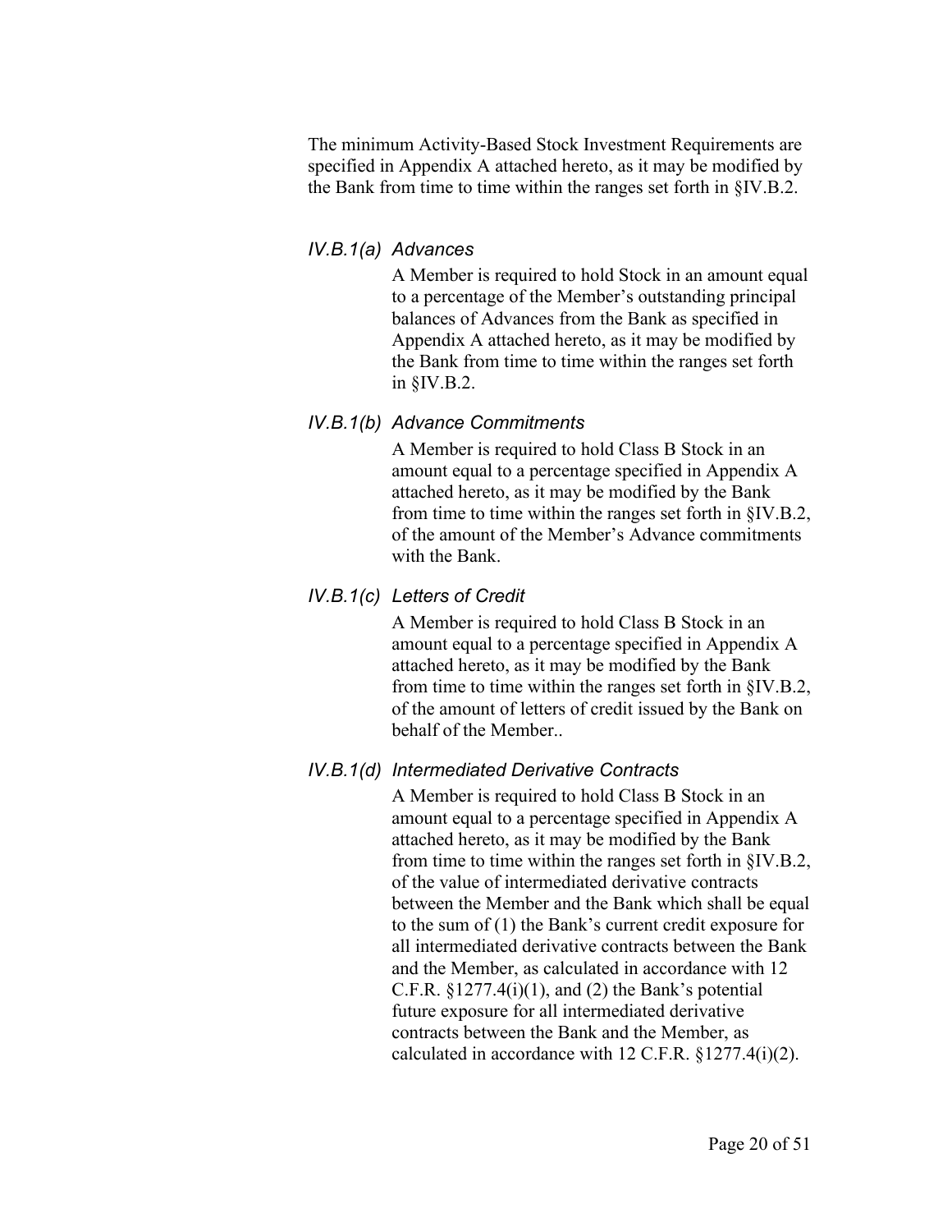The minimum Activity-Based Stock Investment Requirements are specified in Appendix A attached hereto, as it may be modified by the Bank from time to time within the ranges set forth in §IV.B.2.

#### *IV.B.1(a) Advances*

A Member is required to hold Stock in an amount equal to a percentage of the Member's outstanding principal balances of Advances from the Bank as specified in Appendix A attached hereto, as it may be modified by the Bank from time to time within the ranges set forth in §IV.B.2.

#### *IV.B.1(b) Advance Commitments*

A Member is required to hold Class B Stock in an amount equal to a percentage specified in Appendix A attached hereto, as it may be modified by the Bank from time to time within the ranges set forth in §IV.B.2, of the amount of the Member's Advance commitments with the Bank.

#### *IV.B.1(c) Letters of Credit*

A Member is required to hold Class B Stock in an amount equal to a percentage specified in Appendix A attached hereto, as it may be modified by the Bank from time to time within the ranges set forth in §IV.B.2, of the amount of letters of credit issued by the Bank on behalf of the Member..

#### *IV.B.1(d) Intermediated Derivative Contracts*

A Member is required to hold Class B Stock in an amount equal to a percentage specified in Appendix A attached hereto, as it may be modified by the Bank from time to time within the ranges set forth in §IV.B.2, of the value of intermediated derivative contracts between the Member and the Bank which shall be equal to the sum of (1) the Bank's current credit exposure for all intermediated derivative contracts between the Bank and the Member, as calculated in accordance with 12 C.F.R. §1277.4(i)(1), and (2) the Bank's potential future exposure for all intermediated derivative contracts between the Bank and the Member, as calculated in accordance with 12 C.F.R. §1277.4(i)(2).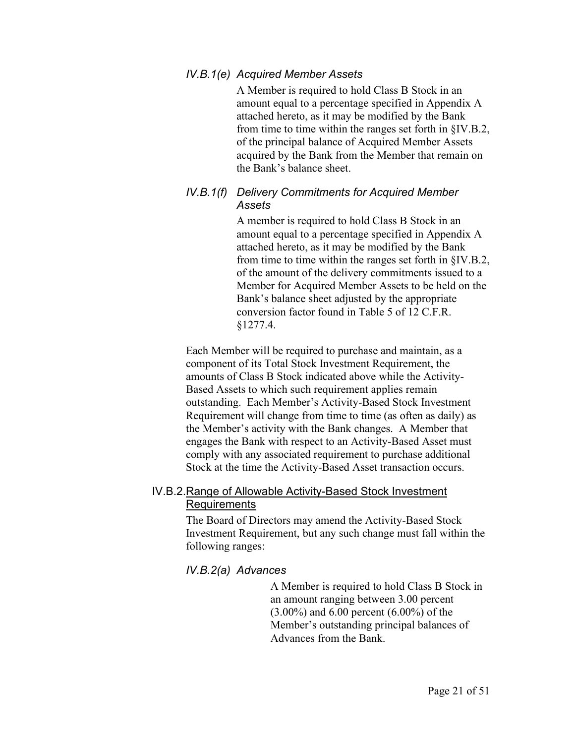#### *IV.B.1(e) Acquired Member Assets*

A Member is required to hold Class B Stock in an amount equal to a percentage specified in Appendix A attached hereto, as it may be modified by the Bank from time to time within the ranges set forth in §IV.B.2, of the principal balance of Acquired Member Assets acquired by the Bank from the Member that remain on the Bank's balance sheet.

#### *IV.B.1(f) Delivery Commitments for Acquired Member Assets*

A member is required to hold Class B Stock in an amount equal to a percentage specified in Appendix A attached hereto, as it may be modified by the Bank from time to time within the ranges set forth in §IV.B.2, of the amount of the delivery commitments issued to a Member for Acquired Member Assets to be held on the Bank's balance sheet adjusted by the appropriate conversion factor found in Table 5 of 12 C.F.R. §1277.4.

Each Member will be required to purchase and maintain, as a component of its Total Stock Investment Requirement, the amounts of Class B Stock indicated above while the Activity-Based Assets to which such requirement applies remain outstanding. Each Member's Activity-Based Stock Investment Requirement will change from time to time (as often as daily) as the Member's activity with the Bank changes. A Member that engages the Bank with respect to an Activity-Based Asset must comply with any associated requirement to purchase additional Stock at the time the Activity-Based Asset transaction occurs.

### IV.B.2. Range of Allowable Activity-Based Stock Investment Requirements

The Board of Directors may amend the Activity-Based Stock Investment Requirement, but any such change must fall within the following ranges:

#### *IV.B.2(a) Advances*

A Member is required to hold Class B Stock in an amount ranging between 3.00 percent (3.00%) and 6.00 percent (6.00%) of the Member's outstanding principal balances of Advances from the Bank.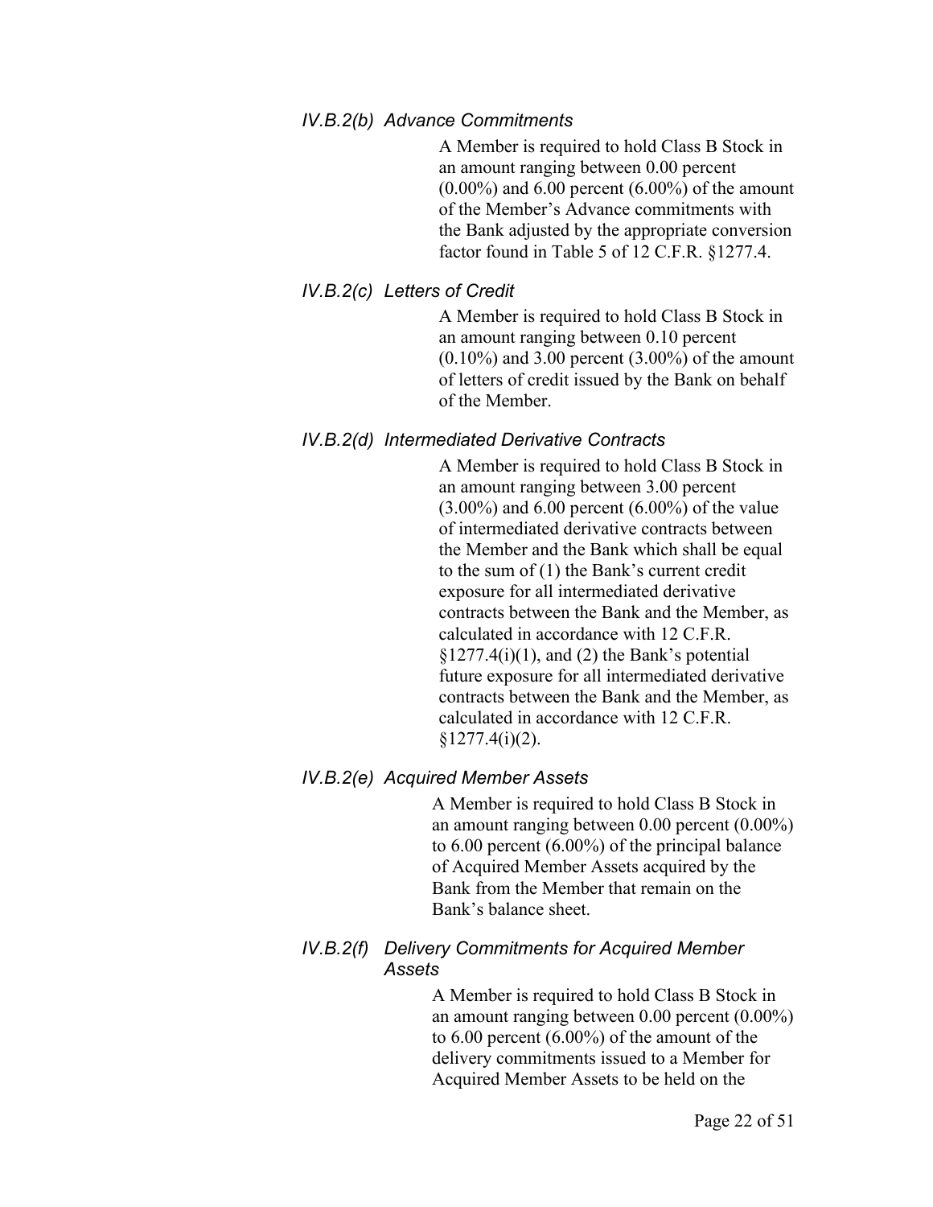### *IV.B.2(b) Advance Commitments*

A Member is required to hold Class B Stock in an amount ranging between 0.00 percent (0.00%) and 6.00 percent (6.00%) of the amount of the Member's Advance commitments with the Bank adjusted by the appropriate conversion factor found in Table 5 of 12 C.F.R. §1277.4.

### *IV.B.2(c) Letters of Credit*

A Member is required to hold Class B Stock in an amount ranging between 0.10 percent (0.10%) and 3.00 percent (3.00%) of the amount of letters of credit issued by the Bank on behalf of the Member.

### *IV.B.2(d) Intermediated Derivative Contracts*

A Member is required to hold Class B Stock in an amount ranging between 3.00 percent (3.00%) and 6.00 percent (6.00%) of the value of intermediated derivative contracts between the Member and the Bank which shall be equal to the sum of (1) the Bank's current credit exposure for all intermediated derivative contracts between the Bank and the Member, as calculated in accordance with 12 C.F.R. §1277.4(i)(1), and (2) the Bank's potential future exposure for all intermediated derivative contracts between the Bank and the Member, as calculated in accordance with 12 C.F.R. §1277.4(i)(2).

### *IV.B.2(e) Acquired Member Assets*

A Member is required to hold Class B Stock in an amount ranging between 0.00 percent (0.00%) to 6.00 percent (6.00%) of the principal balance of Acquired Member Assets acquired by the Bank from the Member that remain on the Bank's balance sheet.

### *IV.B.2(f) Delivery Commitments for Acquired Member Assets*

A Member is required to hold Class B Stock in an amount ranging between 0.00 percent (0.00%) to 6.00 percent (6.00%) of the amount of the delivery commitments issued to a Member for Acquired Member Assets to be held on the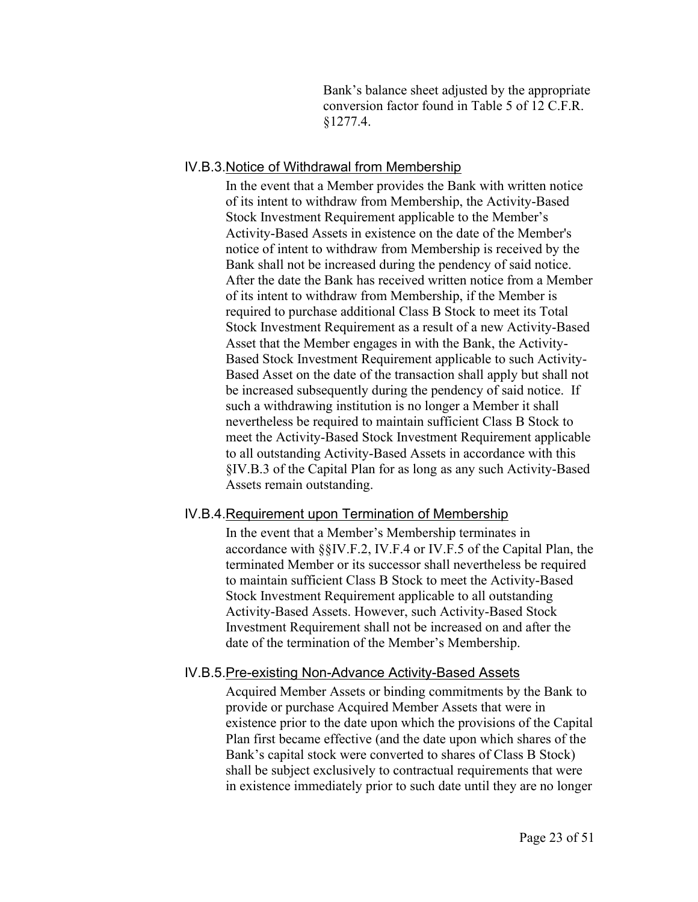Bank's balance sheet adjusted by the appropriate conversion factor found in Table 5 of 12 C.F.R. §1277.4.

### IV.B.3. Notice of Withdrawal from Membership

In the event that a Member provides the Bank with written notice of its intent to withdraw from Membership, the Activity-Based Stock Investment Requirement applicable to the Member's Activity-Based Assets in existence on the date of the Member's notice of intent to withdraw from Membership is received by the Bank shall not be increased during the pendency of said notice. After the date the Bank has received written notice from a Member of its intent to withdraw from Membership, if the Member is required to purchase additional Class B Stock to meet its Total Stock Investment Requirement as a result of a new Activity-Based Asset that the Member engages in with the Bank, the Activity-Based Stock Investment Requirement applicable to such Activity-Based Asset on the date of the transaction shall apply but shall not be increased subsequently during the pendency of said notice. If such a withdrawing institution is no longer a Member it shall nevertheless be required to maintain sufficient Class B Stock to meet the Activity-Based Stock Investment Requirement applicable to all outstanding Activity-Based Assets in accordance with this §IV.B.3 of the Capital Plan for as long as any such Activity-Based Assets remain outstanding.

### IV.B.4. Requirement upon Termination of Membership

In the event that a Member's Membership terminates in accordance with §§IV.F.2, IV.F.4 or IV.F.5 of the Capital Plan, the terminated Member or its successor shall nevertheless be required to maintain sufficient Class B Stock to meet the Activity-Based Stock Investment Requirement applicable to all outstanding Activity-Based Assets. However, such Activity-Based Stock Investment Requirement shall not be increased on and after the date of the termination of the Member's Membership.

### IV.B.5. Pre-existing Non-Advance Activity-Based Assets

Acquired Member Assets or binding commitments by the Bank to provide or purchase Acquired Member Assets that were in existence prior to the date upon which the provisions of the Capital Plan first became effective (and the date upon which shares of the Bank's capital stock were converted to shares of Class B Stock) shall be subject exclusively to contractual requirements that were in existence immediately prior to such date until they are no longer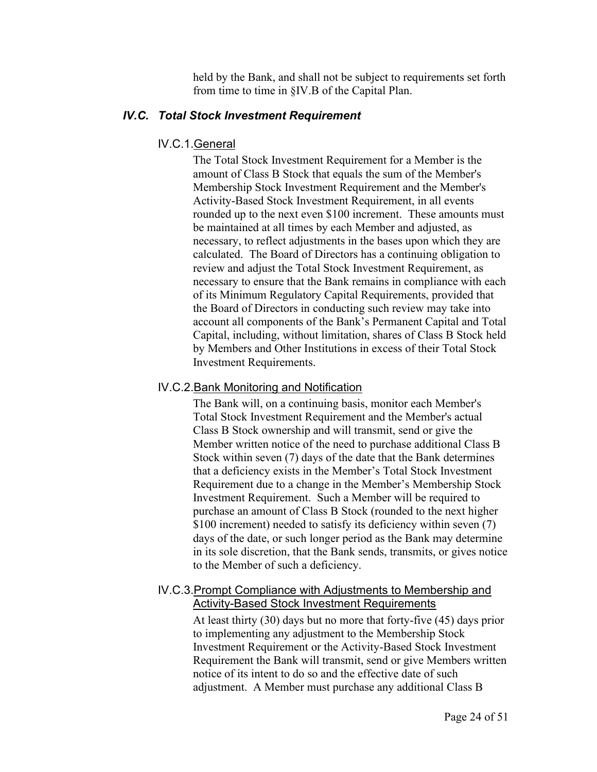held by the Bank, and shall not be subject to requirements set forth from time to time in §IV.B of the Capital Plan.

## *IV.C. Total Stock Investment Requirement*

### IV.C.1. General

The Total Stock Investment Requirement for a Member is the amount of Class B Stock that equals the sum of the Member's Membership Stock Investment Requirement and the Member's Activity-Based Stock Investment Requirement, in all events rounded up to the next even $100 increment. These amounts must be maintained at all times by each Member and adjusted, as necessary, to reflect adjustments in the bases upon which they are calculated. The Board of Directors has a continuing obligation to review and adjust the Total Stock Investment Requirement, as necessary to ensure that the Bank remains in compliance with each of its Minimum Regulatory Capital Requirements, provided that the Board of Directors in conducting such review may take into account all components of the Bank's Permanent Capital and Total Capital, including, without limitation, shares of Class B Stock held by Members and Other Institutions in excess of their Total Stock Investment Requirements.

### IV.C.2. Bank Monitoring and Notification

The Bank will, on a continuing basis, monitor each Member's Total Stock Investment Requirement and the Member's actual Class B Stock ownership and will transmit, send or give the Member written notice of the need to purchase additional Class B Stock within seven (7) days of the date that the Bank determines that a deficiency exists in the Member's Total Stock Investment Requirement due to a change in the Member's Membership Stock Investment Requirement. Such a Member will be required to purchase an amount of Class B Stock (rounded to the next higher $100 increment) needed to satisfy its deficiency within seven (7) days of the date, or such longer period as the Bank may determine in its sole discretion, that the Bank sends, transmits, or gives notice to the Member of such a deficiency.

### IV.C.3. Prompt Compliance with Adjustments to Membership and Activity-Based Stock Investment Requirements

At least thirty (30) days but no more that forty-five (45) days prior to implementing any adjustment to the Membership Stock Investment Requirement or the Activity-Based Stock Investment Requirement the Bank will transmit, send or give Members written notice of its intent to do so and the effective date of such adjustment. A Member must purchase any additional Class B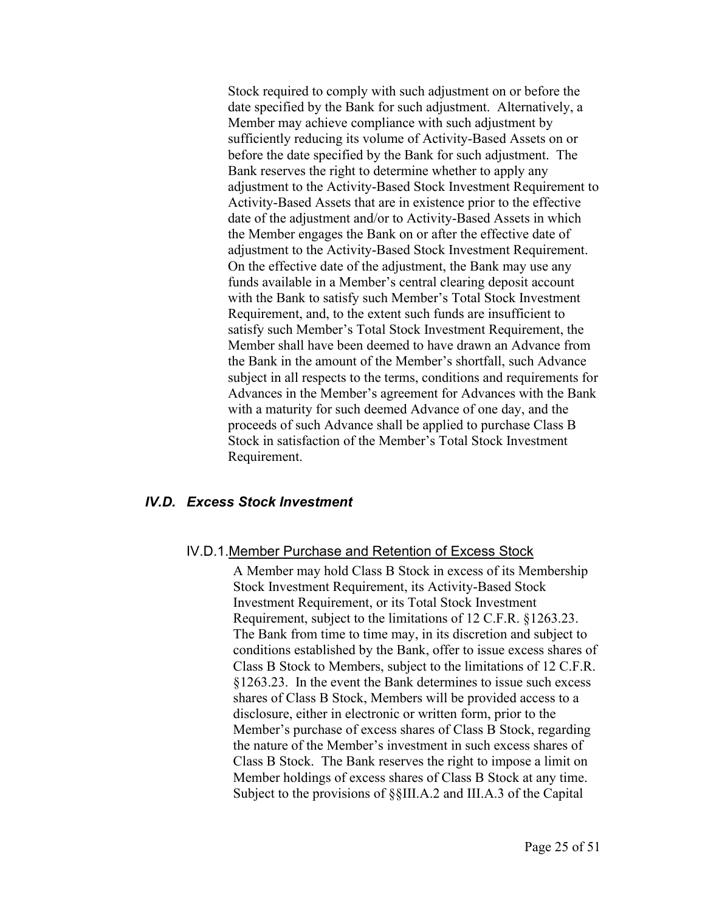Stock required to comply with such adjustment on or before the date specified by the Bank for such adjustment. Alternatively, a Member may achieve compliance with such adjustment by sufficiently reducing its volume of Activity-Based Assets on or before the date specified by the Bank for such adjustment. The Bank reserves the right to determine whether to apply any adjustment to the Activity-Based Stock Investment Requirement to Activity-Based Assets that are in existence prior to the effective date of the adjustment and/or to Activity-Based Assets in which the Member engages the Bank on or after the effective date of adjustment to the Activity-Based Stock Investment Requirement. On the effective date of the adjustment, the Bank may use any funds available in a Member's central clearing deposit account with the Bank to satisfy such Member's Total Stock Investment Requirement, and, to the extent such funds are insufficient to satisfy such Member's Total Stock Investment Requirement, the Member shall have been deemed to have drawn an Advance from the Bank in the amount of the Member's shortfall, such Advance subject in all respects to the terms, conditions and requirements for Advances in the Member's agreement for Advances with the Bank with a maturity for such deemed Advance of one day, and the proceeds of such Advance shall be applied to purchase Class B Stock in satisfaction of the Member's Total Stock Investment Requirement.

## *IV.D. Excess Stock Investment*

### IV.D.1. Member Purchase and Retention of Excess Stock

A Member may hold Class B Stock in excess of its Membership Stock Investment Requirement, its Activity-Based Stock Investment Requirement, or its Total Stock Investment Requirement, subject to the limitations of 12 C.F.R. §1263.23. The Bank from time to time may, in its discretion and subject to conditions established by the Bank, offer to issue excess shares of Class B Stock to Members, subject to the limitations of 12 C.F.R. §1263.23. In the event the Bank determines to issue such excess shares of Class B Stock, Members will be provided access to a disclosure, either in electronic or written form, prior to the Member's purchase of excess shares of Class B Stock, regarding the nature of the Member's investment in such excess shares of Class B Stock. The Bank reserves the right to impose a limit on Member holdings of excess shares of Class B Stock at any time. Subject to the provisions of §§III.A.2 and III.A.3 of the Capital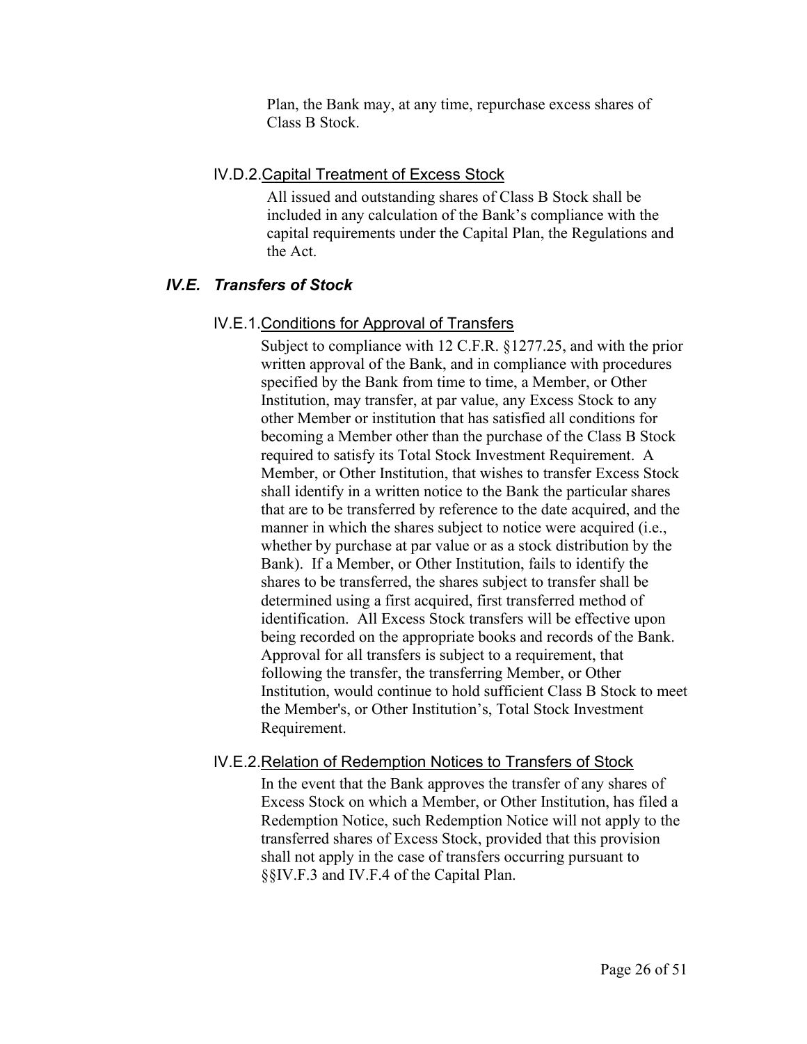Plan, the Bank may, at any time, repurchase excess shares of Class B Stock.

#### IV.D.2. Capital Treatment of Excess Stock

All issued and outstanding shares of Class B Stock shall be included in any calculation of the Bank's compliance with the capital requirements under the Capital Plan, the Regulations and the Act.

### *IV.E. Transfers of Stock*

#### IV.E.1. Conditions for Approval of Transfers

Subject to compliance with 12 C.F.R. §1277.25, and with the prior written approval of the Bank, and in compliance with procedures specified by the Bank from time to time, a Member, or Other Institution, may transfer, at par value, any Excess Stock to any other Member or institution that has satisfied all conditions for becoming a Member other than the purchase of the Class B Stock required to satisfy its Total Stock Investment Requirement. A Member, or Other Institution, that wishes to transfer Excess Stock shall identify in a written notice to the Bank the particular shares that are to be transferred by reference to the date acquired, and the manner in which the shares subject to notice were acquired (i.e., whether by purchase at par value or as a stock distribution by the Bank). If a Member, or Other Institution, fails to identify the shares to be transferred, the shares subject to transfer shall be determined using a first acquired, first transferred method of identification. All Excess Stock transfers will be effective upon being recorded on the appropriate books and records of the Bank. Approval for all transfers is subject to a requirement, that following the transfer, the transferring Member, or Other Institution, would continue to hold sufficient Class B Stock to meet the Member's, or Other Institution's, Total Stock Investment Requirement.

#### IV.E.2. Relation of Redemption Notices to Transfers of Stock

In the event that the Bank approves the transfer of any shares of Excess Stock on which a Member, or Other Institution, has filed a Redemption Notice, such Redemption Notice will not apply to the transferred shares of Excess Stock, provided that this provision shall not apply in the case of transfers occurring pursuant to §§IV.F.3 and IV.F.4 of the Capital Plan.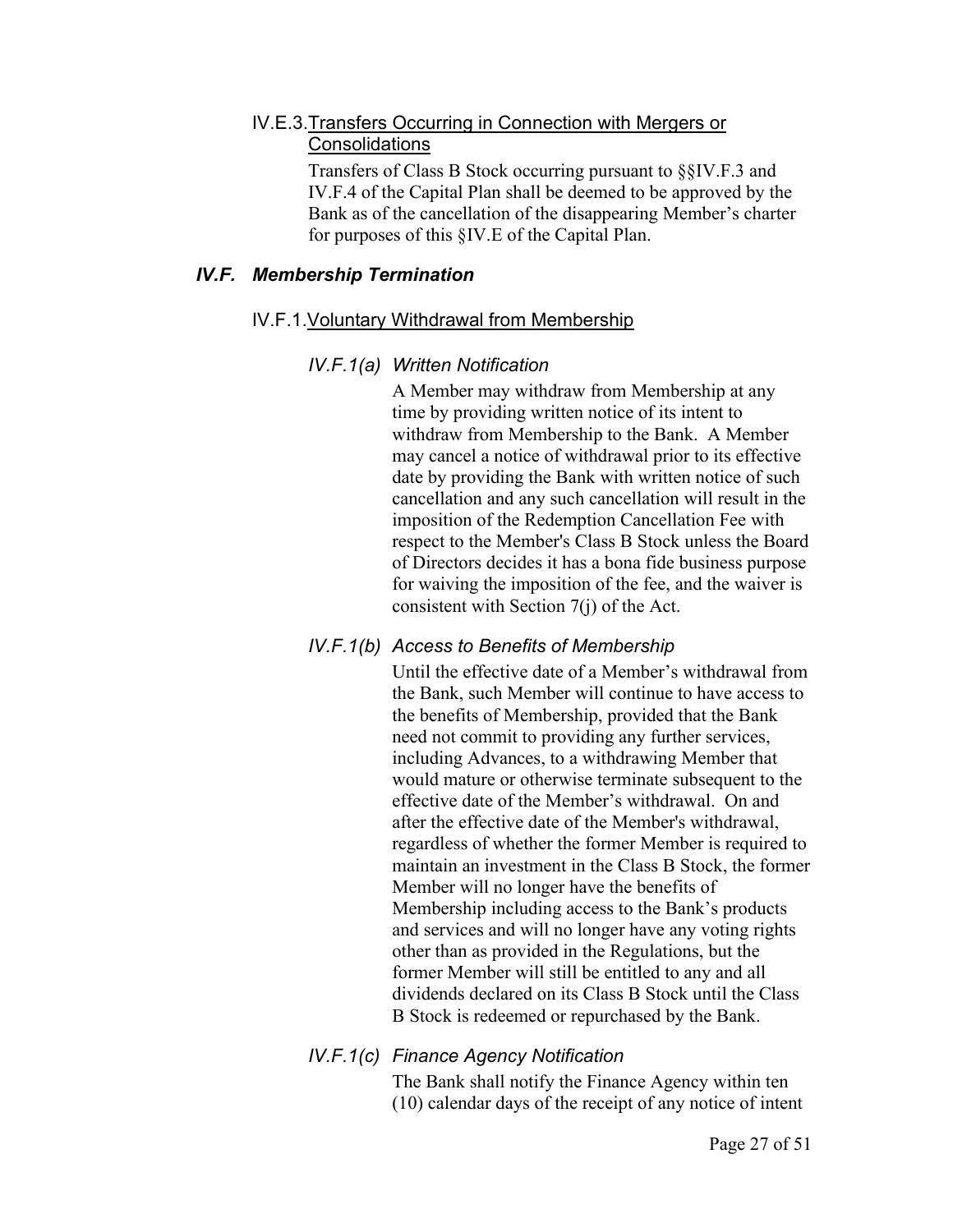#### IV.E.3. Transfers Occurring in Connection with Mergers or Consolidations

Transfers of Class B Stock occurring pursuant to §§IV.F.3 and IV.F.4 of the Capital Plan shall be deemed to be approved by the Bank as of the cancellation of the disappearing Member's charter for purposes of this §IV.E of the Capital Plan.

## *IV.F. Membership Termination*

### IV.F.1. Voluntary Withdrawal from Membership

#### *IV.F.1(a) Written Notification*

A Member may withdraw from Membership at any time by providing written notice of its intent to withdraw from Membership to the Bank. A Member may cancel a notice of withdrawal prior to its effective date by providing the Bank with written notice of such cancellation and any such cancellation will result in the imposition of the Redemption Cancellation Fee with respect to the Member's Class B Stock unless the Board of Directors decides it has a bona fide business purpose for waiving the imposition of the fee, and the waiver is consistent with Section 7(j) of the Act.

#### *IV.F.1(b) Access to Benefits of Membership*

Until the effective date of a Member's withdrawal from the Bank, such Member will continue to have access to the benefits of Membership, provided that the Bank need not commit to providing any further services, including Advances, to a withdrawing Member that would mature or otherwise terminate subsequent to the effective date of the Member's withdrawal. On and after the effective date of the Member's withdrawal, regardless of whether the former Member is required to maintain an investment in the Class B Stock, the former Member will no longer have the benefits of Membership including access to the Bank's products and services and will no longer have any voting rights other than as provided in the Regulations, but the former Member will still be entitled to any and all dividends declared on its Class B Stock until the Class B Stock is redeemed or repurchased by the Bank.

#### *IV.F.1(c) Finance Agency Notification*

The Bank shall notify the Finance Agency within ten (10) calendar days of the receipt of any notice of intent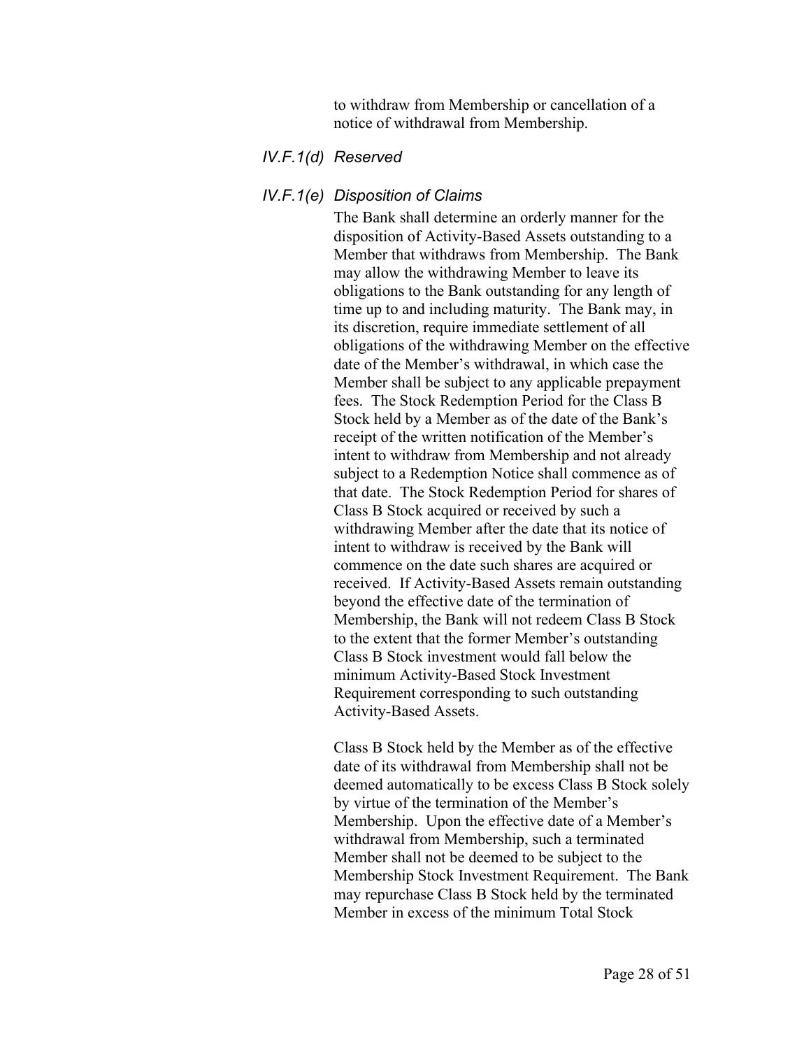to withdraw from Membership or cancellation of a notice of withdrawal from Membership.

### *IV.F.1(d) Reserved*

### *IV.F.1(e) Disposition of Claims*

The Bank shall determine an orderly manner for the disposition of Activity-Based Assets outstanding to a Member that withdraws from Membership. The Bank may allow the withdrawing Member to leave its obligations to the Bank outstanding for any length of time up to and including maturity. The Bank may, in its discretion, require immediate settlement of all obligations of the withdrawing Member on the effective date of the Member's withdrawal, in which case the Member shall be subject to any applicable prepayment fees. The Stock Redemption Period for the Class B Stock held by a Member as of the date of the Bank's receipt of the written notification of the Member's intent to withdraw from Membership and not already subject to a Redemption Notice shall commence as of that date. The Stock Redemption Period for shares of Class B Stock acquired or received by such a withdrawing Member after the date that its notice of intent to withdraw is received by the Bank will commence on the date such shares are acquired or received. If Activity-Based Assets remain outstanding beyond the effective date of the termination of Membership, the Bank will not redeem Class B Stock to the extent that the former Member's outstanding Class B Stock investment would fall below the minimum Activity-Based Stock Investment Requirement corresponding to such outstanding Activity-Based Assets.

Class B Stock held by the Member as of the effective date of its withdrawal from Membership shall not be deemed automatically to be excess Class B Stock solely by virtue of the termination of the Member's Membership. Upon the effective date of a Member's withdrawal from Membership, such a terminated Member shall not be deemed to be subject to the Membership Stock Investment Requirement. The Bank may repurchase Class B Stock held by the terminated Member in excess of the minimum Total Stock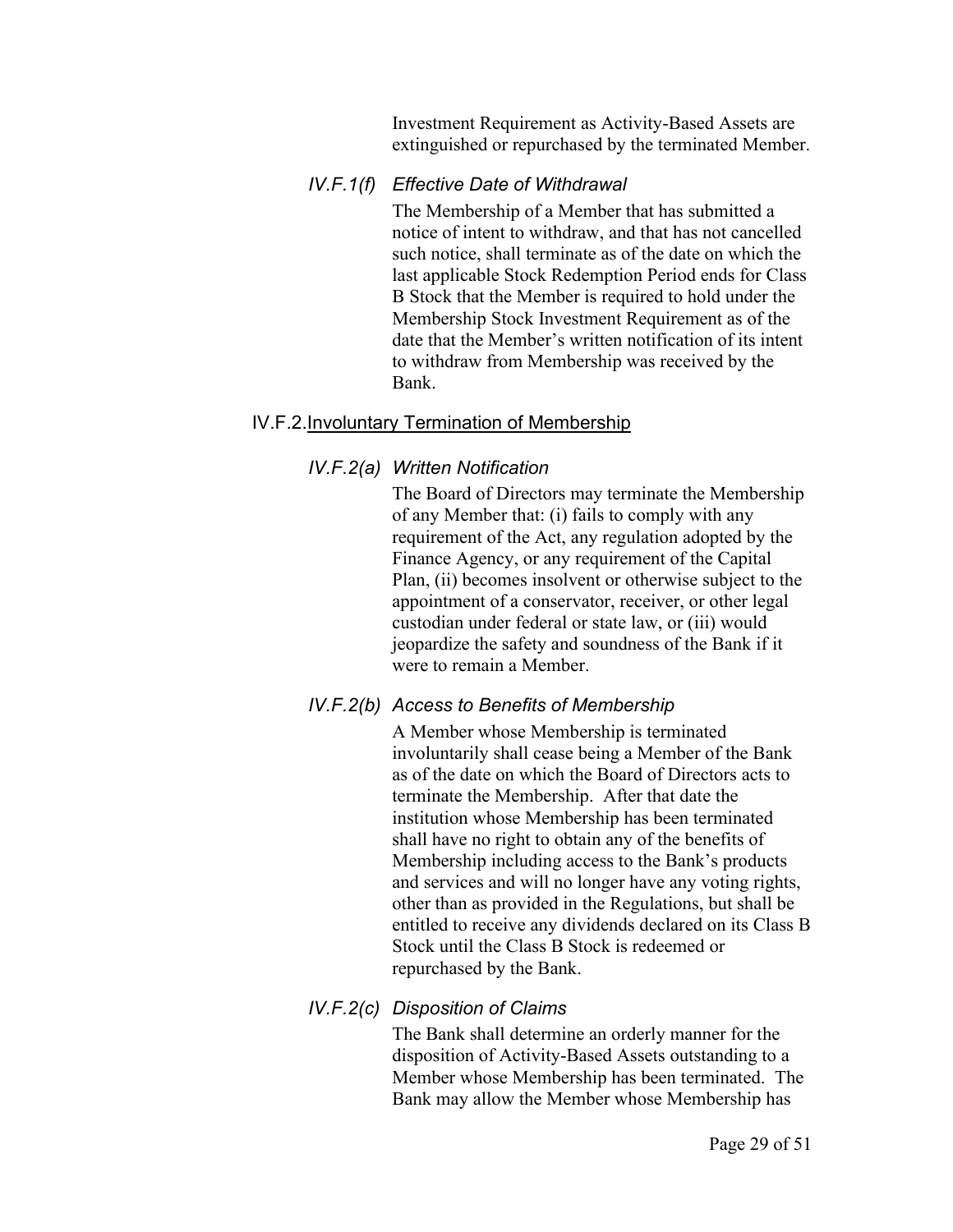Investment Requirement as Activity-Based Assets are extinguished or repurchased by the terminated Member.

#### *IV.F.1(f) Effective Date of Withdrawal*

The Membership of a Member that has submitted a notice of intent to withdraw, and that has not cancelled such notice, shall terminate as of the date on which the last applicable Stock Redemption Period ends for Class B Stock that the Member is required to hold under the Membership Stock Investment Requirement as of the date that the Member's written notification of its intent to withdraw from Membership was received by the Bank.

### IV.F.2. Involuntary Termination of Membership

#### *IV.F.2(a) Written Notification*

The Board of Directors may terminate the Membership of any Member that: (i) fails to comply with any requirement of the Act, any regulation adopted by the Finance Agency, or any requirement of the Capital Plan, (ii) becomes insolvent or otherwise subject to the appointment of a conservator, receiver, or other legal custodian under federal or state law, or (iii) would jeopardize the safety and soundness of the Bank if it were to remain a Member.

#### *IV.F.2(b) Access to Benefits of Membership*

A Member whose Membership is terminated involuntarily shall cease being a Member of the Bank as of the date on which the Board of Directors acts to terminate the Membership. After that date the institution whose Membership has been terminated shall have no right to obtain any of the benefits of Membership including access to the Bank's products and services and will no longer have any voting rights, other than as provided in the Regulations, but shall be entitled to receive any dividends declared on its Class B Stock until the Class B Stock is redeemed or repurchased by the Bank.

#### *IV.F.2(c) Disposition of Claims*

The Bank shall determine an orderly manner for the disposition of Activity-Based Assets outstanding to a Member whose Membership has been terminated. The Bank may allow the Member whose Membership has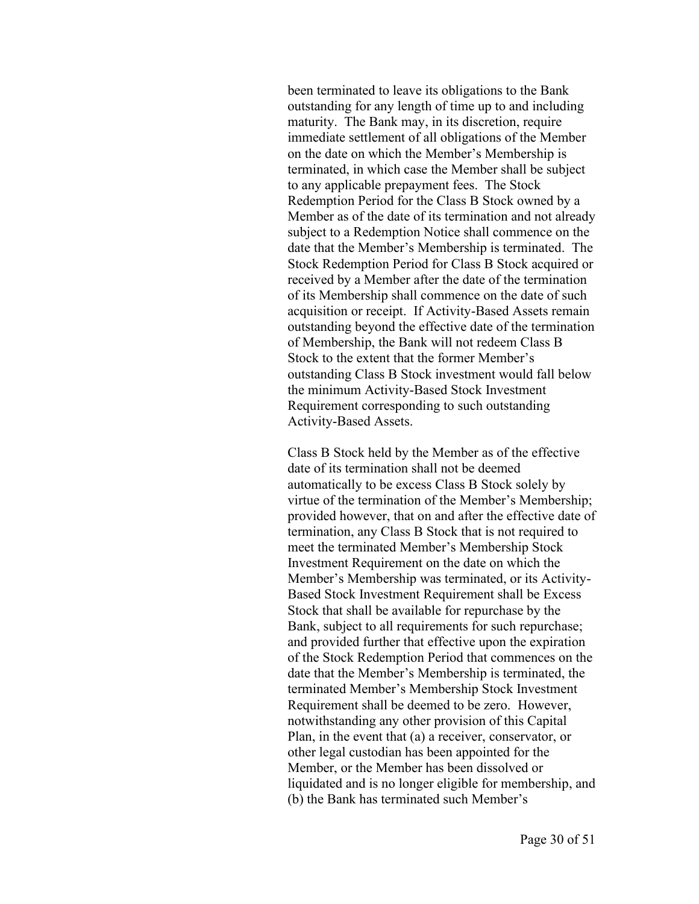been terminated to leave its obligations to the Bank outstanding for any length of time up to and including maturity. The Bank may, in its discretion, require immediate settlement of all obligations of the Member on the date on which the Member's Membership is terminated, in which case the Member shall be subject to any applicable prepayment fees. The Stock Redemption Period for the Class B Stock owned by a Member as of the date of its termination and not already subject to a Redemption Notice shall commence on the date that the Member's Membership is terminated. The Stock Redemption Period for Class B Stock acquired or received by a Member after the date of the termination of its Membership shall commence on the date of such acquisition or receipt. If Activity-Based Assets remain outstanding beyond the effective date of the termination of Membership, the Bank will not redeem Class B Stock to the extent that the former Member's outstanding Class B Stock investment would fall below the minimum Activity-Based Stock Investment Requirement corresponding to such outstanding Activity-Based Assets.

Class B Stock held by the Member as of the effective date of its termination shall not be deemed automatically to be excess Class B Stock solely by virtue of the termination of the Member's Membership; provided however, that on and after the effective date of termination, any Class B Stock that is not required to meet the terminated Member's Membership Stock Investment Requirement on the date on which the Member's Membership was terminated, or its Activity-Based Stock Investment Requirement shall be Excess Stock that shall be available for repurchase by the Bank, subject to all requirements for such repurchase; and provided further that effective upon the expiration of the Stock Redemption Period that commences on the date that the Member's Membership is terminated, the terminated Member's Membership Stock Investment Requirement shall be deemed to be zero. However, notwithstanding any other provision of this Capital Plan, in the event that (a) a receiver, conservator, or other legal custodian has been appointed for the Member, or the Member has been dissolved or liquidated and is no longer eligible for membership, and (b) the Bank has terminated such Member's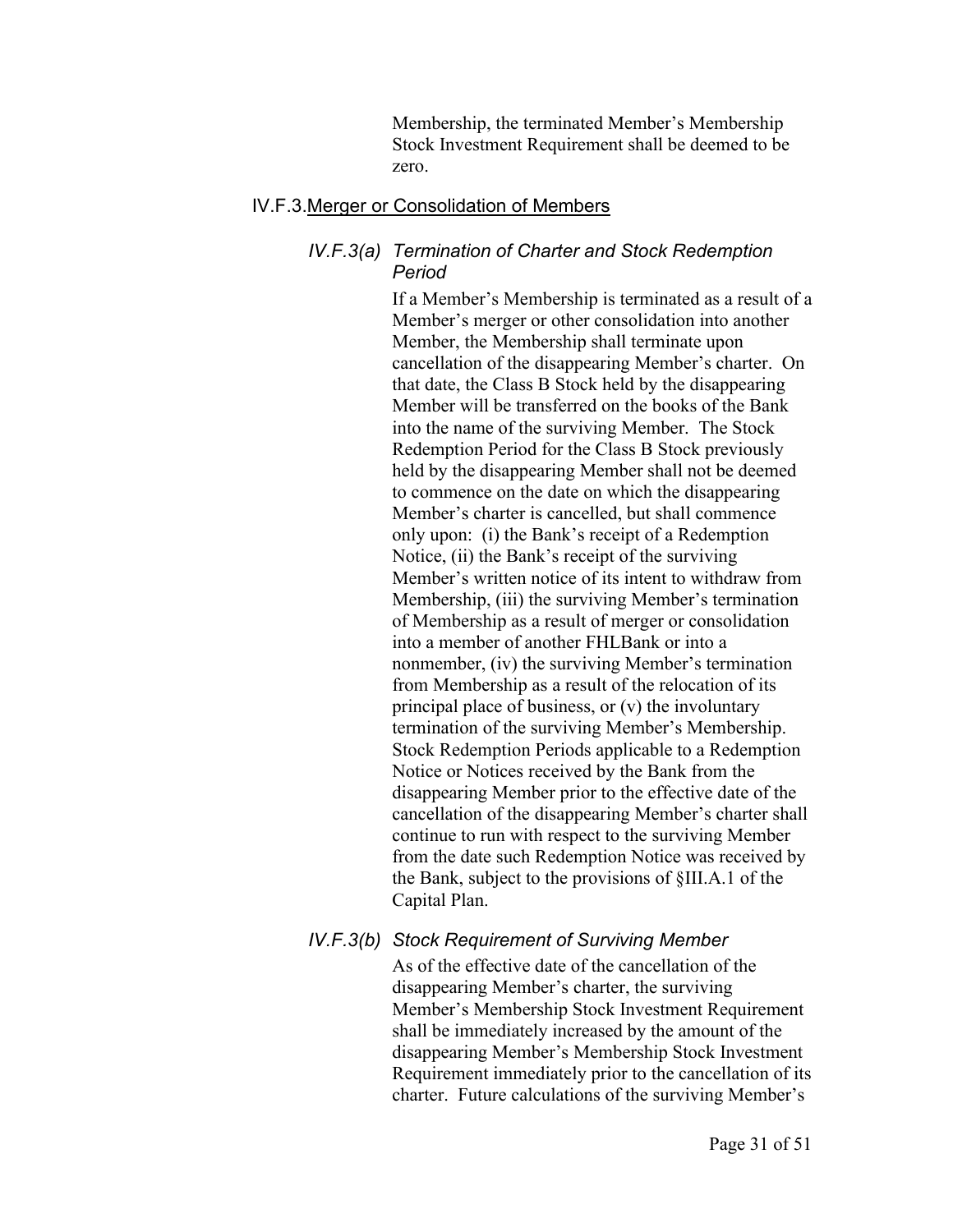Membership, the terminated Member's Membership Stock Investment Requirement shall be deemed to be zero.

## IV.F.3. Merger or Consolidation of Members

### *IV.F.3(a) Termination of Charter and Stock Redemption Period*

If a Member's Membership is terminated as a result of a Member's merger or other consolidation into another Member, the Membership shall terminate upon cancellation of the disappearing Member's charter. On that date, the Class B Stock held by the disappearing Member will be transferred on the books of the Bank into the name of the surviving Member. The Stock Redemption Period for the Class B Stock previously held by the disappearing Member shall not be deemed to commence on the date on which the disappearing Member's charter is cancelled, but shall commence only upon: (i) the Bank's receipt of a Redemption Notice, (ii) the Bank's receipt of the surviving Member's written notice of its intent to withdraw from Membership, (iii) the surviving Member's termination of Membership as a result of merger or consolidation into a member of another FHLBank or into a nonmember, (iv) the surviving Member's termination from Membership as a result of the relocation of its principal place of business, or (v) the involuntary termination of the surviving Member's Membership. Stock Redemption Periods applicable to a Redemption Notice or Notices received by the Bank from the disappearing Member prior to the effective date of the cancellation of the disappearing Member's charter shall continue to run with respect to the surviving Member from the date such Redemption Notice was received by the Bank, subject to the provisions of §III.A.1 of the Capital Plan.

### *IV.F.3(b) Stock Requirement of Surviving Member*

As of the effective date of the cancellation of the disappearing Member's charter, the surviving Member's Membership Stock Investment Requirement shall be immediately increased by the amount of the disappearing Member's Membership Stock Investment Requirement immediately prior to the cancellation of its charter. Future calculations of the surviving Member's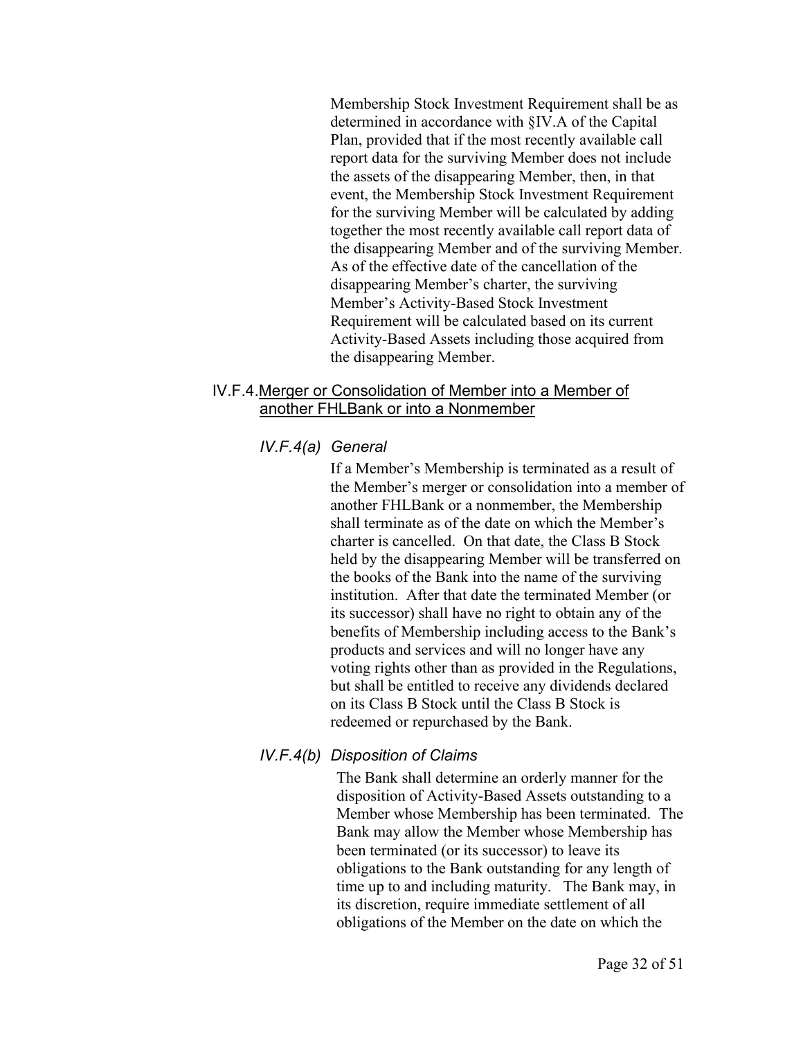Membership Stock Investment Requirement shall be as determined in accordance with §IV.A of the Capital Plan, provided that if the most recently available call report data for the surviving Member does not include the assets of the disappearing Member, then, in that event, the Membership Stock Investment Requirement for the surviving Member will be calculated by adding together the most recently available call report data of the disappearing Member and of the surviving Member. As of the effective date of the cancellation of the disappearing Member's charter, the surviving Member's Activity-Based Stock Investment Requirement will be calculated based on its current Activity-Based Assets including those acquired from the disappearing Member.

### IV.F.4. Merger or Consolidation of Member into a Member of another FHLBank or into a Nonmember

#### *IV.F.4(a) General*

If a Member's Membership is terminated as a result of the Member's merger or consolidation into a member of another FHLBank or a nonmember, the Membership shall terminate as of the date on which the Member's charter is cancelled. On that date, the Class B Stock held by the disappearing Member will be transferred on the books of the Bank into the name of the surviving institution. After that date the terminated Member (or its successor) shall have no right to obtain any of the benefits of Membership including access to the Bank's products and services and will no longer have any voting rights other than as provided in the Regulations, but shall be entitled to receive any dividends declared on its Class B Stock until the Class B Stock is redeemed or repurchased by the Bank.

#### *IV.F.4(b) Disposition of Claims*

The Bank shall determine an orderly manner for the disposition of Activity-Based Assets outstanding to a Member whose Membership has been terminated. The Bank may allow the Member whose Membership has been terminated (or its successor) to leave its obligations to the Bank outstanding for any length of time up to and including maturity. The Bank may, in its discretion, require immediate settlement of all obligations of the Member on the date on which the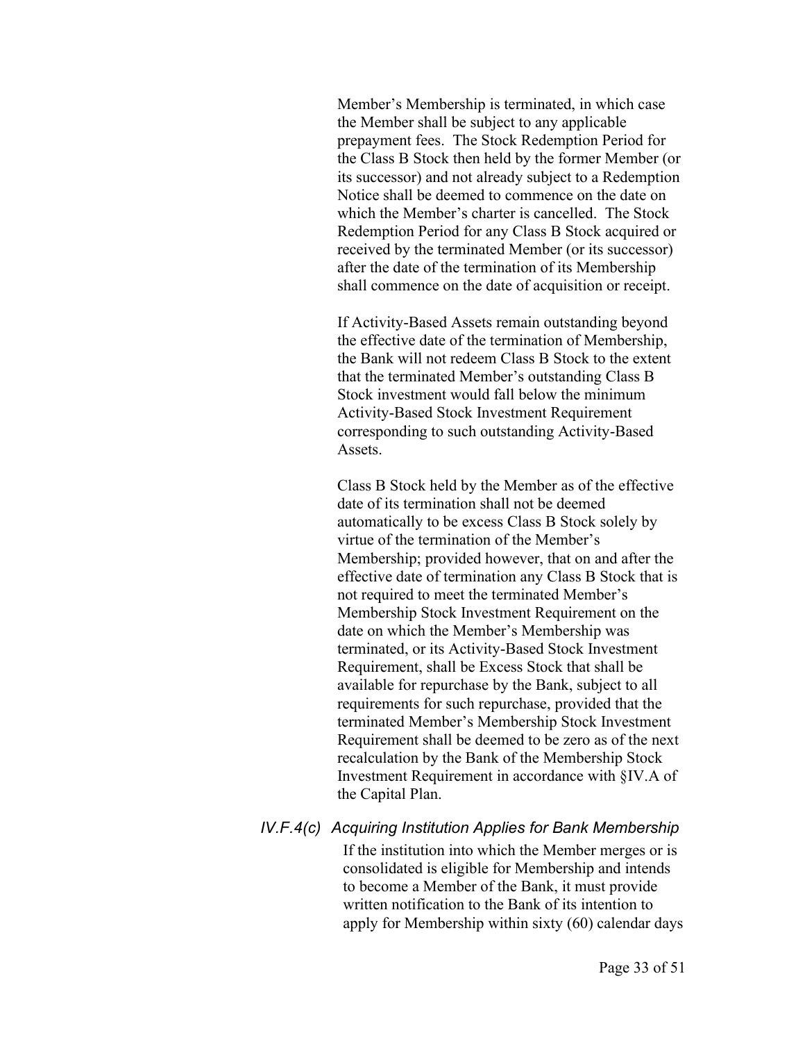Member's Membership is terminated, in which case the Member shall be subject to any applicable prepayment fees. The Stock Redemption Period for the Class B Stock then held by the former Member (or its successor) and not already subject to a Redemption Notice shall be deemed to commence on the date on which the Member's charter is cancelled. The Stock Redemption Period for any Class B Stock acquired or received by the terminated Member (or its successor) after the date of the termination of its Membership shall commence on the date of acquisition or receipt.

If Activity-Based Assets remain outstanding beyond the effective date of the termination of Membership, the Bank will not redeem Class B Stock to the extent that the terminated Member's outstanding Class B Stock investment would fall below the minimum Activity-Based Stock Investment Requirement corresponding to such outstanding Activity-Based Assets.

Class B Stock held by the Member as of the effective date of its termination shall not be deemed automatically to be excess Class B Stock solely by virtue of the termination of the Member's Membership; provided however, that on and after the effective date of termination any Class B Stock that is not required to meet the terminated Member's Membership Stock Investment Requirement on the date on which the Member's Membership was terminated, or its Activity-Based Stock Investment Requirement, shall be Excess Stock that shall be available for repurchase by the Bank, subject to all requirements for such repurchase, provided that the terminated Member's Membership Stock Investment Requirement shall be deemed to be zero as of the next recalculation by the Bank of the Membership Stock Investment Requirement in accordance with §IV.A of the Capital Plan.

### *IV.F.4(c) Acquiring Institution Applies for Bank Membership*

If the institution into which the Member merges or is consolidated is eligible for Membership and intends to become a Member of the Bank, it must provide written notification to the Bank of its intention to apply for Membership within sixty (60) calendar days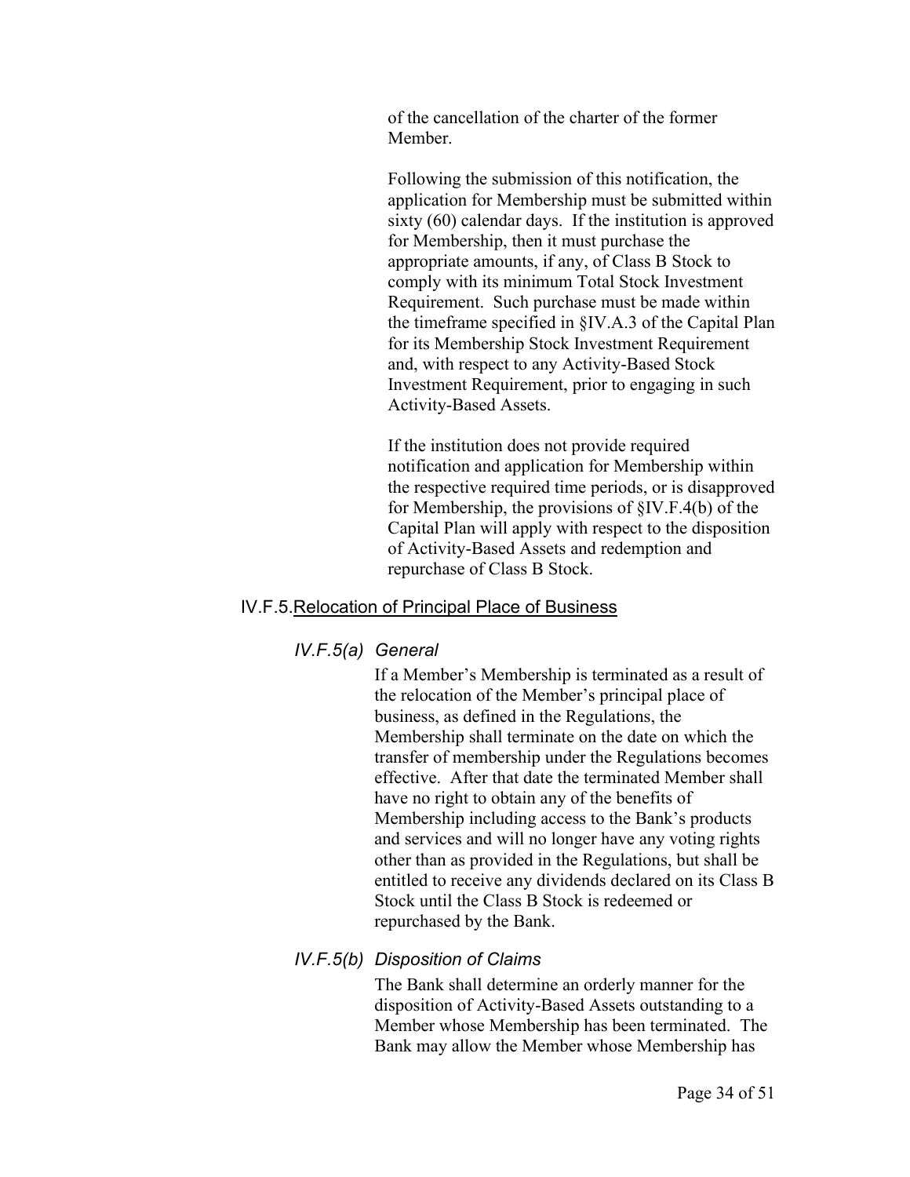of the cancellation of the charter of the former Member.

Following the submission of this notification, the application for Membership must be submitted within sixty (60) calendar days. If the institution is approved for Membership, then it must purchase the appropriate amounts, if any, of Class B Stock to comply with its minimum Total Stock Investment Requirement. Such purchase must be made within the timeframe specified in §IV.A.3 of the Capital Plan for its Membership Stock Investment Requirement and, with respect to any Activity-Based Stock Investment Requirement, prior to engaging in such Activity-Based Assets.

If the institution does not provide required notification and application for Membership within the respective required time periods, or is disapproved for Membership, the provisions of §IV.F.4(b) of the Capital Plan will apply with respect to the disposition of Activity-Based Assets and redemption and repurchase of Class B Stock.

## IV.F.5. Relocation of Principal Place of Business

### *IV.F.5(a) General*

If a Member's Membership is terminated as a result of the relocation of the Member's principal place of business, as defined in the Regulations, the Membership shall terminate on the date on which the transfer of membership under the Regulations becomes effective. After that date the terminated Member shall have no right to obtain any of the benefits of Membership including access to the Bank's products and services and will no longer have any voting rights other than as provided in the Regulations, but shall be entitled to receive any dividends declared on its Class B Stock until the Class B Stock is redeemed or repurchased by the Bank.

### *IV.F.5(b) Disposition of Claims*

The Bank shall determine an orderly manner for the disposition of Activity-Based Assets outstanding to a Member whose Membership has been terminated. The Bank may allow the Member whose Membership has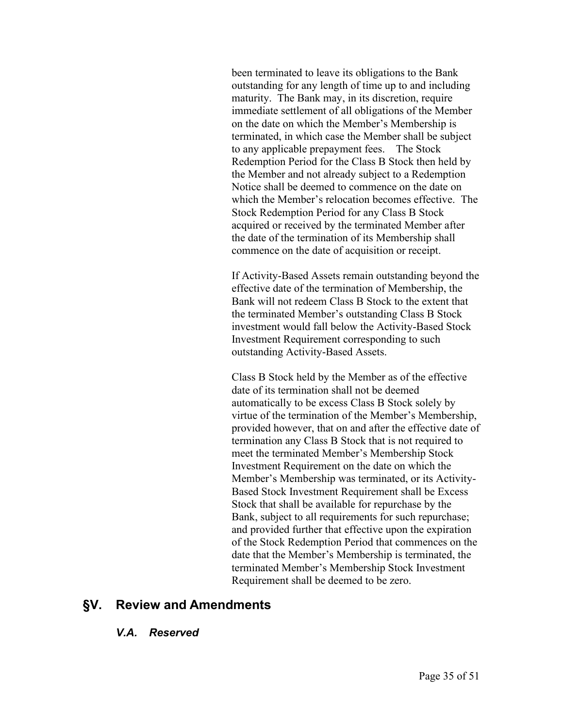been terminated to leave its obligations to the Bank outstanding for any length of time up to and including maturity. The Bank may, in its discretion, require immediate settlement of all obligations of the Member on the date on which the Member's Membership is terminated, in which case the Member shall be subject to any applicable prepayment fees. The Stock Redemption Period for the Class B Stock then held by the Member and not already subject to a Redemption Notice shall be deemed to commence on the date on which the Member's relocation becomes effective. The Stock Redemption Period for any Class B Stock acquired or received by the terminated Member after the date of the termination of its Membership shall commence on the date of acquisition or receipt.

If Activity-Based Assets remain outstanding beyond the effective date of the termination of Membership, the Bank will not redeem Class B Stock to the extent that the terminated Member's outstanding Class B Stock investment would fall below the Activity-Based Stock Investment Requirement corresponding to such outstanding Activity-Based Assets.

Class B Stock held by the Member as of the effective date of its termination shall not be deemed automatically to be excess Class B Stock solely by virtue of the termination of the Member's Membership, provided however, that on and after the effective date of termination any Class B Stock that is not required to meet the terminated Member's Membership Stock Investment Requirement on the date on which the Member's Membership was terminated, or its Activity-Based Stock Investment Requirement shall be Excess Stock that shall be available for repurchase by the Bank, subject to all requirements for such repurchase; and provided further that effective upon the expiration of the Stock Redemption Period that commences on the date that the Member's Membership is terminated, the terminated Member's Membership Stock Investment Requirement shall be deemed to be zero.

## §V. Review and Amendments

### *V.A. Reserved*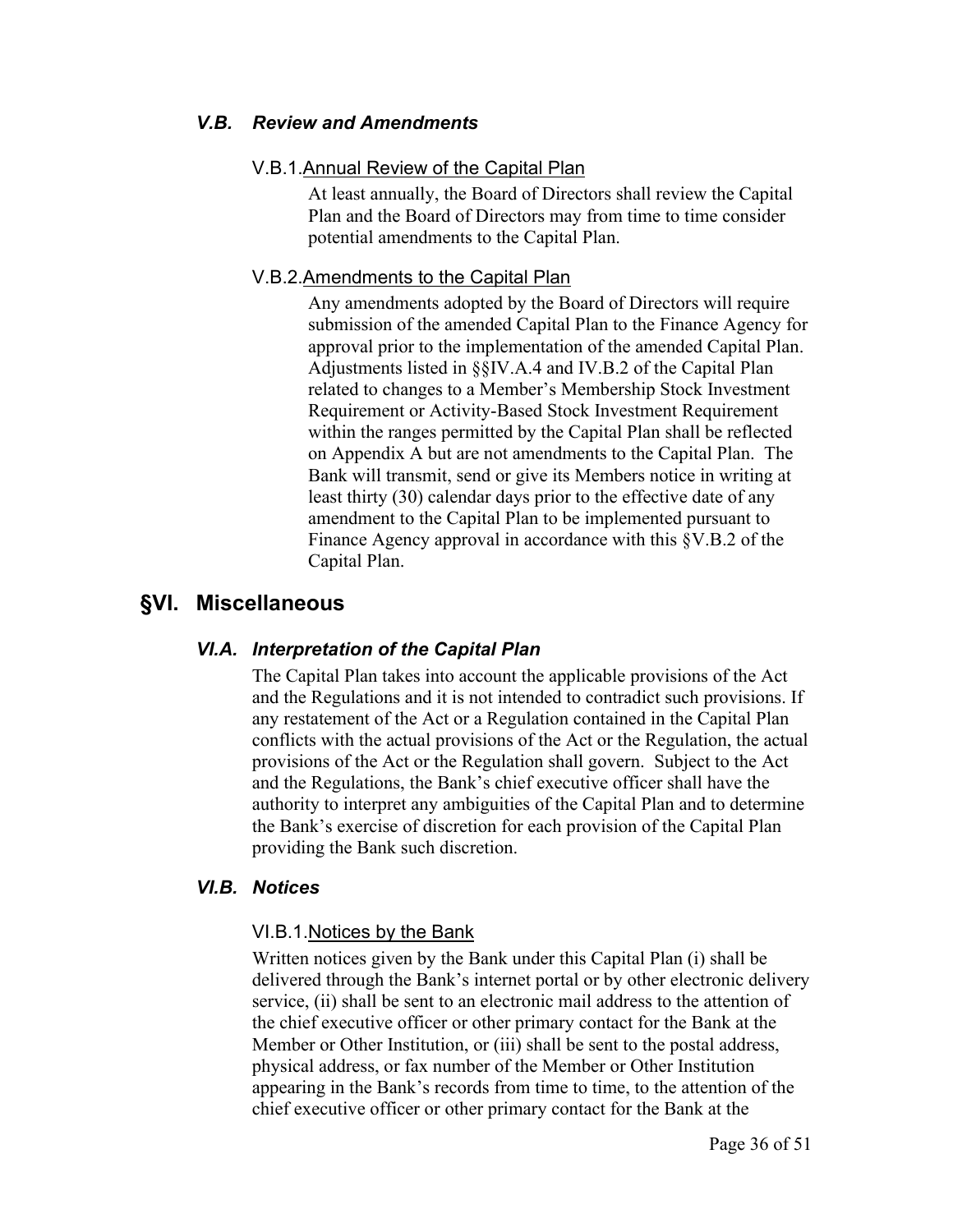### *V.B. Review and Amendments*

#### V.B.1. Annual Review of the Capital Plan

At least annually, the Board of Directors shall review the Capital Plan and the Board of Directors may from time to time consider potential amendments to the Capital Plan.

#### V.B.2. Amendments to the Capital Plan

Any amendments adopted by the Board of Directors will require submission of the amended Capital Plan to the Finance Agency for approval prior to the implementation of the amended Capital Plan. Adjustments listed in §§IV.A.4 and IV.B.2 of the Capital Plan related to changes to a Member's Membership Stock Investment Requirement or Activity-Based Stock Investment Requirement within the ranges permitted by the Capital Plan shall be reflected on Appendix A but are not amendments to the Capital Plan. The Bank will transmit, send or give its Members notice in writing at least thirty (30) calendar days prior to the effective date of any amendment to the Capital Plan to be implemented pursuant to Finance Agency approval in accordance with this §V.B.2 of the Capital Plan.

## §VI. Miscellaneous

### *VI.A. Interpretation of the Capital Plan*

The Capital Plan takes into account the applicable provisions of the Act and the Regulations and it is not intended to contradict such provisions. If any restatement of the Act or a Regulation contained in the Capital Plan conflicts with the actual provisions of the Act or the Regulation, the actual provisions of the Act or the Regulation shall govern. Subject to the Act and the Regulations, the Bank's chief executive officer shall have the authority to interpret any ambiguities of the Capital Plan and to determine the Bank's exercise of discretion for each provision of the Capital Plan providing the Bank such discretion.

### *VI.B. Notices*

#### VI.B.1. Notices by the Bank

Written notices given by the Bank under this Capital Plan (i) shall be delivered through the Bank's internet portal or by other electronic delivery service, (ii) shall be sent to an electronic mail address to the attention of the chief executive officer or other primary contact for the Bank at the Member or Other Institution, or (iii) shall be sent to the postal address, physical address, or fax number of the Member or Other Institution appearing in the Bank's records from time to time, to the attention of the chief executive officer or other primary contact for the Bank at the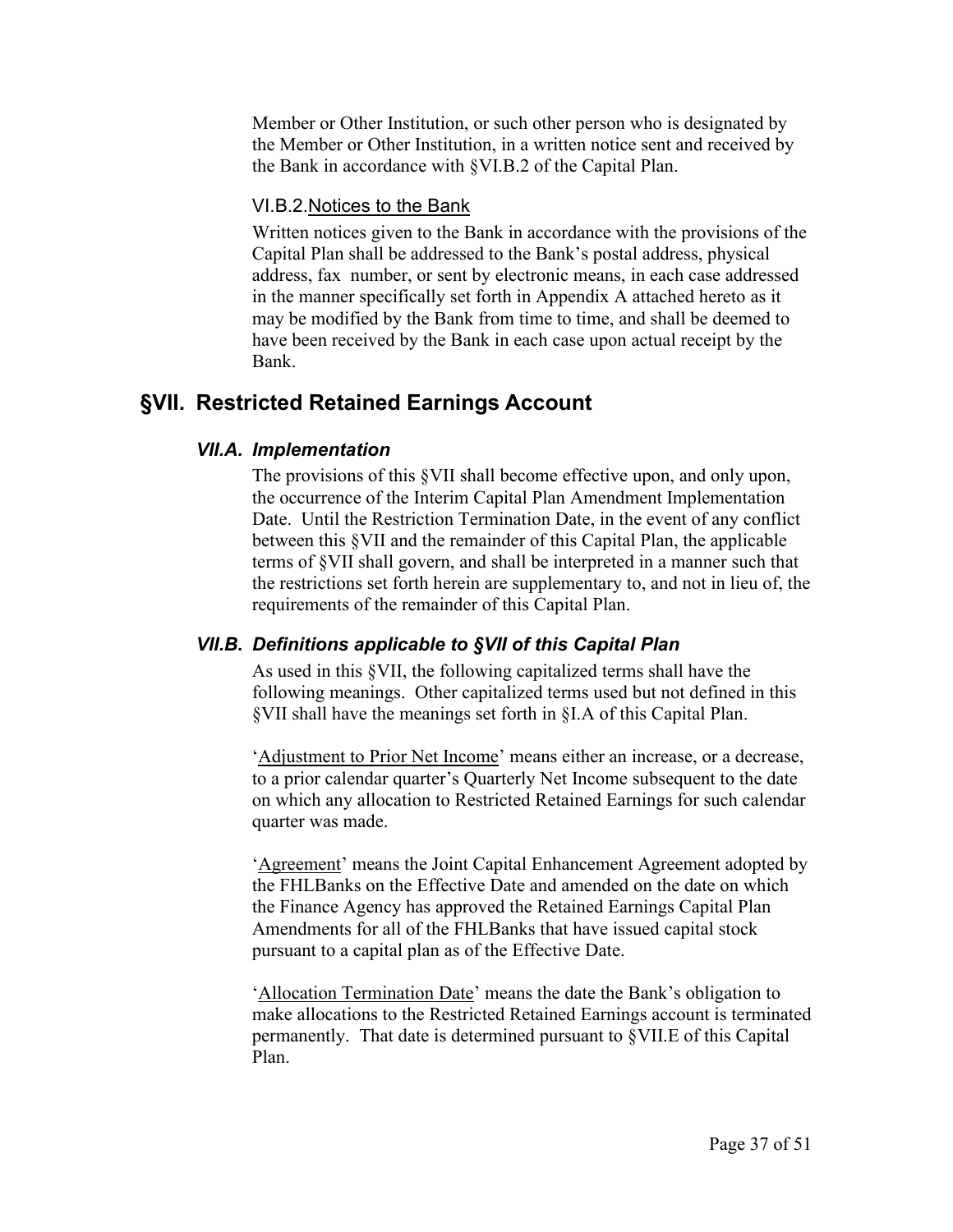Member or Other Institution, or such other person who is designated by the Member or Other Institution, in a written notice sent and received by the Bank in accordance with §VI.B.2 of the Capital Plan.

#### VI.B.2. Notices to the Bank

Written notices given to the Bank in accordance with the provisions of the Capital Plan shall be addressed to the Bank's postal address, physical address, fax number, or sent by electronic means, in each case addressed in the manner specifically set forth in Appendix A attached hereto as it may be modified by the Bank from time to time, and shall be deemed to have been received by the Bank in each case upon actual receipt by the Bank.

## §VII. Restricted Retained Earnings Account

### *VII.A. Implementation*

The provisions of this §VII shall become effective upon, and only upon, the occurrence of the Interim Capital Plan Amendment Implementation Date. Until the Restriction Termination Date, in the event of any conflict between this §VII and the remainder of this Capital Plan, the applicable terms of §VII shall govern, and shall be interpreted in a manner such that the restrictions set forth herein are supplementary to, and not in lieu of, the requirements of the remainder of this Capital Plan.

### *VII.B. Definitions applicable to §VII of this Capital Plan*

As used in this §VII, the following capitalized terms shall have the following meanings. Other capitalized terms used but not defined in this §VII shall have the meanings set forth in §I.A of this Capital Plan.

'Adjustment to Prior Net Income' means either an increase, or a decrease, to a prior calendar quarter's Quarterly Net Income subsequent to the date on which any allocation to Restricted Retained Earnings for such calendar quarter was made.

'Agreement' means the Joint Capital Enhancement Agreement adopted by the FHLBanks on the Effective Date and amended on the date on which the Finance Agency has approved the Retained Earnings Capital Plan Amendments for all of the FHLBanks that have issued capital stock pursuant to a capital plan as of the Effective Date.

'Allocation Termination Date' means the date the Bank's obligation to make allocations to the Restricted Retained Earnings account is terminated permanently. That date is determined pursuant to §VII.E of this Capital Plan.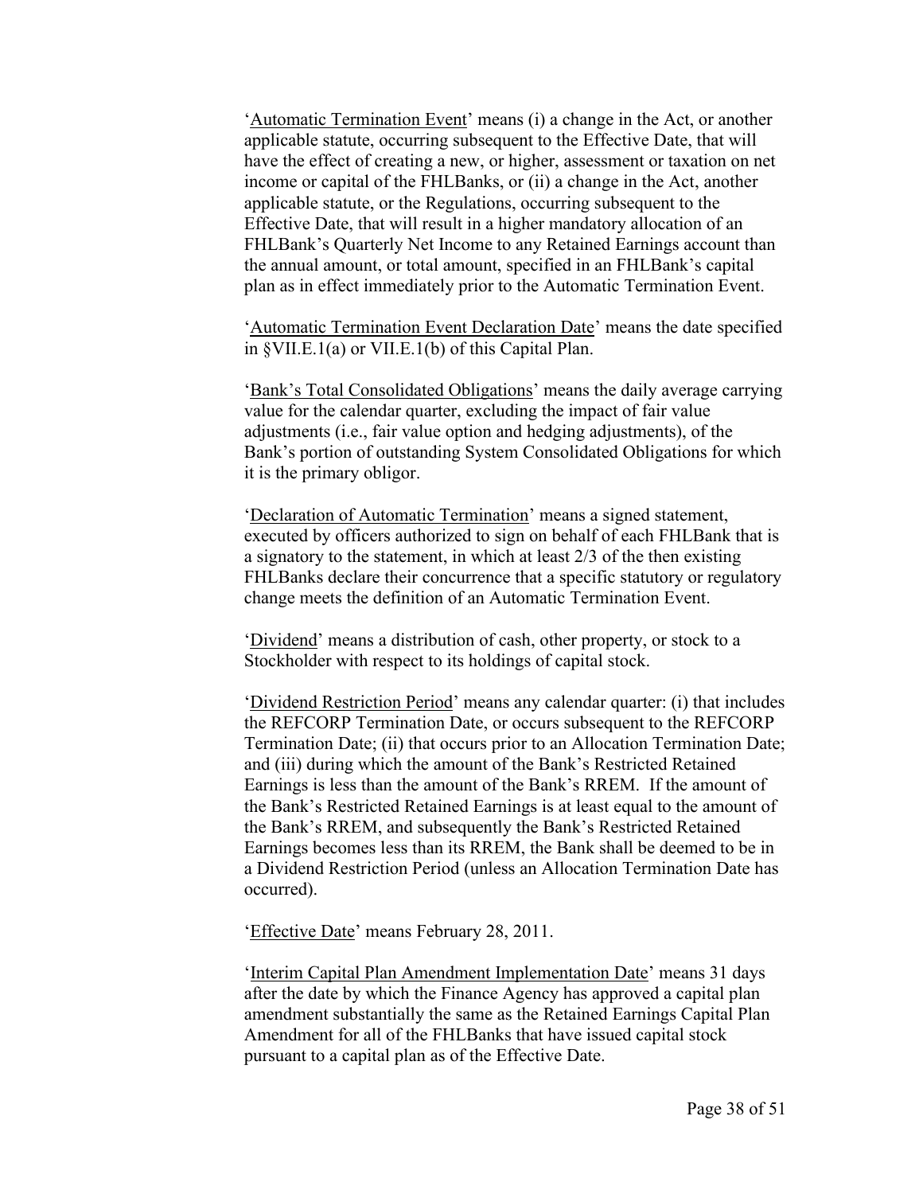'Automatic Termination Event' means (i) a change in the Act, or another applicable statute, occurring subsequent to the Effective Date, that will have the effect of creating a new, or higher, assessment or taxation on net income or capital of the FHLBanks, or (ii) a change in the Act, another applicable statute, or the Regulations, occurring subsequent to the Effective Date, that will result in a higher mandatory allocation of an FHLBank's Quarterly Net Income to any Retained Earnings account than the annual amount, or total amount, specified in an FHLBank's capital plan as in effect immediately prior to the Automatic Termination Event.

'Automatic Termination Event Declaration Date' means the date specified in §VII.E.1(a) or VII.E.1(b) of this Capital Plan.

'Bank's Total Consolidated Obligations' means the daily average carrying value for the calendar quarter, excluding the impact of fair value adjustments (i.e., fair value option and hedging adjustments), of the Bank's portion of outstanding System Consolidated Obligations for which it is the primary obligor.

'Declaration of Automatic Termination' means a signed statement, executed by officers authorized to sign on behalf of each FHLBank that is a signatory to the statement, in which at least 2/3 of the then existing FHLBanks declare their concurrence that a specific statutory or regulatory change meets the definition of an Automatic Termination Event.

'Dividend' means a distribution of cash, other property, or stock to a Stockholder with respect to its holdings of capital stock.

'Dividend Restriction Period' means any calendar quarter: (i) that includes the REFCORP Termination Date, or occurs subsequent to the REFCORP Termination Date; (ii) that occurs prior to an Allocation Termination Date; and (iii) during which the amount of the Bank's Restricted Retained Earnings is less than the amount of the Bank's RREM. If the amount of the Bank's Restricted Retained Earnings is at least equal to the amount of the Bank's RREM, and subsequently the Bank's Restricted Retained Earnings becomes less than its RREM, the Bank shall be deemed to be in a Dividend Restriction Period (unless an Allocation Termination Date has occurred).

'Effective Date' means February 28, 2011.

'Interim Capital Plan Amendment Implementation Date' means 31 days after the date by which the Finance Agency has approved a capital plan amendment substantially the same as the Retained Earnings Capital Plan Amendment for all of the FHLBanks that have issued capital stock pursuant to a capital plan as of the Effective Date.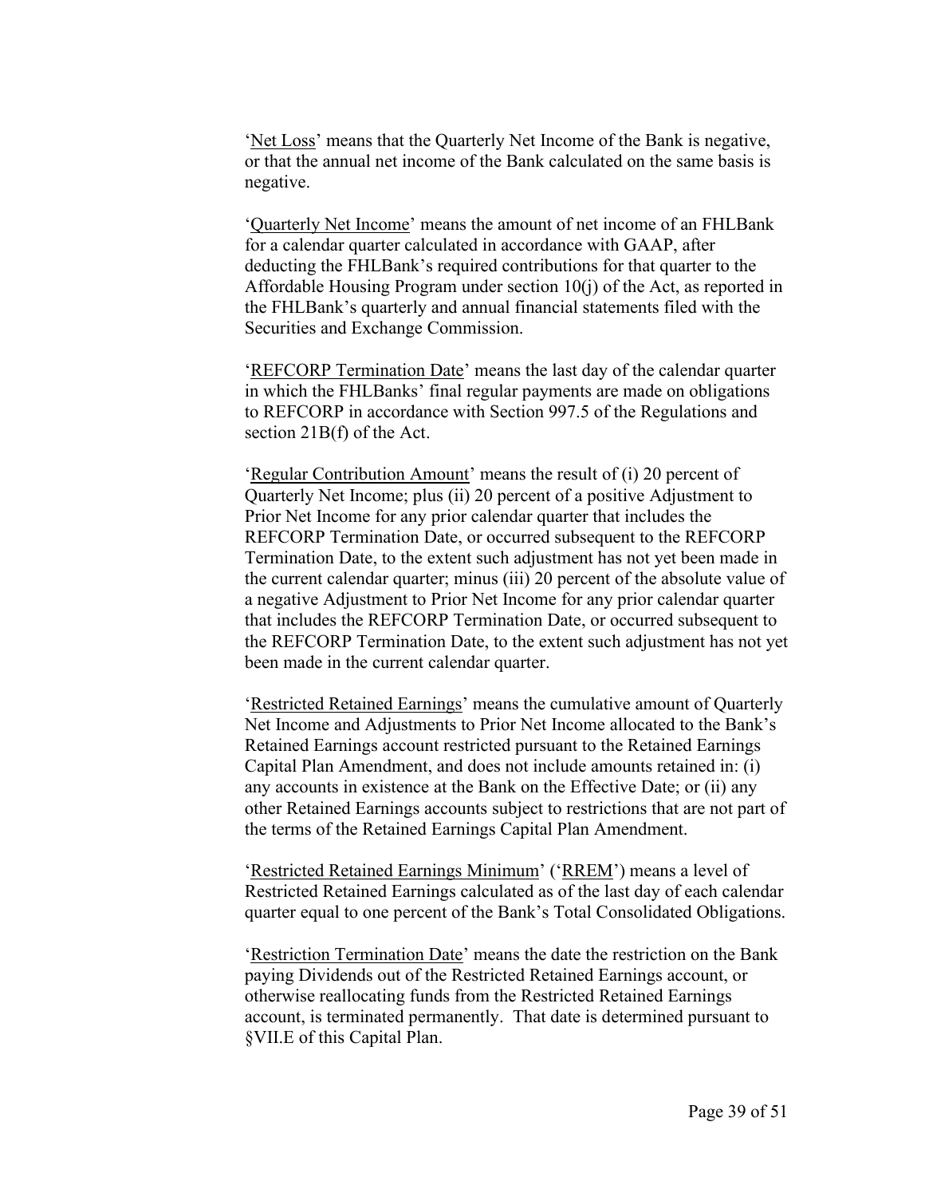'Net Loss' means that the Quarterly Net Income of the Bank is negative, or that the annual net income of the Bank calculated on the same basis is negative.

'Quarterly Net Income' means the amount of net income of an FHLBank for a calendar quarter calculated in accordance with GAAP, after deducting the FHLBank's required contributions for that quarter to the Affordable Housing Program under section 10(j) of the Act, as reported in the FHLBank's quarterly and annual financial statements filed with the Securities and Exchange Commission.

'REFCORP Termination Date' means the last day of the calendar quarter in which the FHLBanks' final regular payments are made on obligations to REFCORP in accordance with Section 997.5 of the Regulations and section 21B(f) of the Act.

'Regular Contribution Amount' means the result of (i) 20 percent of Quarterly Net Income; plus (ii) 20 percent of a positive Adjustment to Prior Net Income for any prior calendar quarter that includes the REFCORP Termination Date, or occurred subsequent to the REFCORP Termination Date, to the extent such adjustment has not yet been made in the current calendar quarter; minus (iii) 20 percent of the absolute value of a negative Adjustment to Prior Net Income for any prior calendar quarter that includes the REFCORP Termination Date, or occurred subsequent to the REFCORP Termination Date, to the extent such adjustment has not yet been made in the current calendar quarter.

'Restricted Retained Earnings' means the cumulative amount of Quarterly Net Income and Adjustments to Prior Net Income allocated to the Bank's Retained Earnings account restricted pursuant to the Retained Earnings Capital Plan Amendment, and does not include amounts retained in: (i) any accounts in existence at the Bank on the Effective Date; or (ii) any other Retained Earnings accounts subject to restrictions that are not part of the terms of the Retained Earnings Capital Plan Amendment.

'Restricted Retained Earnings Minimum' ('RREM') means a level of Restricted Retained Earnings calculated as of the last day of each calendar quarter equal to one percent of the Bank's Total Consolidated Obligations.

'Restriction Termination Date' means the date the restriction on the Bank paying Dividends out of the Restricted Retained Earnings account, or otherwise reallocating funds from the Restricted Retained Earnings account, is terminated permanently. That date is determined pursuant to §VII.E of this Capital Plan.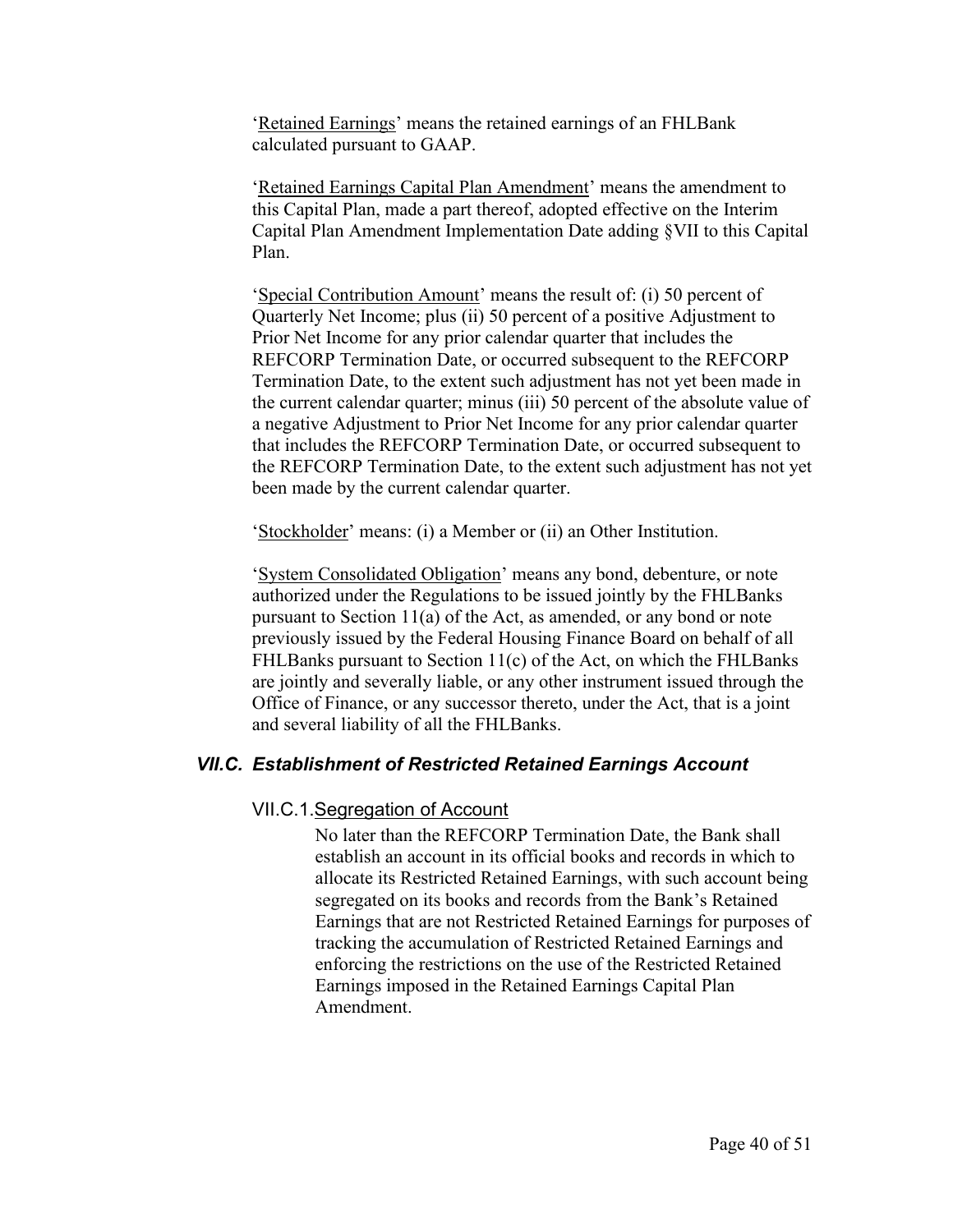'Retained Earnings' means the retained earnings of an FHLBank calculated pursuant to GAAP.

'Retained Earnings Capital Plan Amendment' means the amendment to this Capital Plan, made a part thereof, adopted effective on the Interim Capital Plan Amendment Implementation Date adding §VII to this Capital Plan.

'Special Contribution Amount' means the result of: (i) 50 percent of Quarterly Net Income; plus (ii) 50 percent of a positive Adjustment to Prior Net Income for any prior calendar quarter that includes the REFCORP Termination Date, or occurred subsequent to the REFCORP Termination Date, to the extent such adjustment has not yet been made in the current calendar quarter; minus (iii) 50 percent of the absolute value of a negative Adjustment to Prior Net Income for any prior calendar quarter that includes the REFCORP Termination Date, or occurred subsequent to the REFCORP Termination Date, to the extent such adjustment has not yet been made by the current calendar quarter.

'Stockholder' means: (i) a Member or (ii) an Other Institution.

'System Consolidated Obligation' means any bond, debenture, or note authorized under the Regulations to be issued jointly by the FHLBanks pursuant to Section 11(a) of the Act, as amended, or any bond or note previously issued by the Federal Housing Finance Board on behalf of all FHLBanks pursuant to Section 11(c) of the Act, on which the FHLBanks are jointly and severally liable, or any other instrument issued through the Office of Finance, or any successor thereto, under the Act, that is a joint and several liability of all the FHLBanks.

### *VII.C. Establishment of Restricted Retained Earnings Account*

#### VII.C.1. Segregation of Account

No later than the REFCORP Termination Date, the Bank shall establish an account in its official books and records in which to allocate its Restricted Retained Earnings, with such account being segregated on its books and records from the Bank's Retained Earnings that are not Restricted Retained Earnings for purposes of tracking the accumulation of Restricted Retained Earnings and enforcing the restrictions on the use of the Restricted Retained Earnings imposed in the Retained Earnings Capital Plan Amendment.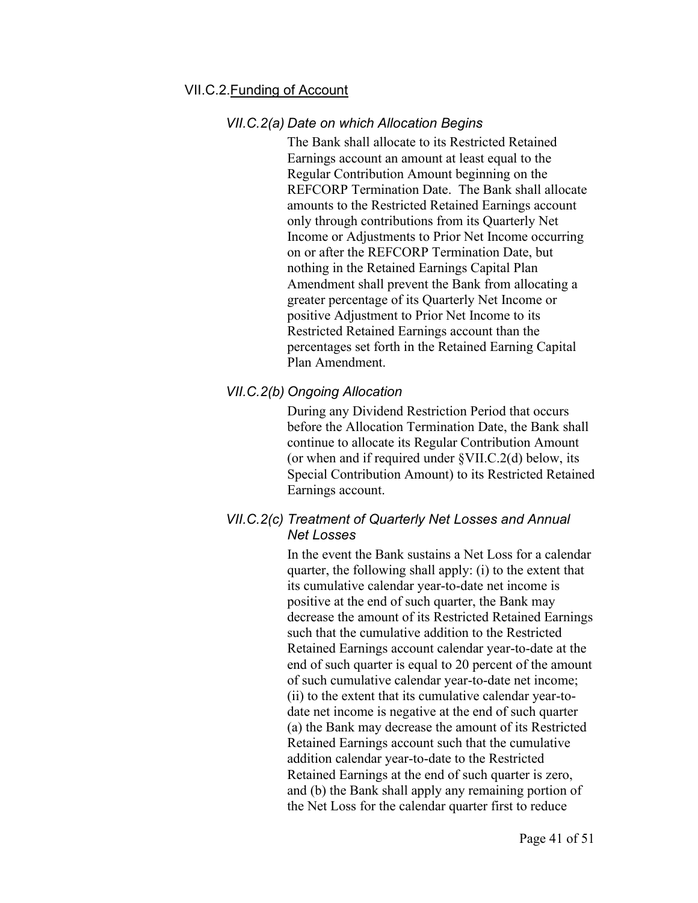### VII.C.2. Funding of Account

#### *VII.C.2(a) Date on which Allocation Begins*

The Bank shall allocate to its Restricted Retained Earnings account an amount at least equal to the Regular Contribution Amount beginning on the REFCORP Termination Date. The Bank shall allocate amounts to the Restricted Retained Earnings account only through contributions from its Quarterly Net Income or Adjustments to Prior Net Income occurring on or after the REFCORP Termination Date, but nothing in the Retained Earnings Capital Plan Amendment shall prevent the Bank from allocating a greater percentage of its Quarterly Net Income or positive Adjustment to Prior Net Income to its Restricted Retained Earnings account than the percentages set forth in the Retained Earning Capital Plan Amendment.

#### *VII.C.2(b) Ongoing Allocation*

During any Dividend Restriction Period that occurs before the Allocation Termination Date, the Bank shall continue to allocate its Regular Contribution Amount (or when and if required under §VII.C.2(d) below, its Special Contribution Amount) to its Restricted Retained Earnings account.

#### *VII.C.2(c) Treatment of Quarterly Net Losses and Annual Net Losses*

In the event the Bank sustains a Net Loss for a calendar quarter, the following shall apply: (i) to the extent that its cumulative calendar year-to-date net income is positive at the end of such quarter, the Bank may decrease the amount of its Restricted Retained Earnings such that the cumulative addition to the Restricted Retained Earnings account calendar year-to-date at the end of such quarter is equal to 20 percent of the amount of such cumulative calendar year-to-date net income; (ii) to the extent that its cumulative calendar year-to-date net income is negative at the end of such quarter (a) the Bank may decrease the amount of its Restricted Retained Earnings account such that the cumulative addition calendar year-to-date to the Restricted Retained Earnings at the end of such quarter is zero, and (b) the Bank shall apply any remaining portion of the Net Loss for the calendar quarter first to reduce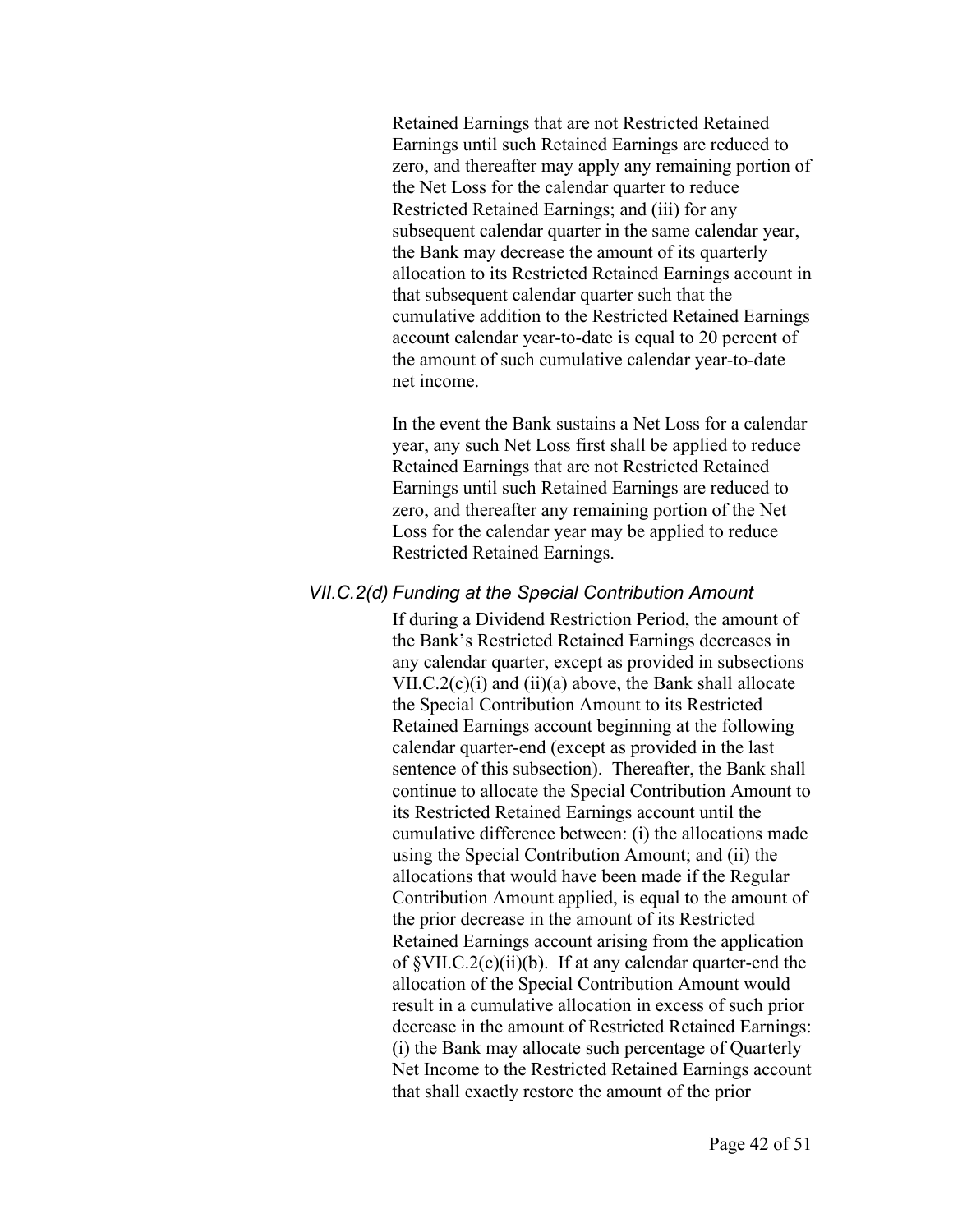Retained Earnings that are not Restricted Retained Earnings until such Retained Earnings are reduced to zero, and thereafter may apply any remaining portion of the Net Loss for the calendar quarter to reduce Restricted Retained Earnings; and (iii) for any subsequent calendar quarter in the same calendar year, the Bank may decrease the amount of its quarterly allocation to its Restricted Retained Earnings account in that subsequent calendar quarter such that the cumulative addition to the Restricted Retained Earnings account calendar year-to-date is equal to 20 percent of the amount of such cumulative calendar year-to-date net income.

In the event the Bank sustains a Net Loss for a calendar year, any such Net Loss first shall be applied to reduce Retained Earnings that are not Restricted Retained Earnings until such Retained Earnings are reduced to zero, and thereafter any remaining portion of the Net Loss for the calendar year may be applied to reduce Restricted Retained Earnings.

### *VII.C.2(d) Funding at the Special Contribution Amount*

If during a Dividend Restriction Period, the amount of the Bank's Restricted Retained Earnings decreases in any calendar quarter, except as provided in subsections VII.C.2(c)(i) and (ii)(a) above, the Bank shall allocate the Special Contribution Amount to its Restricted Retained Earnings account beginning at the following calendar quarter-end (except as provided in the last sentence of this subsection). Thereafter, the Bank shall continue to allocate the Special Contribution Amount to its Restricted Retained Earnings account until the cumulative difference between: (i) the allocations made using the Special Contribution Amount; and (ii) the allocations that would have been made if the Regular Contribution Amount applied, is equal to the amount of the prior decrease in the amount of its Restricted Retained Earnings account arising from the application of §VII.C.2(c)(ii)(b). If at any calendar quarter-end the allocation of the Special Contribution Amount would result in a cumulative allocation in excess of such prior decrease in the amount of Restricted Retained Earnings: (i) the Bank may allocate such percentage of Quarterly Net Income to the Restricted Retained Earnings account that shall exactly restore the amount of the prior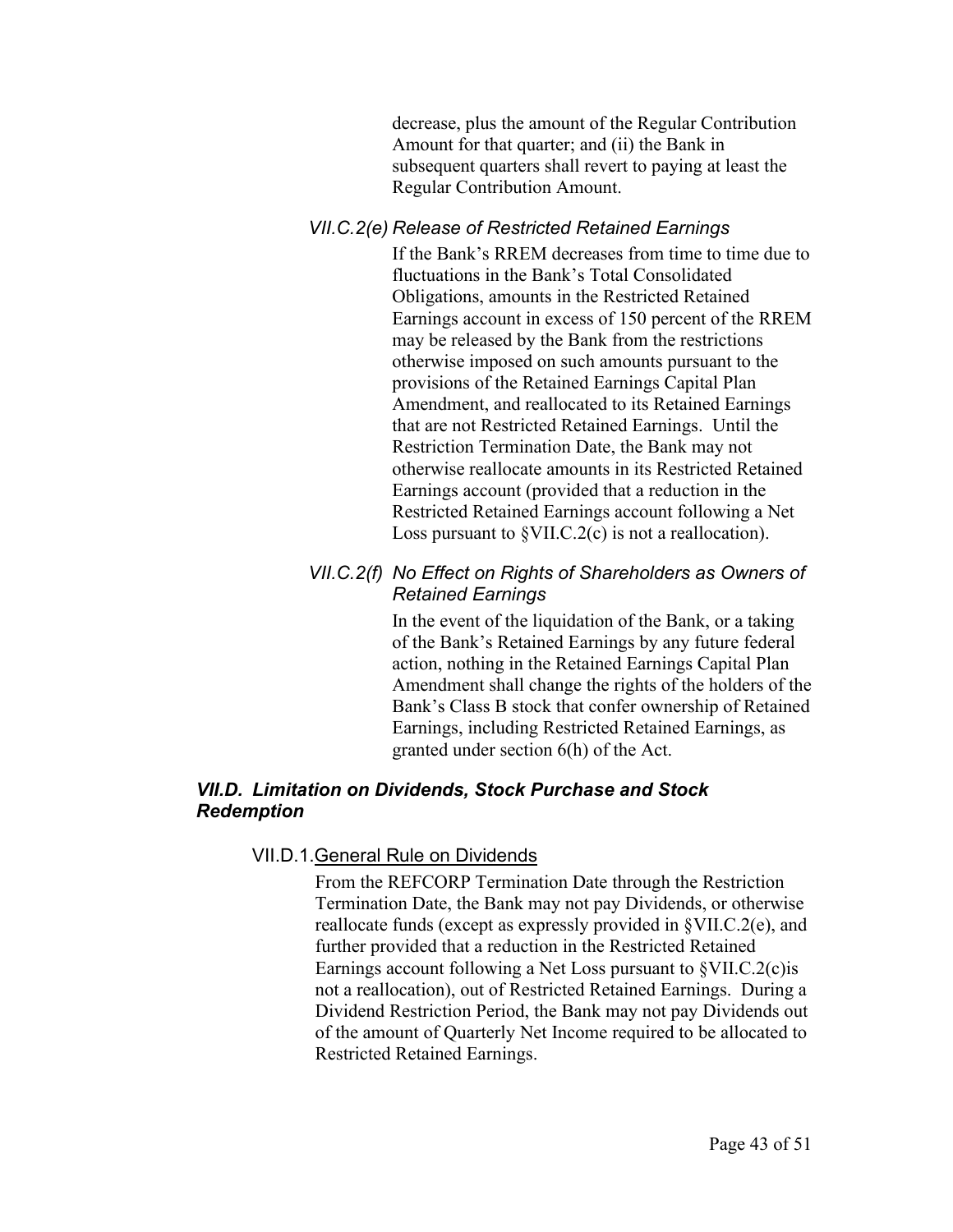decrease, plus the amount of the Regular Contribution Amount for that quarter; and (ii) the Bank in subsequent quarters shall revert to paying at least the Regular Contribution Amount.

#### *VII.C.2(e) Release of Restricted Retained Earnings*

If the Bank's RREM decreases from time to time due to fluctuations in the Bank's Total Consolidated Obligations, amounts in the Restricted Retained Earnings account in excess of 150 percent of the RREM may be released by the Bank from the restrictions otherwise imposed on such amounts pursuant to the provisions of the Retained Earnings Capital Plan Amendment, and reallocated to its Retained Earnings that are not Restricted Retained Earnings. Until the Restriction Termination Date, the Bank may not otherwise reallocate amounts in its Restricted Retained Earnings account (provided that a reduction in the Restricted Retained Earnings account following a Net Loss pursuant to §VII.C.2(c) is not a reallocation).

#### *VII.C.2(f) No Effect on Rights of Shareholders as Owners of Retained Earnings*

In the event of the liquidation of the Bank, or a taking of the Bank's Retained Earnings by any future federal action, nothing in the Retained Earnings Capital Plan Amendment shall change the rights of the holders of the Bank's Class B stock that confer ownership of Retained Earnings, including Restricted Retained Earnings, as granted under section 6(h) of the Act.

## ***VII.D. Limitation on Dividends, Stock Purchase and Stock Redemption***

### VII.D.1. General Rule on Dividends

From the REFCORP Termination Date through the Restriction Termination Date, the Bank may not pay Dividends, or otherwise reallocate funds (except as expressly provided in §VII.C.2(e), and further provided that a reduction in the Restricted Retained Earnings account following a Net Loss pursuant to §VII.C.2(c)is not a reallocation), out of Restricted Retained Earnings. During a Dividend Restriction Period, the Bank may not pay Dividends out of the amount of Quarterly Net Income required to be allocated to Restricted Retained Earnings.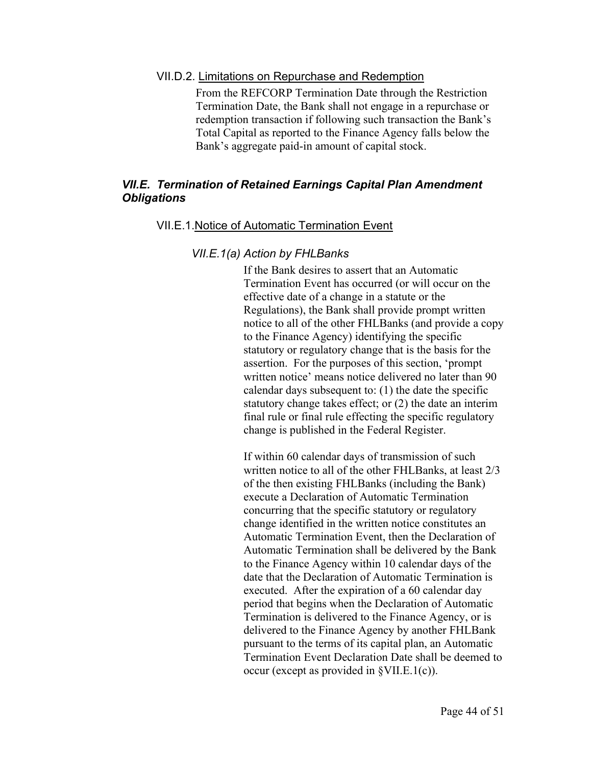### VII.D.2. Limitations on Repurchase and Redemption

From the REFCORP Termination Date through the Restriction Termination Date, the Bank shall not engage in a repurchase or redemption transaction if following such transaction the Bank's Total Capital as reported to the Finance Agency falls below the Bank's aggregate paid-in amount of capital stock.

## *VII.E. Termination of Retained Earnings Capital Plan Amendment Obligations*

### VII.E.1. Notice of Automatic Termination Event

#### *VII.E.1(a) Action by FHLBanks*

If the Bank desires to assert that an Automatic Termination Event has occurred (or will occur on the effective date of a change in a statute or the Regulations), the Bank shall provide prompt written notice to all of the other FHLBanks (and provide a copy to the Finance Agency) identifying the specific statutory or regulatory change that is the basis for the assertion. For the purposes of this section, 'prompt written notice' means notice delivered no later than 90 calendar days subsequent to: (1) the date the specific statutory change takes effect; or (2) the date an interim final rule or final rule effecting the specific regulatory change is published in the Federal Register.

If within 60 calendar days of transmission of such written notice to all of the other FHLBanks, at least 2/3 of the then existing FHLBanks (including the Bank) execute a Declaration of Automatic Termination concurring that the specific statutory or regulatory change identified in the written notice constitutes an Automatic Termination Event, then the Declaration of Automatic Termination shall be delivered by the Bank to the Finance Agency within 10 calendar days of the date that the Declaration of Automatic Termination is executed. After the expiration of a 60 calendar day period that begins when the Declaration of Automatic Termination is delivered to the Finance Agency, or is delivered to the Finance Agency by another FHLBank pursuant to the terms of its capital plan, an Automatic Termination Event Declaration Date shall be deemed to occur (except as provided in §VII.E.1(c)).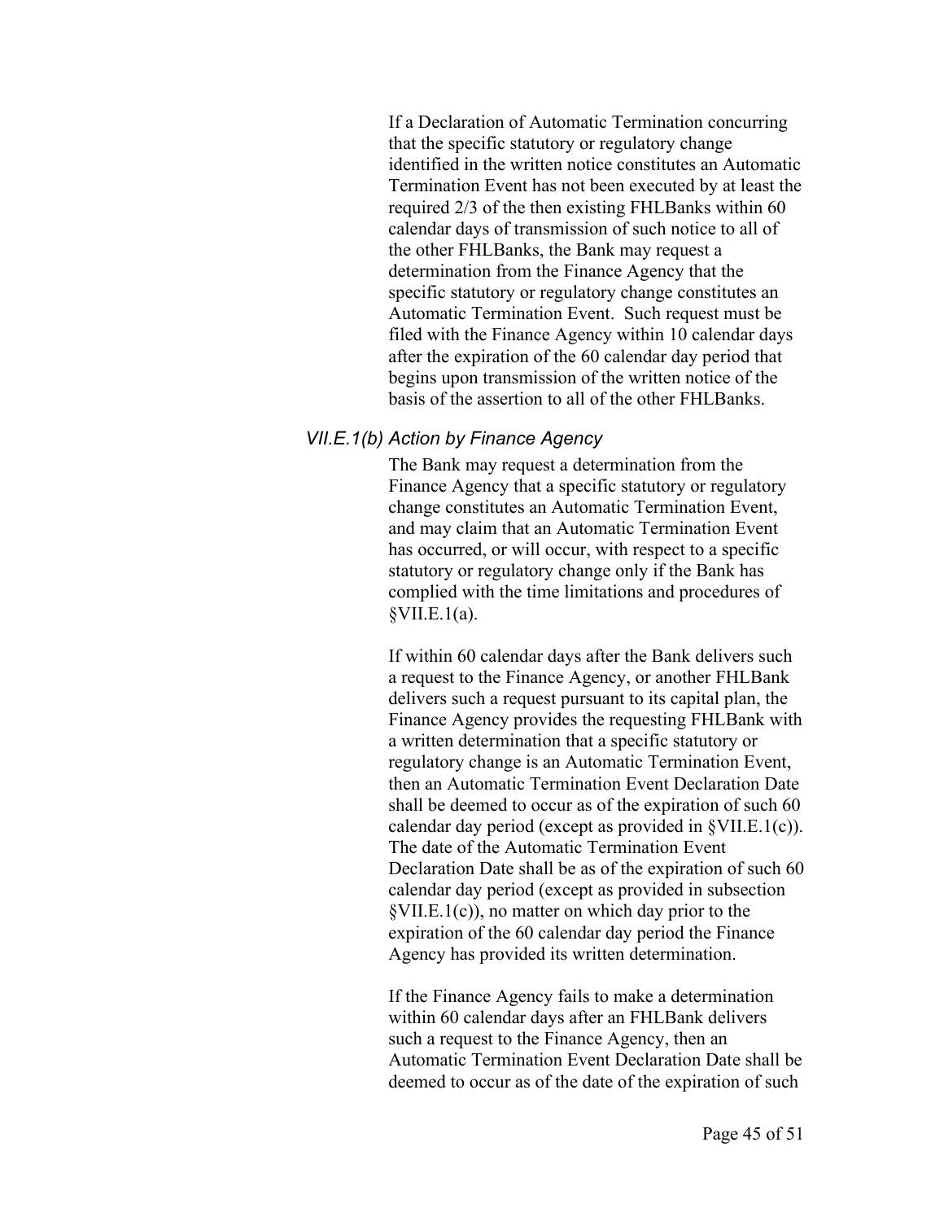If a Declaration of Automatic Termination concurring that the specific statutory or regulatory change identified in the written notice constitutes an Automatic Termination Event has not been executed by at least the required 2/3 of the then existing FHLBanks within 60 calendar days of transmission of such notice to all of the other FHLBanks, the Bank may request a determination from the Finance Agency that the specific statutory or regulatory change constitutes an Automatic Termination Event. Such request must be filed with the Finance Agency within 10 calendar days after the expiration of the 60 calendar day period that begins upon transmission of the written notice of the basis of the assertion to all of the other FHLBanks.

### *VII.E.1(b) Action by Finance Agency*

The Bank may request a determination from the Finance Agency that a specific statutory or regulatory change constitutes an Automatic Termination Event, and may claim that an Automatic Termination Event has occurred, or will occur, with respect to a specific statutory or regulatory change only if the Bank has complied with the time limitations and procedures of §VII.E.1(a).

If within 60 calendar days after the Bank delivers such a request to the Finance Agency, or another FHLBank delivers such a request pursuant to its capital plan, the Finance Agency provides the requesting FHLBank with a written determination that a specific statutory or regulatory change is an Automatic Termination Event, then an Automatic Termination Event Declaration Date shall be deemed to occur as of the expiration of such 60 calendar day period (except as provided in §VII.E.1(c)). The date of the Automatic Termination Event Declaration Date shall be as of the expiration of such 60 calendar day period (except as provided in subsection §VII.E.1(c)), no matter on which day prior to the expiration of the 60 calendar day period the Finance Agency has provided its written determination.

If the Finance Agency fails to make a determination within 60 calendar days after an FHLBank delivers such a request to the Finance Agency, then an Automatic Termination Event Declaration Date shall be deemed to occur as of the date of the expiration of such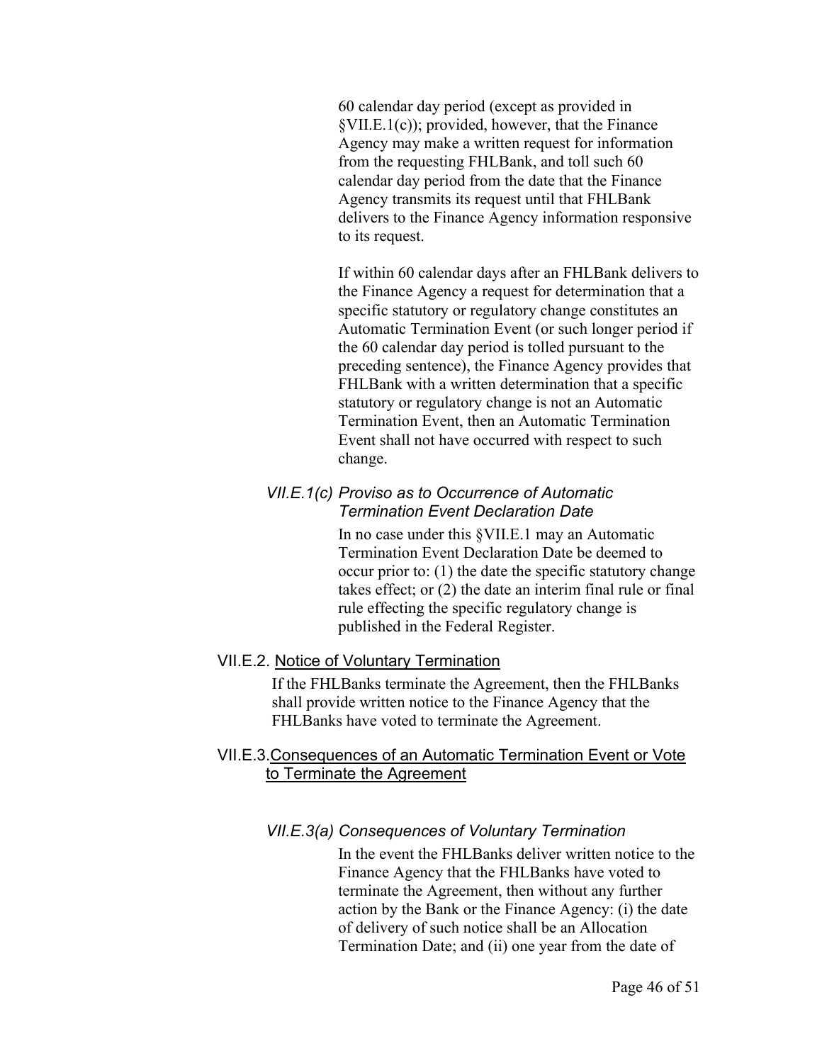60 calendar day period (except as provided in §VII.E.1(c)); provided, however, that the Finance Agency may make a written request for information from the requesting FHLBank, and toll such 60 calendar day period from the date that the Finance Agency transmits its request until that FHLBank delivers to the Finance Agency information responsive to its request.

If within 60 calendar days after an FHLBank delivers to the Finance Agency a request for determination that a specific statutory or regulatory change constitutes an Automatic Termination Event (or such longer period if the 60 calendar day period is tolled pursuant to the preceding sentence), the Finance Agency provides that FHLBank with a written determination that a specific statutory or regulatory change is not an Automatic Termination Event, then an Automatic Termination Event shall not have occurred with respect to such change.

#### *VII.E.1(c) Proviso as to Occurrence of Automatic Termination Event Declaration Date*

In no case under this §VII.E.1 may an Automatic Termination Event Declaration Date be deemed to occur prior to: (1) the date the specific statutory change takes effect; or (2) the date an interim final rule or final rule effecting the specific regulatory change is published in the Federal Register.

### VII.E.2. Notice of Voluntary Termination

If the FHLBanks terminate the Agreement, then the FHLBanks shall provide written notice to the Finance Agency that the FHLBanks have voted to terminate the Agreement.

### VII.E.3. Consequences of an Automatic Termination Event or Vote to Terminate the Agreement

#### *VII.E.3(a) Consequences of Voluntary Termination*

In the event the FHLBanks deliver written notice to the Finance Agency that the FHLBanks have voted to terminate the Agreement, then without any further action by the Bank or the Finance Agency: (i) the date of delivery of such notice shall be an Allocation Termination Date; and (ii) one year from the date of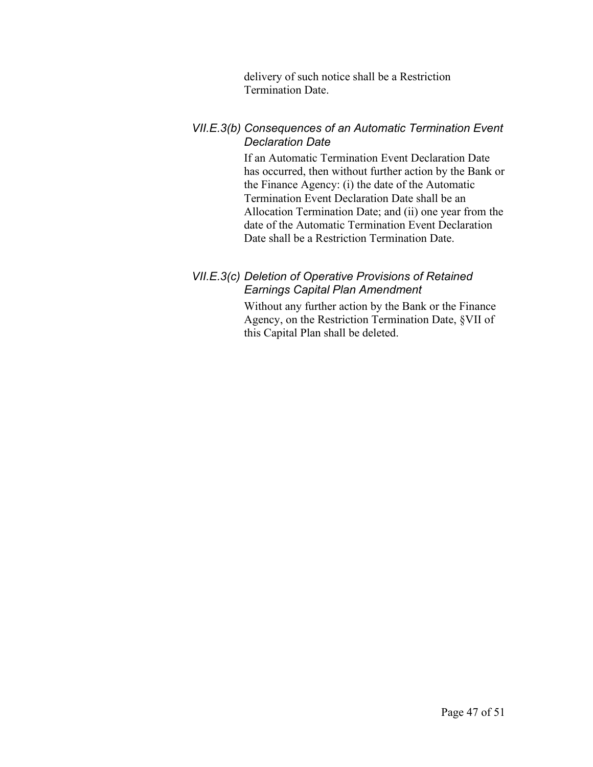delivery of such notice shall be a Restriction Termination Date.

##### *VII.E.3(b) Consequences of an Automatic Termination Event Declaration Date*

If an Automatic Termination Event Declaration Date has occurred, then without further action by the Bank or the Finance Agency: (i) the date of the Automatic Termination Event Declaration Date shall be an Allocation Termination Date; and (ii) one year from the date of the Automatic Termination Event Declaration Date shall be a Restriction Termination Date.

##### *VII.E.3(c) Deletion of Operative Provisions of Retained Earnings Capital Plan Amendment*

Without any further action by the Bank or the Finance Agency, on the Restriction Termination Date, §VII of this Capital Plan shall be deleted.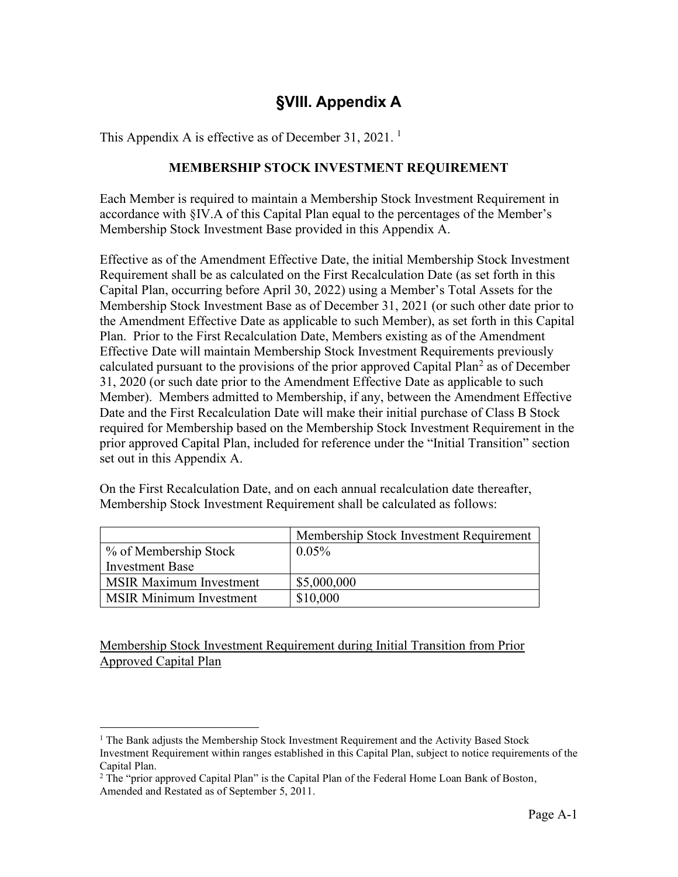# §VIII. Appendix A

This Appendix A is effective as of December 31, 2021. [1]

**MEMBERSHIP STOCK INVESTMENT REQUIREMENT**

Each Member is required to maintain a Membership Stock Investment Requirement in accordance with §IV.A of this Capital Plan equal to the percentages of the Member's Membership Stock Investment Base provided in this Appendix A.

Effective as of the Amendment Effective Date, the initial Membership Stock Investment Requirement shall be as calculated on the First Recalculation Date (as set forth in this Capital Plan, occurring before April 30, 2022) using a Member's Total Assets for the Membership Stock Investment Base as of December 31, 2021 (or such other date prior to the Amendment Effective Date as applicable to such Member), as set forth in this Capital Plan. Prior to the First Recalculation Date, Members existing as of the Amendment Effective Date will maintain Membership Stock Investment Requirements previously calculated pursuant to the provisions of the prior approved Capital Plan[2] as of December 31, 2020 (or such date prior to the Amendment Effective Date as applicable to such Member). Members admitted to Membership, if any, between the Amendment Effective Date and the First Recalculation Date will make their initial purchase of Class B Stock required for Membership based on the Membership Stock Investment Requirement in the prior approved Capital Plan, included for reference under the "Initial Transition" section set out in this Appendix A.

On the First Recalculation Date, and on each annual recalculation date thereafter, Membership Stock Investment Requirement shall be calculated as follows:

| | Membership Stock Investment Requirement |
|---|---|
| % of Membership Stock Investment Base | 0.05% |
| MSIR Maximum Investment | \$5,000,000 |
| MSIR Minimum Investment | \$10,000 |

<u>Membership Stock Investment Requirement during Initial Transition from Prior Approved Capital Plan</u>

[1] The Bank adjusts the Membership Stock Investment Requirement and the Activity Based Stock Investment Requirement within ranges established in this Capital Plan, subject to notice requirements of the Capital Plan.

[2] The "prior approved Capital Plan" is the Capital Plan of the Federal Home Loan Bank of Boston, Amended and Restated as of September 5, 2011.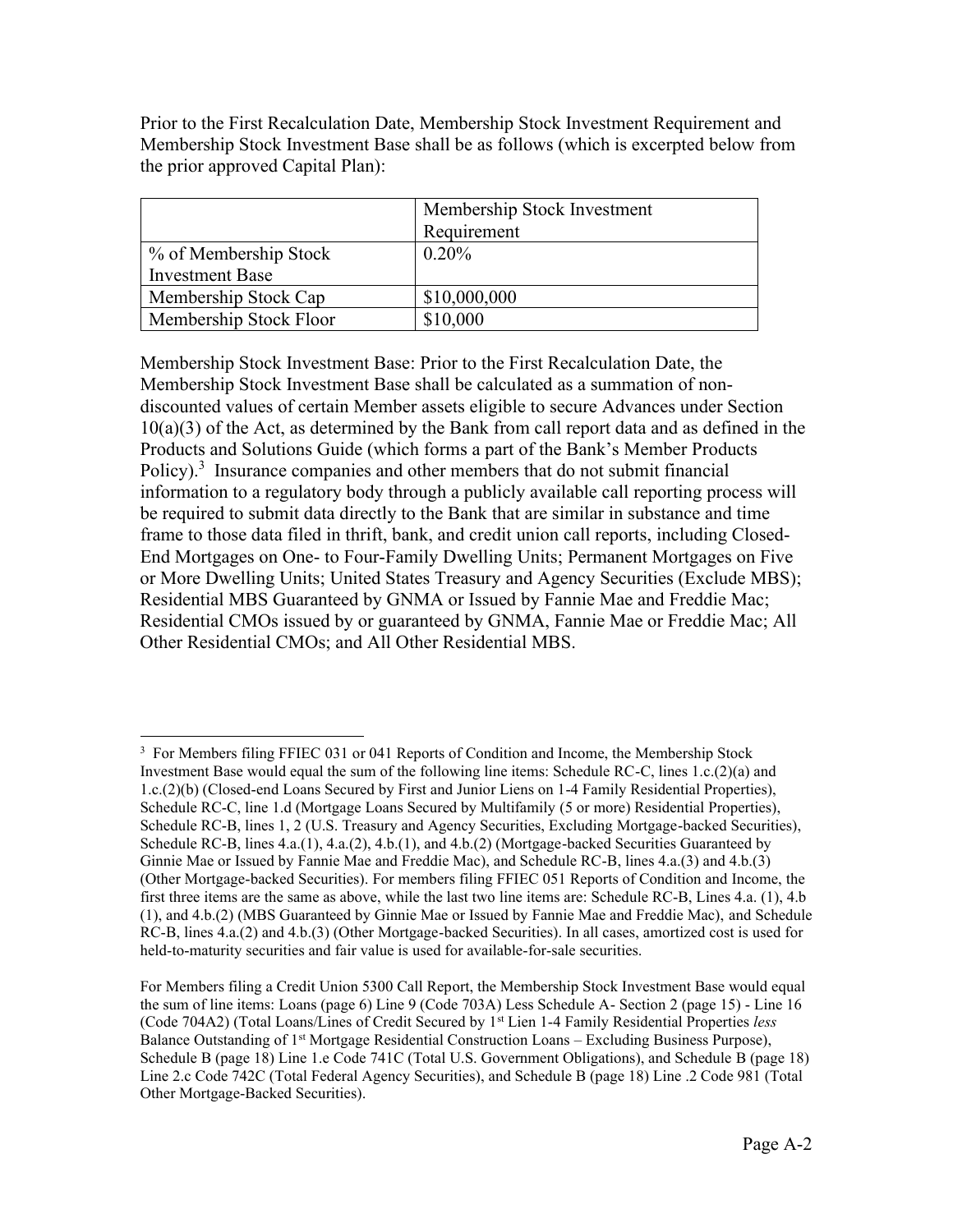Prior to the First Recalculation Date, Membership Stock Investment Requirement and Membership Stock Investment Base shall be as follows (which is excerpted below from the prior approved Capital Plan):

| | Membership Stock Investment Requirement |
|---|---|
| % of Membership Stock Investment Base | 0.20% |
| Membership Stock Cap | \$10,000,000 |
| Membership Stock Floor | \$10,000 |

Membership Stock Investment Base: Prior to the First Recalculation Date, the Membership Stock Investment Base shall be calculated as a summation of non-discounted values of certain Member assets eligible to secure Advances under Section 10(a)(3) of the Act, as determined by the Bank from call report data and as defined in the Products and Solutions Guide (which forms a part of the Bank's Member Products Policy).[3] Insurance companies and other members that do not submit financial information to a regulatory body through a publicly available call reporting process will be required to submit data directly to the Bank that are similar in substance and time frame to those data filed in thrift, bank, and credit union call reports, including Closed-End Mortgages on One- to Four-Family Dwelling Units; Permanent Mortgages on Five or More Dwelling Units; United States Treasury and Agency Securities (Exclude MBS); Residential MBS Guaranteed by GNMA or Issued by Fannie Mae and Freddie Mac; Residential CMOs issued by or guaranteed by GNMA, Fannie Mae or Freddie Mac; All Other Residential CMOs; and All Other Residential MBS.

---

[3] For Members filing FFIEC 031 or 041 Reports of Condition and Income, the Membership Stock Investment Base would equal the sum of the following line items: Schedule RC-C, lines 1.c.(2)(a) and 1.c.(2)(b) (Closed-end Loans Secured by First and Junior Liens on 1-4 Family Residential Properties), Schedule RC-C, line 1.d (Mortgage Loans Secured by Multifamily (5 or more) Residential Properties), Schedule RC-B, lines 1, 2 (U.S. Treasury and Agency Securities, Excluding Mortgage-backed Securities), Schedule RC-B, lines 4.a.(1), 4.a.(2), 4.b.(1), and 4.b.(2) (Mortgage-backed Securities Guaranteed by Ginnie Mae or Issued by Fannie Mae and Freddie Mac), and Schedule RC-B, lines 4.a.(3) and 4.b.(3) (Other Mortgage-backed Securities). For members filing FFIEC 051 Reports of Condition and Income, the first three items are the same as above, while the last two line items are: Schedule RC-B, Lines 4.a. (1), 4.b (1), and 4.b.(2) (MBS Guaranteed by Ginnie Mae or Issued by Fannie Mae and Freddie Mac), and Schedule RC-B, lines 4.a.(2) and 4.b.(3) (Other Mortgage-backed Securities). In all cases, amortized cost is used for held-to-maturity securities and fair value is used for available-for-sale securities.

For Members filing a Credit Union 5300 Call Report, the Membership Stock Investment Base would equal the sum of line items: Loans (page 6) Line 9 (Code 703A) Less Schedule A- Section 2 (page 15) - Line 16 (Code 704A2) (Total Loans/Lines of Credit Secured by 1st Lien 1-4 Family Residential Properties *less* Balance Outstanding of 1st Mortgage Residential Construction Loans – Excluding Business Purpose), Schedule B (page 18) Line 1.e Code 741C (Total U.S. Government Obligations), and Schedule B (page 18) Line 2.c Code 742C (Total Federal Agency Securities), and Schedule B (page 18) Line .2 Code 981 (Total Other Mortgage-Backed Securities).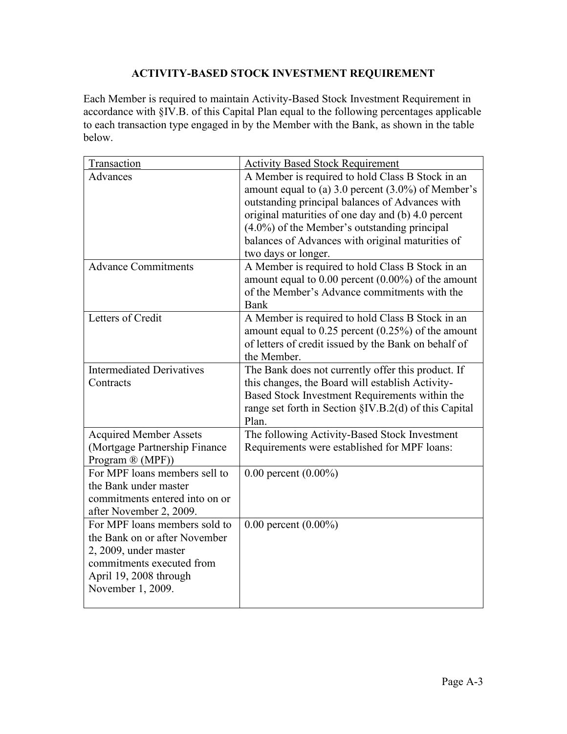## ACTIVITY-BASED STOCK INVESTMENT REQUIREMENT

Each Member is required to maintain Activity-Based Stock Investment Requirement in accordance with §IV.B. of this Capital Plan equal to the following percentages applicable to each transaction type engaged in by the Member with the Bank, as shown in the table below.

| Transaction | Activity Based Stock Requirement |
|---|---|
| Advances | A Member is required to hold Class B Stock in an amount equal to (a) 3.0 percent (3.0%) of Member's outstanding principal balances of Advances with original maturities of one day and (b) 4.0 percent (4.0%) of the Member's outstanding principal balances of Advances with original maturities of two days or longer. |
| Advance Commitments | A Member is required to hold Class B Stock in an amount equal to 0.00 percent (0.00%) of the amount of the Member's Advance commitments with the Bank |
| Letters of Credit | A Member is required to hold Class B Stock in an amount equal to 0.25 percent (0.25%) of the amount of letters of credit issued by the Bank on behalf of the Member. |
| Intermediated Derivatives Contracts | The Bank does not currently offer this product. If this changes, the Board will establish Activity-Based Stock Investment Requirements within the range set forth in Section §IV.B.2(d) of this Capital Plan. |
| Acquired Member Assets (Mortgage Partnership Finance Program ® (MPF)) | The following Activity-Based Stock Investment Requirements were established for MPF loans: |
| For MPF loans members sell to the Bank under master commitments entered into on or after November 2, 2009. | 0.00 percent (0.00%) |
| For MPF loans members sold to the Bank on or after November 2, 2009, under master commitments executed from April 19, 2008 through November 1, 2009. | 0.00 percent (0.00%) |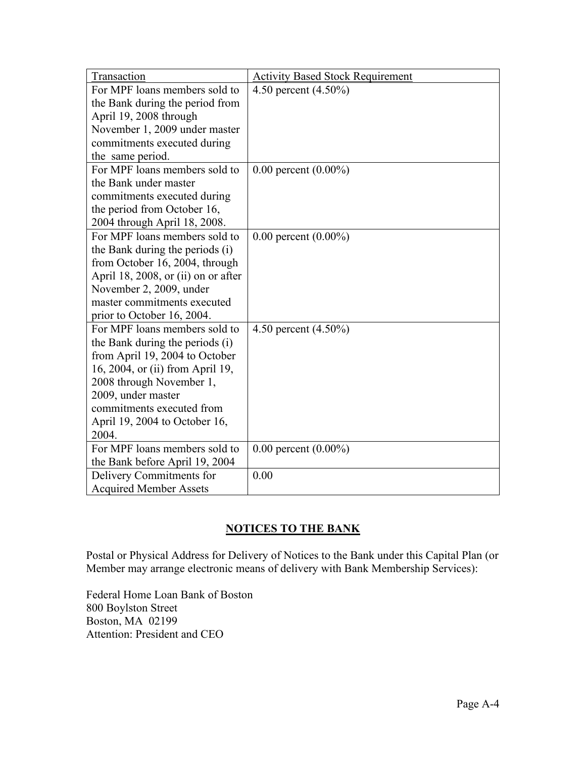| Transaction | Activity Based Stock Requirement |
|---|---|
| For MPF loans members sold to the Bank during the period from April 19, 2008 through November 1, 2009 under master commitments executed during the same period. | 4.50 percent (4.50%) |
| For MPF loans members sold to the Bank under master commitments executed during the period from October 16, 2004 through April 18, 2008. | 0.00 percent (0.00%) |
| For MPF loans members sold to the Bank during the periods (i) from October 16, 2004, through April 18, 2008, or (ii) on or after November 2, 2009, under master commitments executed prior to October 16, 2004. | 0.00 percent (0.00%) |
| For MPF loans members sold to the Bank during the periods (i) from April 19, 2004 to October 16, 2004, or (ii) from April 19, 2008 through November 1, 2009, under master commitments executed from April 19, 2004 to October 16, 2004. | 4.50 percent (4.50%) |
| For MPF loans members sold to the Bank before April 19, 2004 | 0.00 percent (0.00%) |
| Delivery Commitments for Acquired Member Assets | 0.00 |

## NOTICES TO THE BANK

Postal or Physical Address for Delivery of Notices to the Bank under this Capital Plan (or Member may arrange electronic means of delivery with Bank Membership Services):

Federal Home Loan Bank of Boston
800 Boylston Street
Boston, MA 02199
Attention: President and CEO